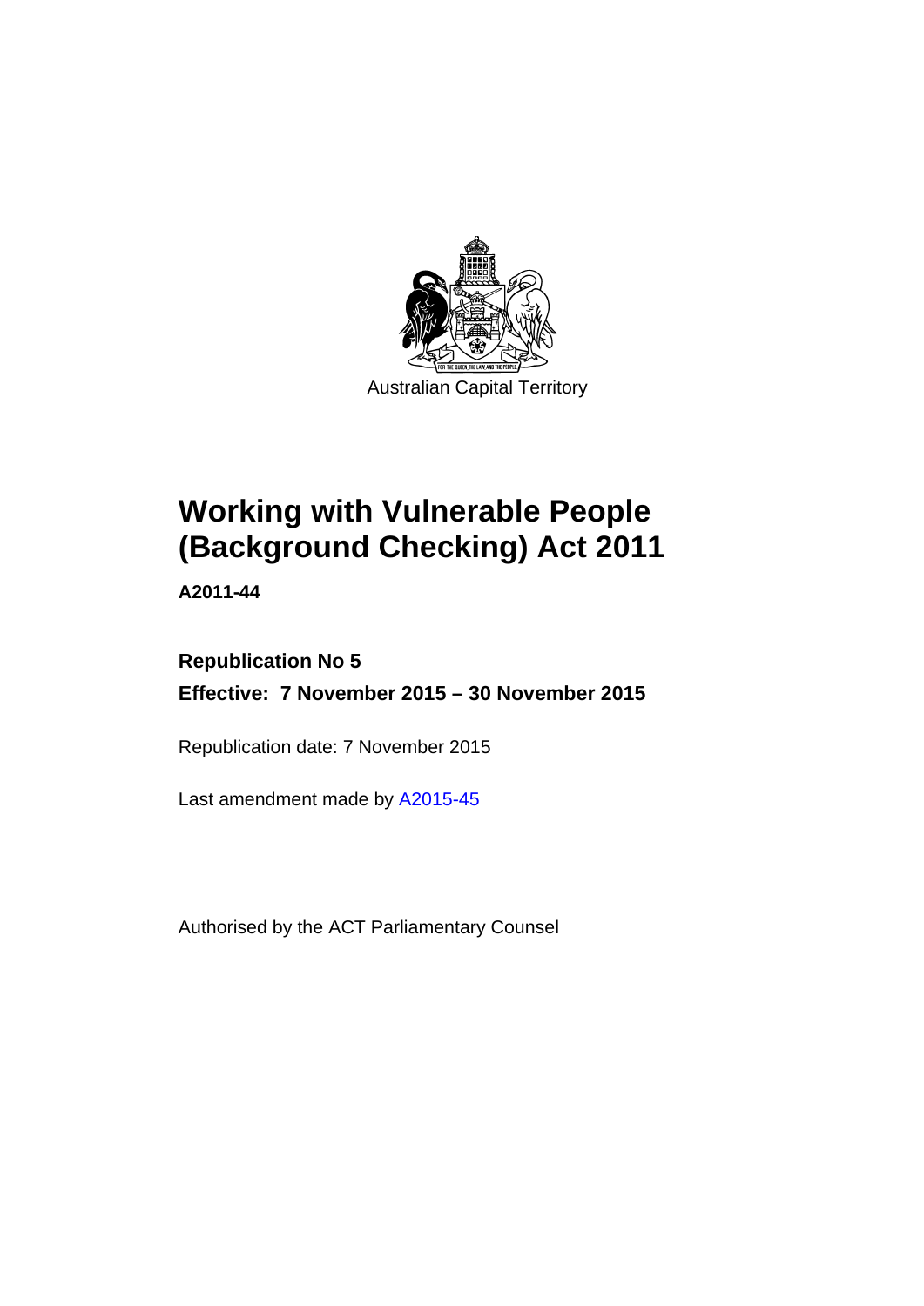Australian Capital Territory

# Working with Vulnerable People (Background Checking) Act 2011

**A2011-44**

**Republication No 5**

**Effective: 7 November 2015 – 30 November 2015**

Republication date: 7 November 2015

Last amendment made by A2015-45

Authorised by the ACT Parliamentary Counsel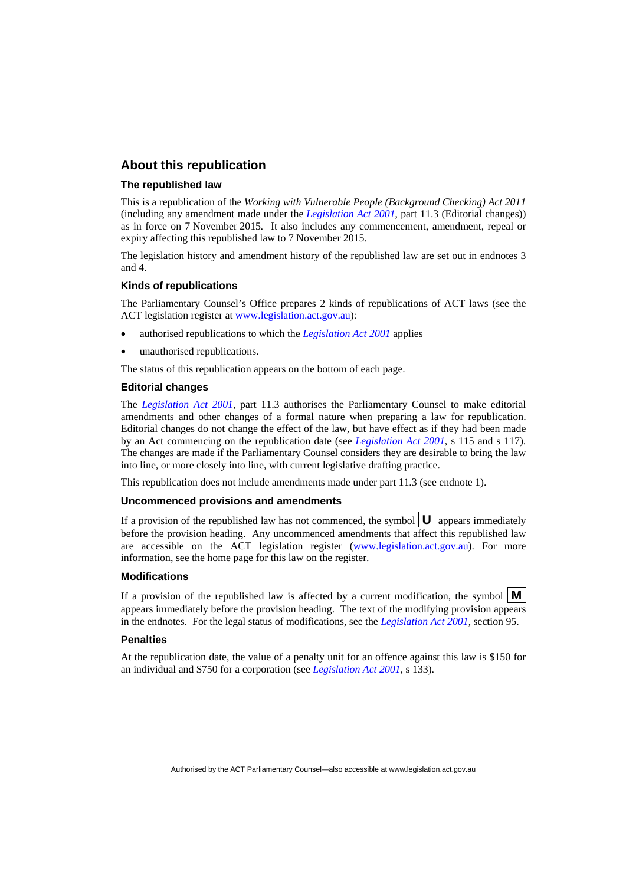## About this republication

### The republished law

This is a republication of the *Working with Vulnerable People (Background Checking) Act 2011* (including any amendment made under the *Legislation Act 2001*, part 11.3 (Editorial changes)) as in force on 7 November 2015. It also includes any commencement, amendment, repeal or expiry affecting this republished law to 7 November 2015.

The legislation history and amendment history of the republished law are set out in endnotes 3 and 4.

### Kinds of republications

The Parliamentary Counsel's Office prepares 2 kinds of republications of ACT laws (see the ACT legislation register at www.legislation.act.gov.au):

- authorised republications to which the *Legislation Act 2001* applies
- unauthorised republications.

The status of this republication appears on the bottom of each page.

### Editorial changes

The *Legislation Act 2001*, part 11.3 authorises the Parliamentary Counsel to make editorial amendments and other changes of a formal nature when preparing a law for republication. Editorial changes do not change the effect of the law, but have effect as if they had been made by an Act commencing on the republication date (see *Legislation Act 2001*, s 115 and s 117). The changes are made if the Parliamentary Counsel considers they are desirable to bring the law into line, or more closely into line, with current legislative drafting practice.

This republication does not include amendments made under part 11.3 (see endnote 1).

### Uncommenced provisions and amendments

If a provision of the republished law has not commenced, the symbol **U** appears immediately before the provision heading. Any uncommenced amendments that affect this republished law are accessible on the ACT legislation register (www.legislation.act.gov.au). For more information, see the home page for this law on the register.

### Modifications

If a provision of the republished law is affected by a current modification, the symbol **M** appears immediately before the provision heading. The text of the modifying provision appears in the endnotes. For the legal status of modifications, see the *Legislation Act 2001*, section 95.

### Penalties

At the republication date, the value of a penalty unit for an offence against this law is $150 for an individual and $750 for a corporation (see *Legislation Act 2001*, s 133).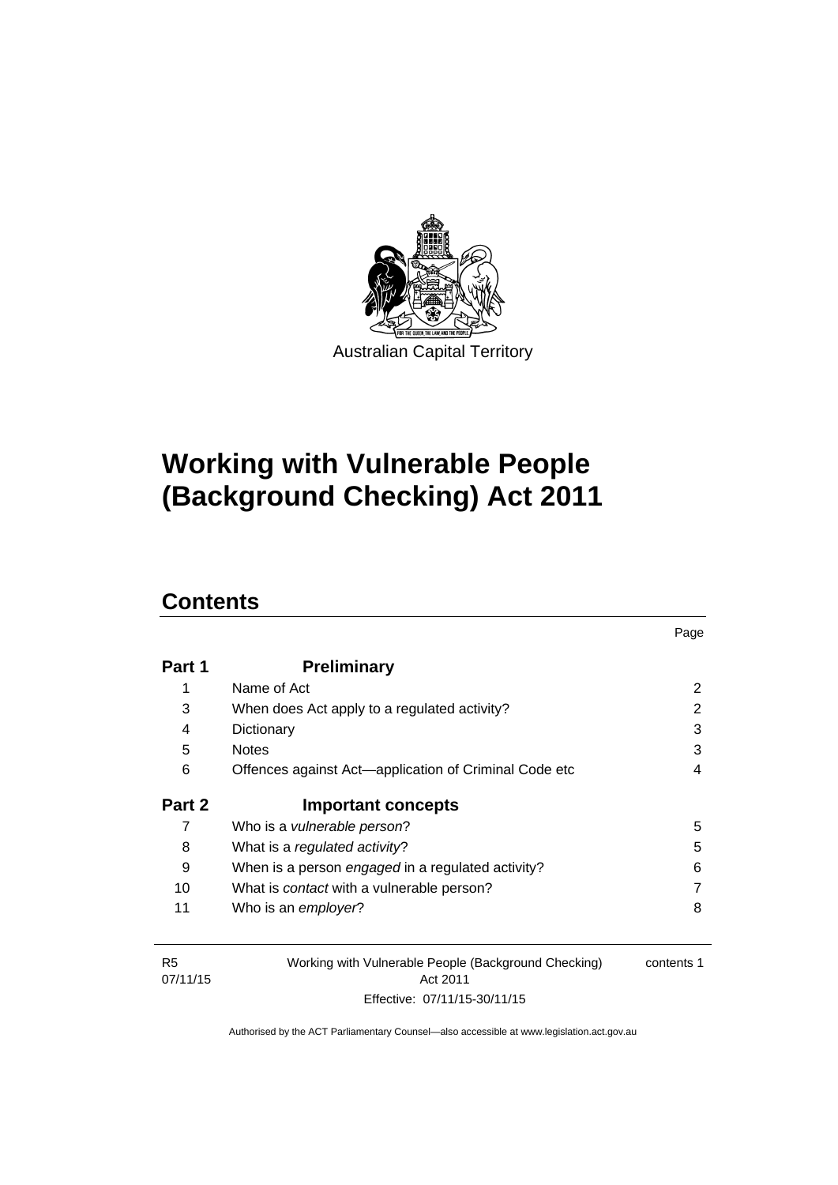Australian Capital Territory

# Working with Vulnerable People (Background Checking) Act 2011

## Contents

| | | Page |
|---|---|---|
| **Part 1** | **Preliminary** | |
| 1 | Name of Act | 2 |
| 3 | When does Act apply to a regulated activity? | 2 |
| 4 | Dictionary | 3 |
| 5 | Notes | 3 |
| 6 | Offences against Act—application of Criminal Code etc | 4 |
| **Part 2** | **Important concepts** | |
| 7 | Who is a *vulnerable person*? | 5 |
| 8 | What is a *regulated activity*? | 5 |
| 9 | When is a person *engaged* in a regulated activity? | 6 |
| 10 | What is *contact* with a vulnerable person? | 7 |
| 11 | Who is an *employer*? | 8 |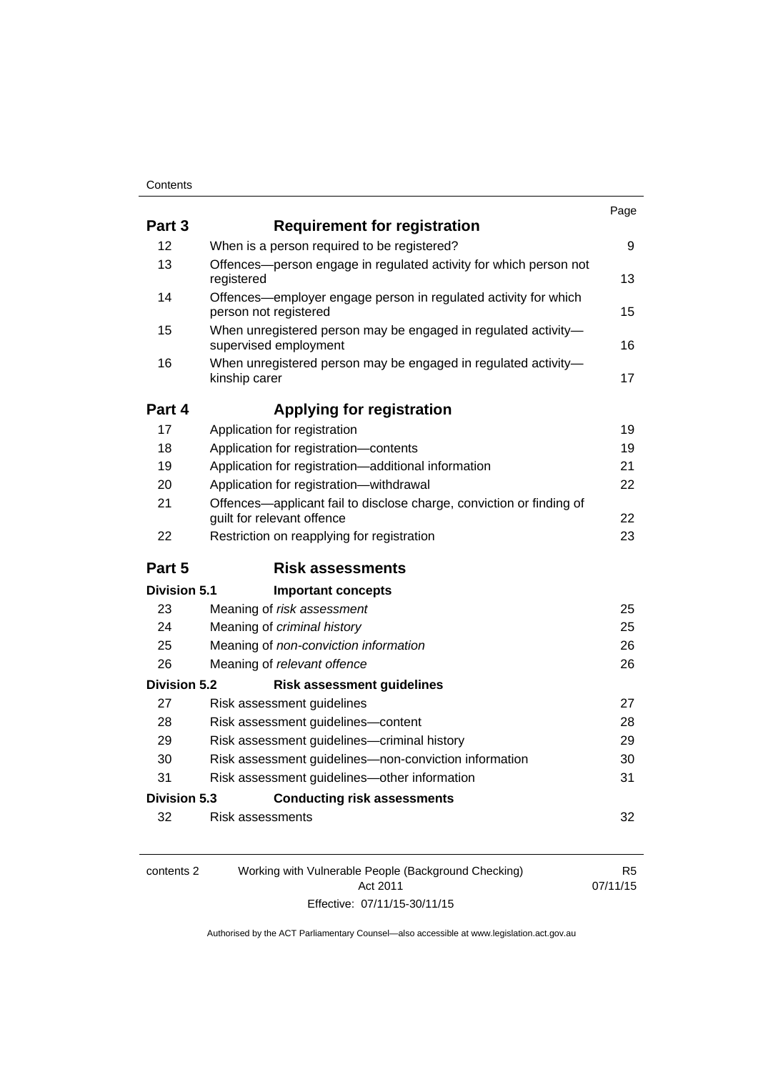| | | Page |
|---|---|---|
| **Part 3** | **Requirement for registration** | |
| 12 | When is a person required to be registered? | 9 |
| 13 | Offences—person engage in regulated activity for which person not registered | 13 |
| 14 | Offences—employer engage person in regulated activity for which person not registered | 15 |
| 15 | When unregistered person may be engaged in regulated activity—supervised employment | 16 |
| 16 | When unregistered person may be engaged in regulated activity—kinship carer | 17 |
| **Part 4** | **Applying for registration** | |
| 17 | Application for registration | 19 |
| 18 | Application for registration—contents | 19 |
| 19 | Application for registration—additional information | 21 |
| 20 | Application for registration—withdrawal | 22 |
| 21 | Offences—applicant fail to disclose charge, conviction or finding of guilt for relevant offence | 22 |
| 22 | Restriction on reapplying for registration | 23 |
| **Part 5** | **Risk assessments** | |
| **Division 5.1** | **Important concepts** | |
| 23 | Meaning of *risk assessment* | 25 |
| 24 | Meaning of *criminal history* | 25 |
| 25 | Meaning of *non-conviction information* | 26 |
| 26 | Meaning of *relevant offence* | 26 |
| **Division 5.2** | **Risk assessment guidelines** | |
| 27 | Risk assessment guidelines | 27 |
| 28 | Risk assessment guidelines—content | 28 |
| 29 | Risk assessment guidelines—criminal history | 29 |
| 30 | Risk assessment guidelines—non-conviction information | 30 |
| 31 | Risk assessment guidelines—other information | 31 |
| **Division 5.3** | **Conducting risk assessments** | |
| 32 | Risk assessments | 32 |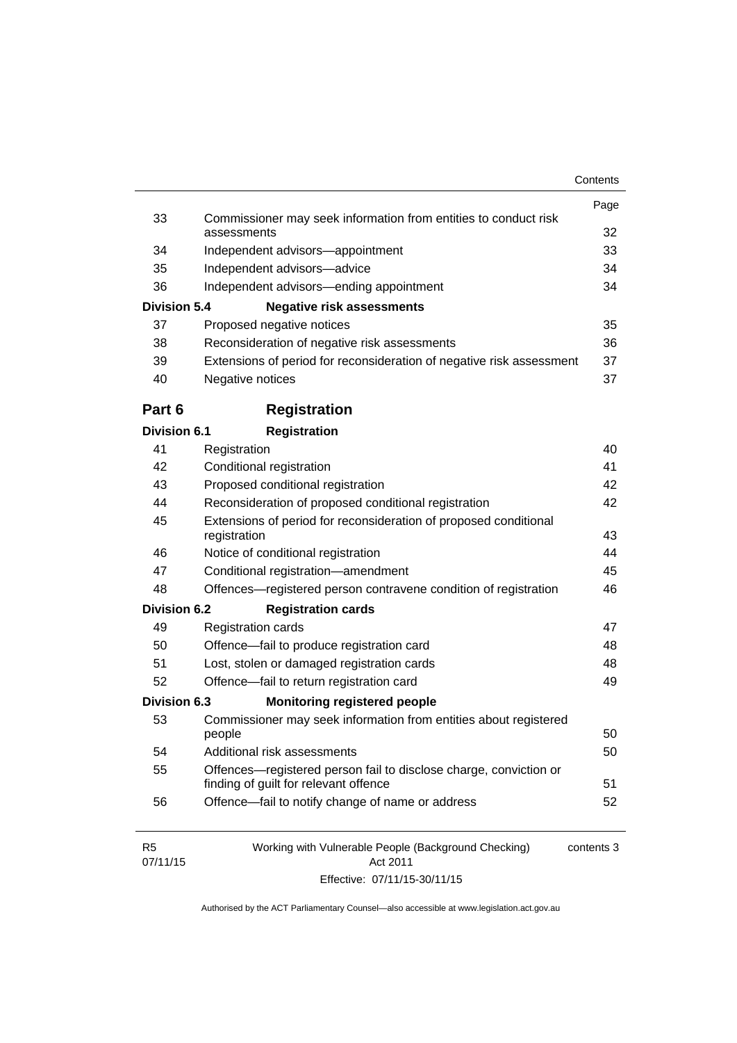| | | Page |
|---|---|---|
| 33 | Commissioner may seek information from entities to conduct risk assessments | 32 |
| 34 | Independent advisors—appointment | 33 |
| 35 | Independent advisors—advice | 34 |
| 36 | Independent advisors—ending appointment | 34 |
| **Division 5.4** | **Negative risk assessments** | |
| 37 | Proposed negative notices | 35 |
| 38 | Reconsideration of negative risk assessments | 36 |
| 39 | Extensions of period for reconsideration of negative risk assessment | 37 |
| 40 | Negative notices | 37 |

## Part 6 Registration

| | | |
|---|---|---|
| **Division 6.1** | **Registration** | |
| 41 | Registration | 40 |
| 42 | Conditional registration | 41 |
| 43 | Proposed conditional registration | 42 |
| 44 | Reconsideration of proposed conditional registration | 42 |
| 45 | Extensions of period for reconsideration of proposed conditional registration | 43 |
| 46 | Notice of conditional registration | 44 |
| 47 | Conditional registration—amendment | 45 |
| 48 | Offences—registered person contravene condition of registration | 46 |
| **Division 6.2** | **Registration cards** | |
| 49 | Registration cards | 47 |
| 50 | Offence—fail to produce registration card | 48 |
| 51 | Lost, stolen or damaged registration cards | 48 |
| 52 | Offence—fail to return registration card | 49 |
| **Division 6.3** | **Monitoring registered people** | |
| 53 | Commissioner may seek information from entities about registered people | 50 |
| 54 | Additional risk assessments | 50 |
| 55 | Offences—registered person fail to disclose charge, conviction or finding of guilt for relevant offence | 51 |
| 56 | Offence—fail to notify change of name or address | 52 |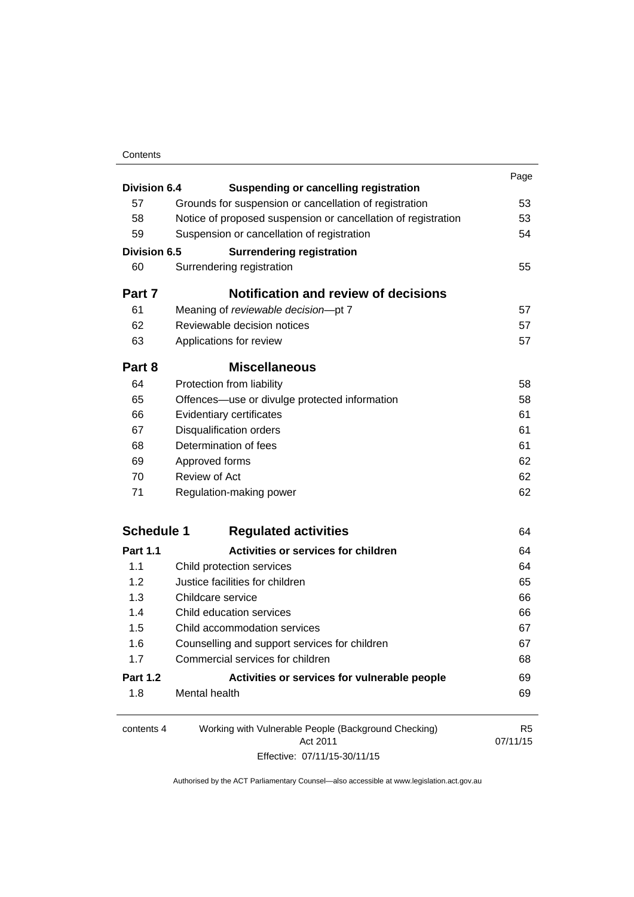| | | Page |
|---|---|---|
| **Division 6.4** | **Suspending or cancelling registration** | |
| 57 | Grounds for suspension or cancellation of registration | 53 |
| 58 | Notice of proposed suspension or cancellation of registration | 53 |
| 59 | Suspension or cancellation of registration | 54 |
| **Division 6.5** | **Surrendering registration** | |
| 60 | Surrendering registration | 55 |
| **Part 7** | **Notification and review of decisions** | |
| 61 | Meaning of *reviewable decision*—pt 7 | 57 |
| 62 | Reviewable decision notices | 57 |
| 63 | Applications for review | 57 |
| **Part 8** | **Miscellaneous** | |
| 64 | Protection from liability | 58 |
| 65 | Offences—use or divulge protected information | 58 |
| 66 | Evidentiary certificates | 61 |
| 67 | Disqualification orders | 61 |
| 68 | Determination of fees | 61 |
| 69 | Approved forms | 62 |
| 70 | Review of Act | 62 |
| 71 | Regulation-making power | 62 |
| **Schedule 1** | **Regulated activities** | 64 |
| **Part 1.1** | **Activities or services for children** | 64 |
| 1.1 | Child protection services | 64 |
| 1.2 | Justice facilities for children | 65 |
| 1.3 | Childcare service | 66 |
| 1.4 | Child education services | 66 |
| 1.5 | Child accommodation services | 67 |
| 1.6 | Counselling and support services for children | 67 |
| 1.7 | Commercial services for children | 68 |
| **Part 1.2** | **Activities or services for vulnerable people** | 69 |
| 1.8 | Mental health | 69 |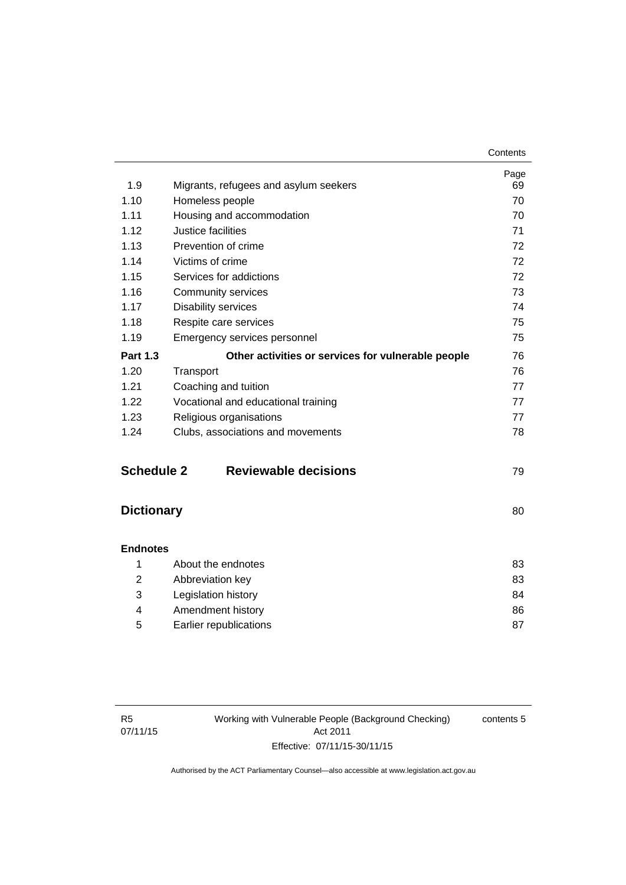| | | Page |
|---|---|---|
| 1.9 | Migrants, refugees and asylum seekers | 69 |
| 1.10 | Homeless people | 70 |
| 1.11 | Housing and accommodation | 70 |
| 1.12 | Justice facilities | 71 |
| 1.13 | Prevention of crime | 72 |
| 1.14 | Victims of crime | 72 |
| 1.15 | Services for addictions | 72 |
| 1.16 | Community services | 73 |
| 1.17 | Disability services | 74 |
| 1.18 | Respite care services | 75 |
| 1.19 | Emergency services personnel | 75 |
| **Part 1.3** | **Other activities or services for vulnerable people** | 76 |
| 1.20 | Transport | 76 |
| 1.21 | Coaching and tuition | 77 |
| 1.22 | Vocational and educational training | 77 |
| 1.23 | Religious organisations | 77 |
| 1.24 | Clubs, associations and movements | 78 |

## Schedule 2 Reviewable decisions 79

## Dictionary 80

**Endnotes**

| | | |
|---|---|---|
| 1 | About the endnotes | 83 |
| 2 | Abbreviation key | 83 |
| 3 | Legislation history | 84 |
| 4 | Amendment history | 86 |
| 5 | Earlier republications | 87 |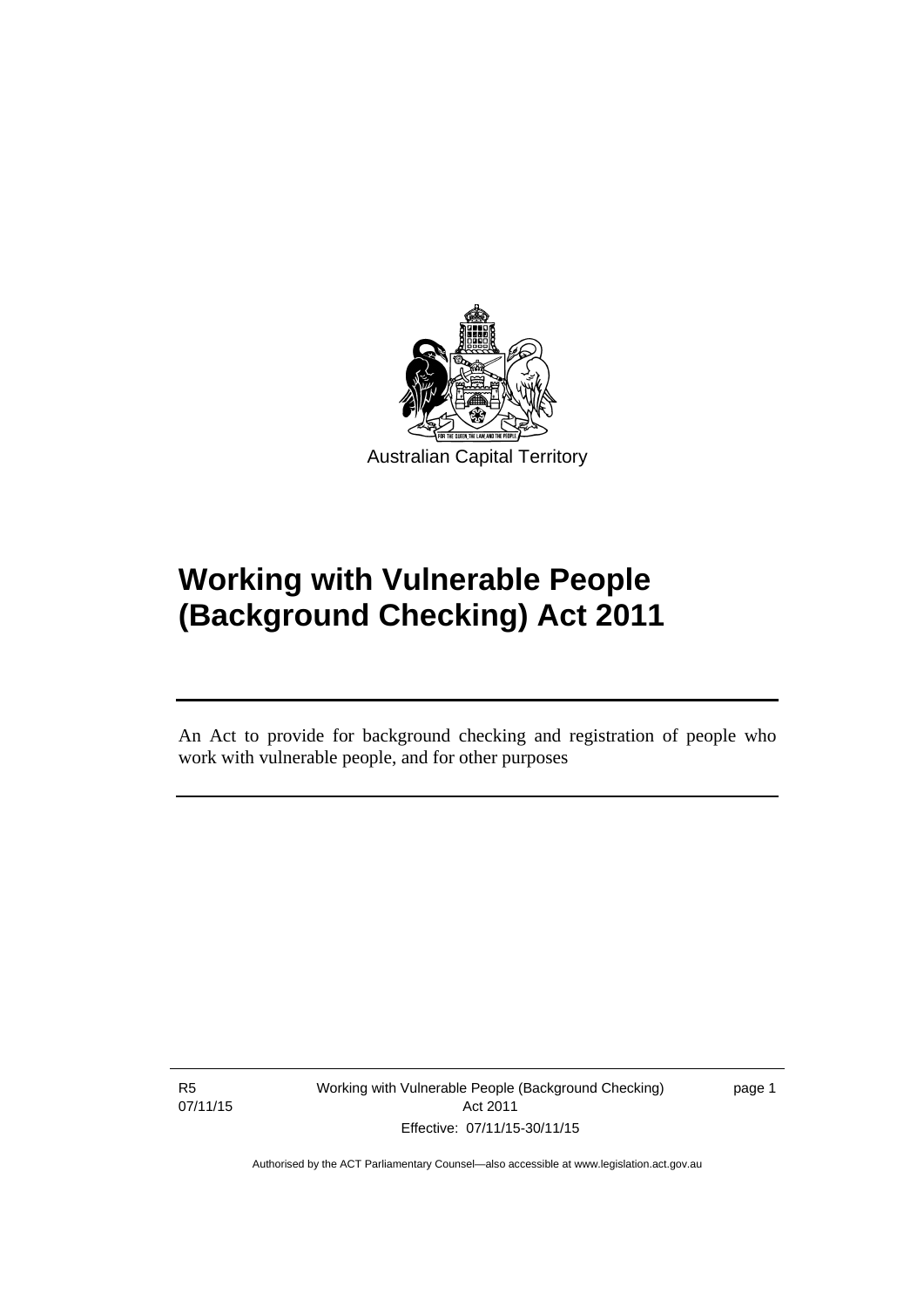Australian Capital Territory

# Working with Vulnerable People (Background Checking) Act 2011

An Act to provide for background checking and registration of people who work with vulnerable people, and for other purposes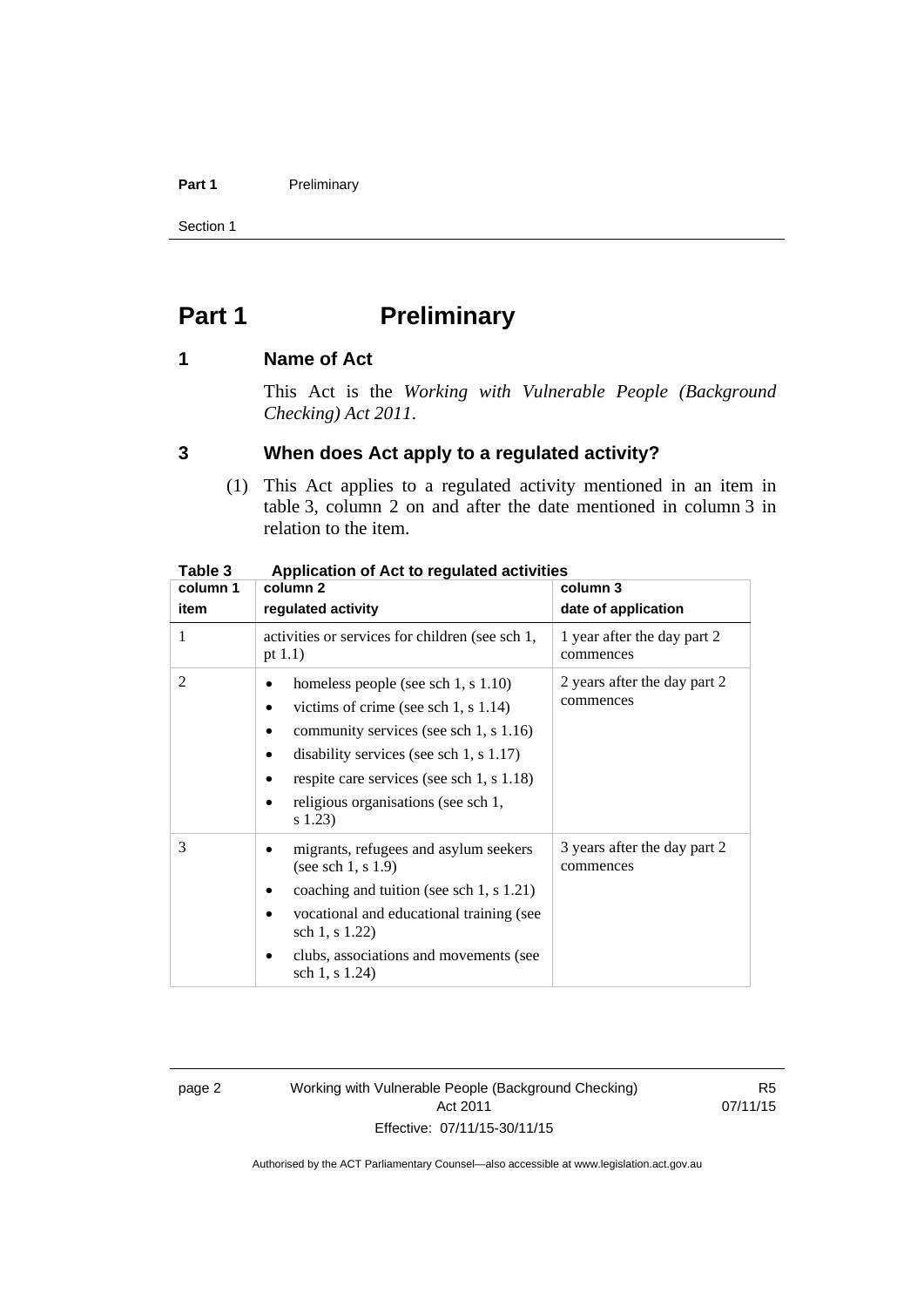# Part 1 Preliminary

## 1 Name of Act

This Act is the *Working with Vulnerable People (Background Checking) Act 2011*.

## 3 When does Act apply to a regulated activity?

(1) This Act applies to a regulated activity mentioned in an item in table 3, column 2 on and after the date mentioned in column 3 in relation to the item.

**Table 3 Application of Act to regulated activities**

| column 1 item | column 2 regulated activity | column 3 date of application |
|---|---|---|
| 1 | activities or services for children (see sch 1, pt 1.1) | 1 year after the day part 2 commences |
| 2 | • homeless people (see sch 1, s 1.10)<br>• victims of crime (see sch 1, s 1.14)<br>• community services (see sch 1, s 1.16)<br>• disability services (see sch 1, s 1.17)<br>• respite care services (see sch 1, s 1.18)<br>• religious organisations (see sch 1, s 1.23) | 2 years after the day part 2 commences |
| 3 | • migrants, refugees and asylum seekers (see sch 1, s 1.9)<br>• coaching and tuition (see sch 1, s 1.21)<br>• vocational and educational training (see sch 1, s 1.22)<br>• clubs, associations and movements (see sch 1, s 1.24) | 3 years after the day part 2 commences |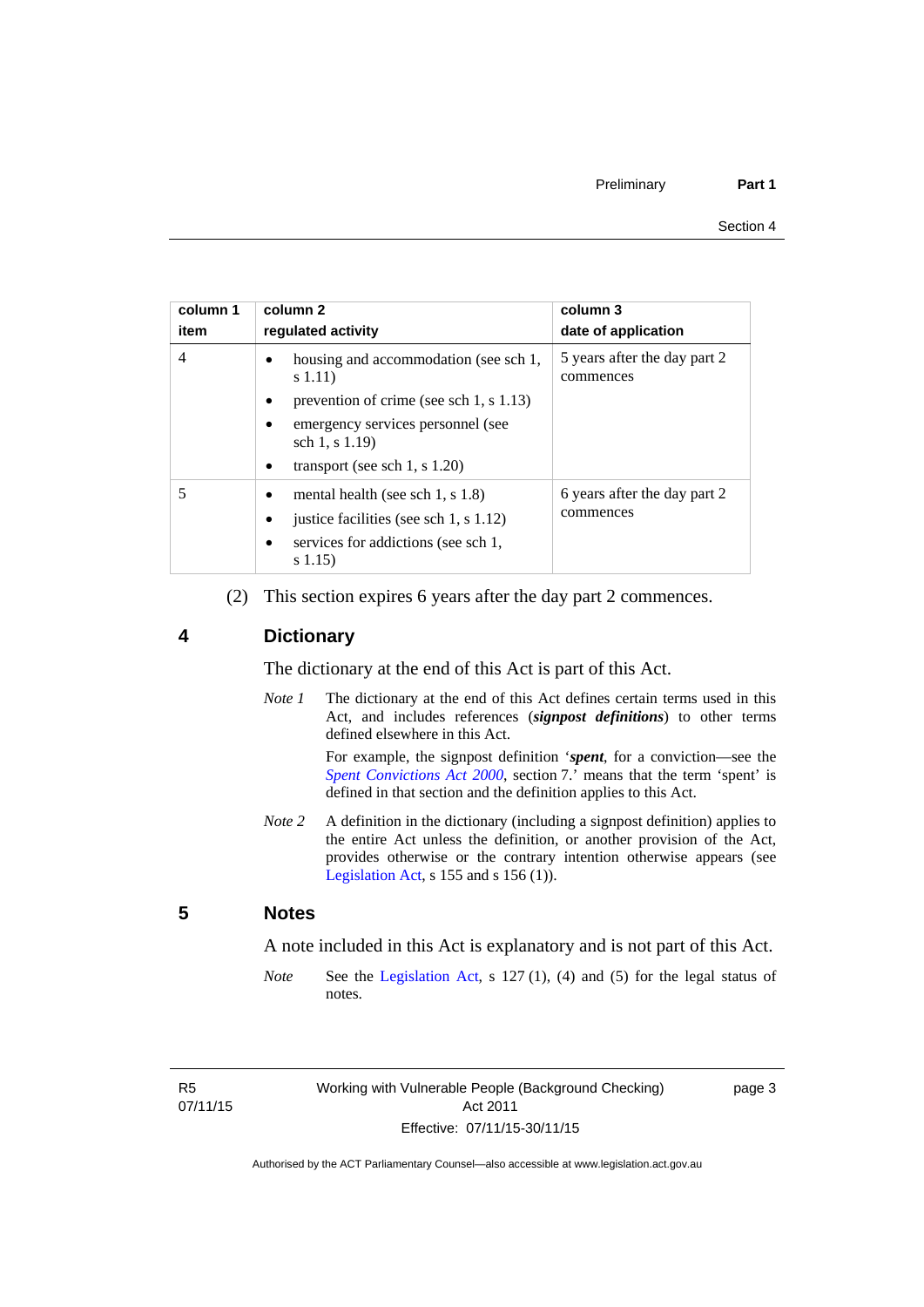| column 1 item | column 2 regulated activity | column 3 date of application |
|---|---|---|
| 4 | • housing and accommodation (see sch 1, s 1.11)<br>• prevention of crime (see sch 1, s 1.13)<br>• emergency services personnel (see sch 1, s 1.19)<br>• transport (see sch 1, s 1.20) | 5 years after the day part 2 commences |
| 5 | • mental health (see sch 1, s 1.8)<br>• justice facilities (see sch 1, s 1.12)<br>• services for addictions (see sch 1, s 1.15) | 6 years after the day part 2 commences |

(2) This section expires 6 years after the day part 2 commences.

## 4 Dictionary

The dictionary at the end of this Act is part of this Act.

*Note 1* The dictionary at the end of this Act defines certain terms used in this Act, and includes references (***signpost definitions***) to other terms defined elsewhere in this Act.

For example, the signpost definition '***spent***, for a conviction—see the *Spent Convictions Act 2000*, section 7.' means that the term 'spent' is defined in that section and the definition applies to this Act.

*Note 2* A definition in the dictionary (including a signpost definition) applies to the entire Act unless the definition, or another provision of the Act, provides otherwise or the contrary intention otherwise appears (see Legislation Act, s 155 and s 156 (1)).

## 5 Notes

A note included in this Act is explanatory and is not part of this Act.

*Note* See the Legislation Act, s 127 (1), (4) and (5) for the legal status of notes.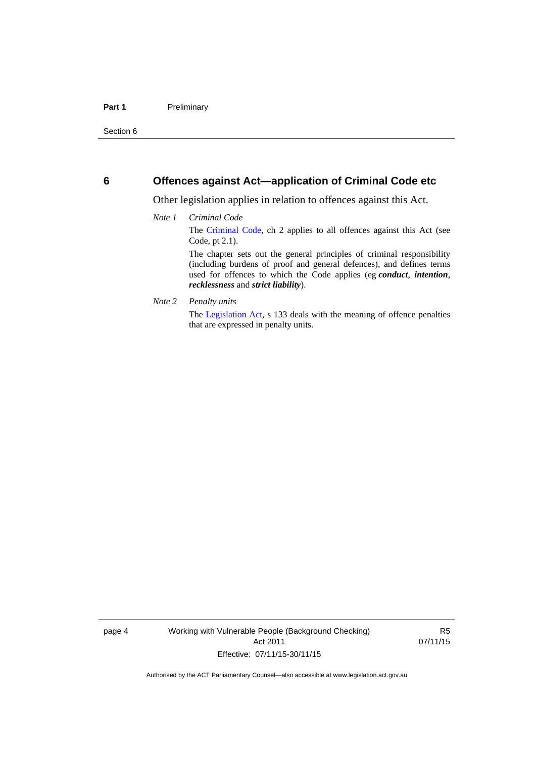## 6 Offences against Act—application of Criminal Code etc

Other legislation applies in relation to offences against this Act.

*Note 1* *Criminal Code*

The Criminal Code, ch 2 applies to all offences against this Act (see Code, pt 2.1).

The chapter sets out the general principles of criminal responsibility (including burdens of proof and general defences), and defines terms used for offences to which the Code applies (eg ***conduct***, ***intention***, ***recklessness*** and ***strict liability***).

*Note 2* *Penalty units*

The Legislation Act, s 133 deals with the meaning of offence penalties that are expressed in penalty units.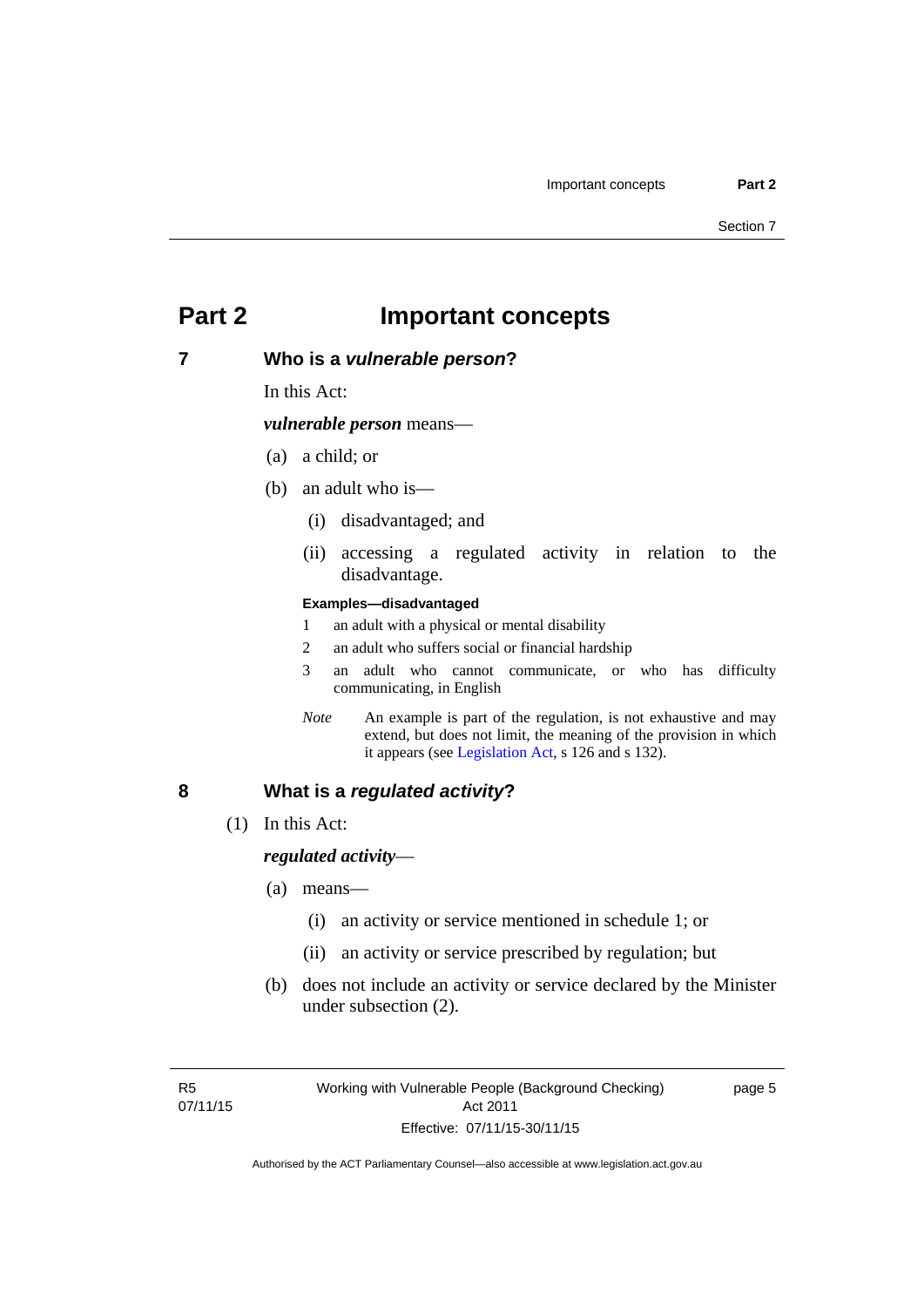# Part 2 Important concepts

## 7 Who is a *vulnerable person*?

In this Act:

***vulnerable person*** means—

(a) a child; or

(b) an adult who is—

(i) disadvantaged; and

(ii) accessing a regulated activity in relation to the disadvantage.

**Examples—disadvantaged**

1 an adult with a physical or mental disability

2 an adult who suffers social or financial hardship

3 an adult who cannot communicate, or who has difficulty communicating, in English

*Note* An example is part of the regulation, is not exhaustive and may extend, but does not limit, the meaning of the provision in which it appears (see Legislation Act, s 126 and s 132).

## 8 What is a *regulated activity*?

(1) In this Act:

***regulated activity***—

(a) means—

(i) an activity or service mentioned in schedule 1; or

(ii) an activity or service prescribed by regulation; but

(b) does not include an activity or service declared by the Minister under subsection (2).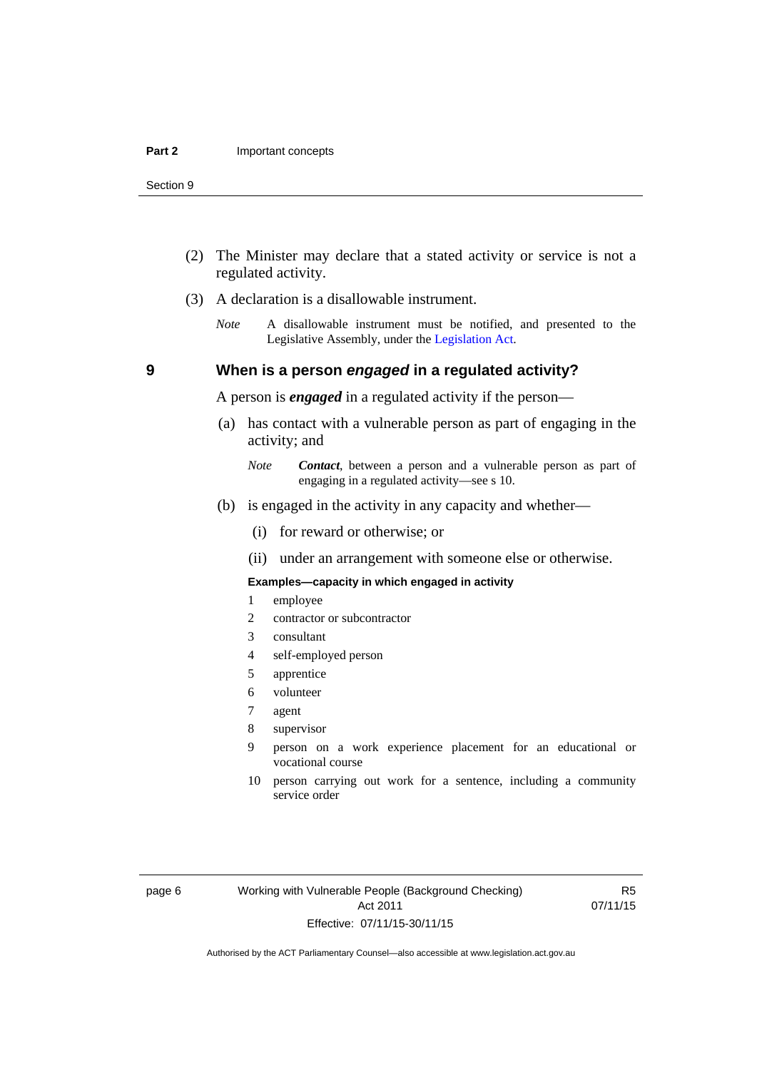(2) The Minister may declare that a stated activity or service is not a regulated activity.

(3) A declaration is a disallowable instrument.

*Note* A disallowable instrument must be notified, and presented to the Legislative Assembly, under the Legislation Act.

## 9 When is a person *engaged* in a regulated activity?

A person is ***engaged*** in a regulated activity if the person—

(a) has contact with a vulnerable person as part of engaging in the activity; and

*Note* ***Contact***, between a person and a vulnerable person as part of engaging in a regulated activity—see s 10.

(b) is engaged in the activity in any capacity and whether—

(i) for reward or otherwise; or

(ii) under an arrangement with someone else or otherwise.

**Examples—capacity in which engaged in activity**

1 employee

2 contractor or subcontractor

3 consultant

4 self-employed person

5 apprentice

6 volunteer

7 agent

8 supervisor

9 person on a work experience placement for an educational or vocational course

10 person carrying out work for a sentence, including a community service order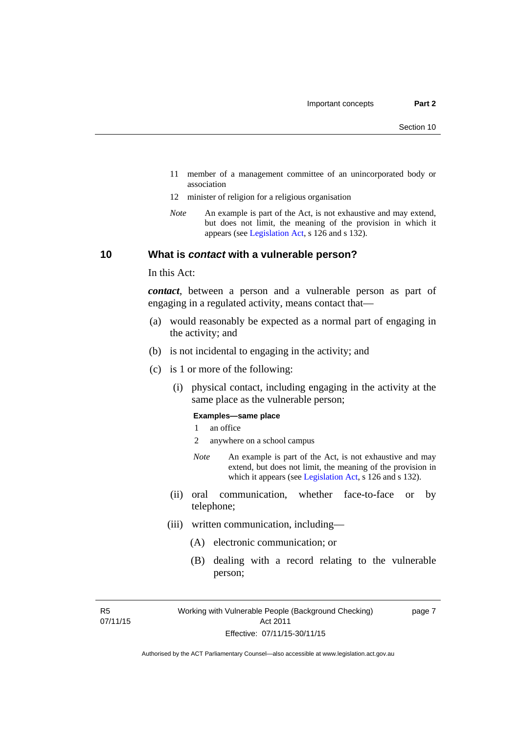11 member of a management committee of an unincorporated body or association

12 minister of religion for a religious organisation

*Note* An example is part of the Act, is not exhaustive and may extend, but does not limit, the meaning of the provision in which it appears (see Legislation Act, s 126 and s 132).

## 10 What is *contact* with a vulnerable person?

In this Act:

***contact***, between a person and a vulnerable person as part of engaging in a regulated activity, means contact that—

(a) would reasonably be expected as a normal part of engaging in the activity; and

(b) is not incidental to engaging in the activity; and

(c) is 1 or more of the following:

(i) physical contact, including engaging in the activity at the same place as the vulnerable person;

**Examples—same place**

1 an office

2 anywhere on a school campus

*Note* An example is part of the Act, is not exhaustive and may extend, but does not limit, the meaning of the provision in which it appears (see Legislation Act, s 126 and s 132).

(ii) oral communication, whether face-to-face or by telephone;

(iii) written communication, including—

(A) electronic communication; or

(B) dealing with a record relating to the vulnerable person;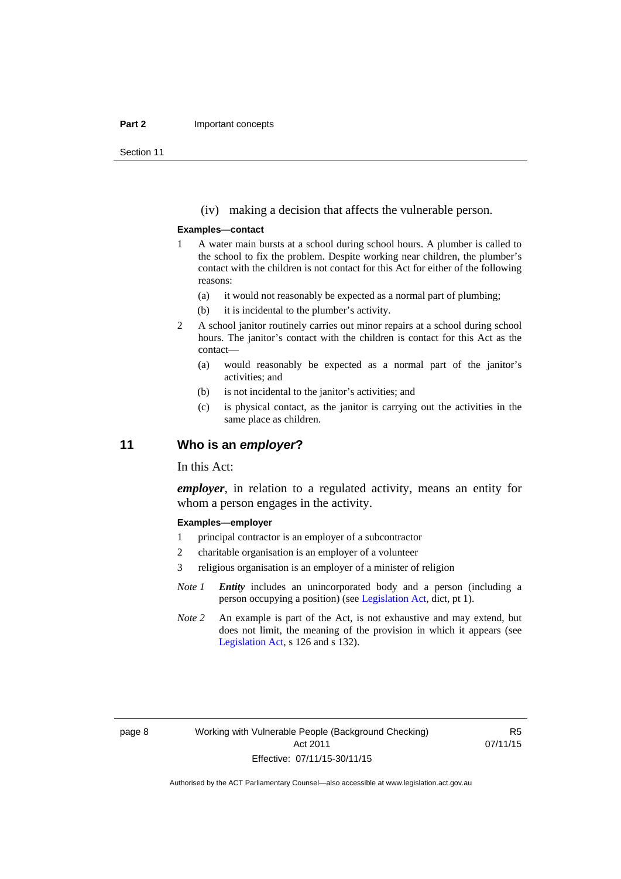(iv) making a decision that affects the vulnerable person.

**Examples—contact**

1 A water main bursts at a school during school hours. A plumber is called to the school to fix the problem. Despite working near children, the plumber's contact with the children is not contact for this Act for either of the following reasons:

   (a) it would not reasonably be expected as a normal part of plumbing;

   (b) it is incidental to the plumber's activity.

2 A school janitor routinely carries out minor repairs at a school during school hours. The janitor's contact with the children is contact for this Act as the contact—

   (a) would reasonably be expected as a normal part of the janitor's activities; and

   (b) is not incidental to the janitor's activities; and

   (c) is physical contact, as the janitor is carrying out the activities in the same place as children.

## 11 Who is an *employer*?

In this Act:

***employer***, in relation to a regulated activity, means an entity for whom a person engages in the activity.

**Examples—employer**

1 principal contractor is an employer of a subcontractor

2 charitable organisation is an employer of a volunteer

3 religious organisation is an employer of a minister of religion

*Note 1* ***Entity*** includes an unincorporated body and a person (including a person occupying a position) (see Legislation Act, dict, pt 1).

*Note 2* An example is part of the Act, is not exhaustive and may extend, but does not limit, the meaning of the provision in which it appears (see Legislation Act, s 126 and s 132).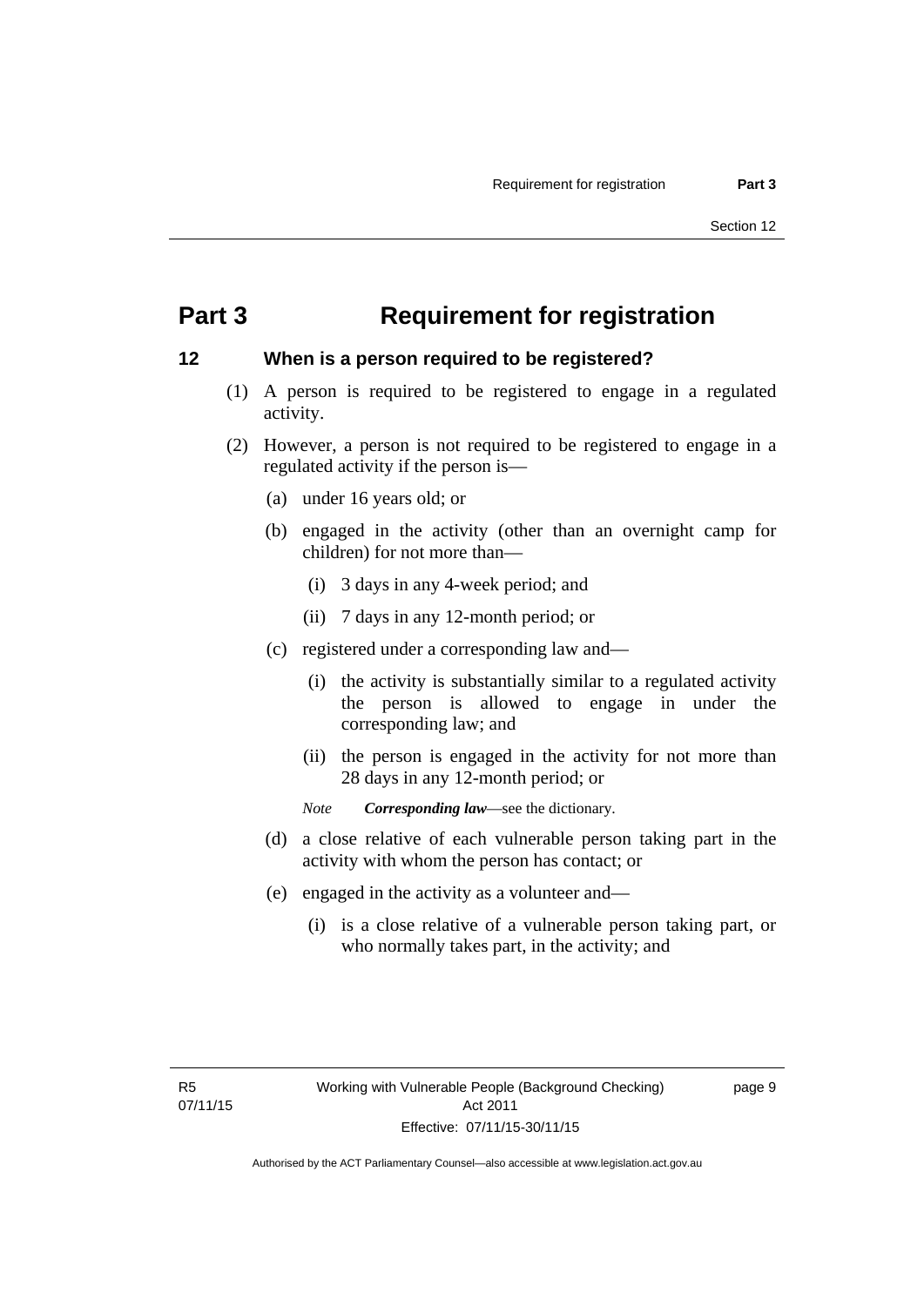# Part 3 Requirement for registration

## 12 When is a person required to be registered?

(1) A person is required to be registered to engage in a regulated activity.

(2) However, a person is not required to be registered to engage in a regulated activity if the person is—

(a) under 16 years old; or

(b) engaged in the activity (other than an overnight camp for children) for not more than—

(i) 3 days in any 4-week period; and

(ii) 7 days in any 12-month period; or

(c) registered under a corresponding law and—

(i) the activity is substantially similar to a regulated activity the person is allowed to engage in under the corresponding law; and

(ii) the person is engaged in the activity for not more than 28 days in any 12-month period; or

*Note* ***Corresponding law***—see the dictionary.

(d) a close relative of each vulnerable person taking part in the activity with whom the person has contact; or

(e) engaged in the activity as a volunteer and—

(i) is a close relative of a vulnerable person taking part, or who normally takes part, in the activity; and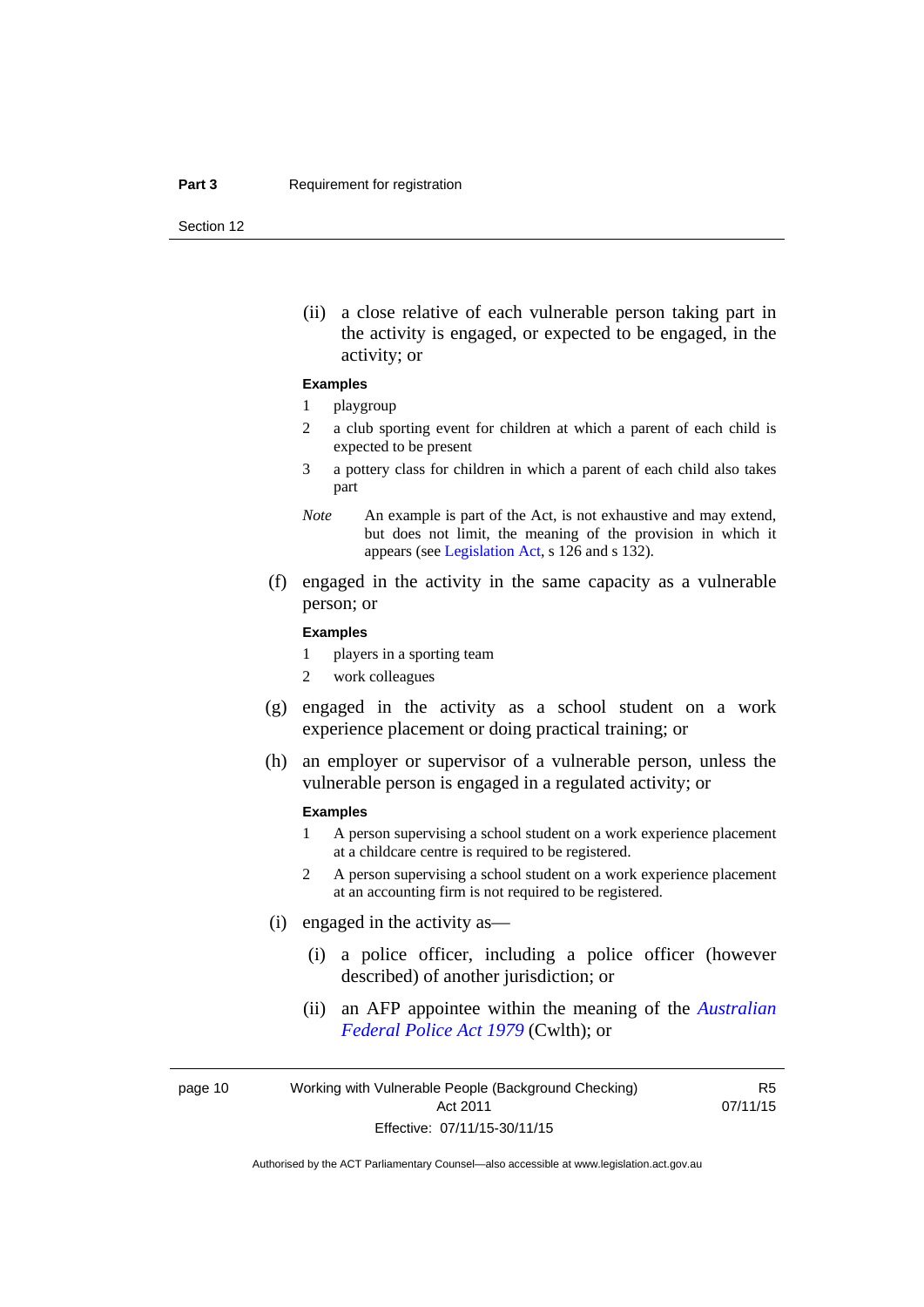(ii) a close relative of each vulnerable person taking part in the activity is engaged, or expected to be engaged, in the activity; or

**Examples**

1 playgroup

2 a club sporting event for children at which a parent of each child is expected to be present

3 a pottery class for children in which a parent of each child also takes part

*Note* An example is part of the Act, is not exhaustive and may extend, but does not limit, the meaning of the provision in which it appears (see Legislation Act, s 126 and s 132).

(f) engaged in the activity in the same capacity as a vulnerable person; or

**Examples**

1 players in a sporting team

2 work colleagues

(g) engaged in the activity as a school student on a work experience placement or doing practical training; or

(h) an employer or supervisor of a vulnerable person, unless the vulnerable person is engaged in a regulated activity; or

**Examples**

1 A person supervising a school student on a work experience placement at a childcare centre is required to be registered.

2 A person supervising a school student on a work experience placement at an accounting firm is not required to be registered.

(i) engaged in the activity as—

(i) a police officer, including a police officer (however described) of another jurisdiction; or

(ii) an AFP appointee within the meaning of the *Australian Federal Police Act 1979* (Cwlth); or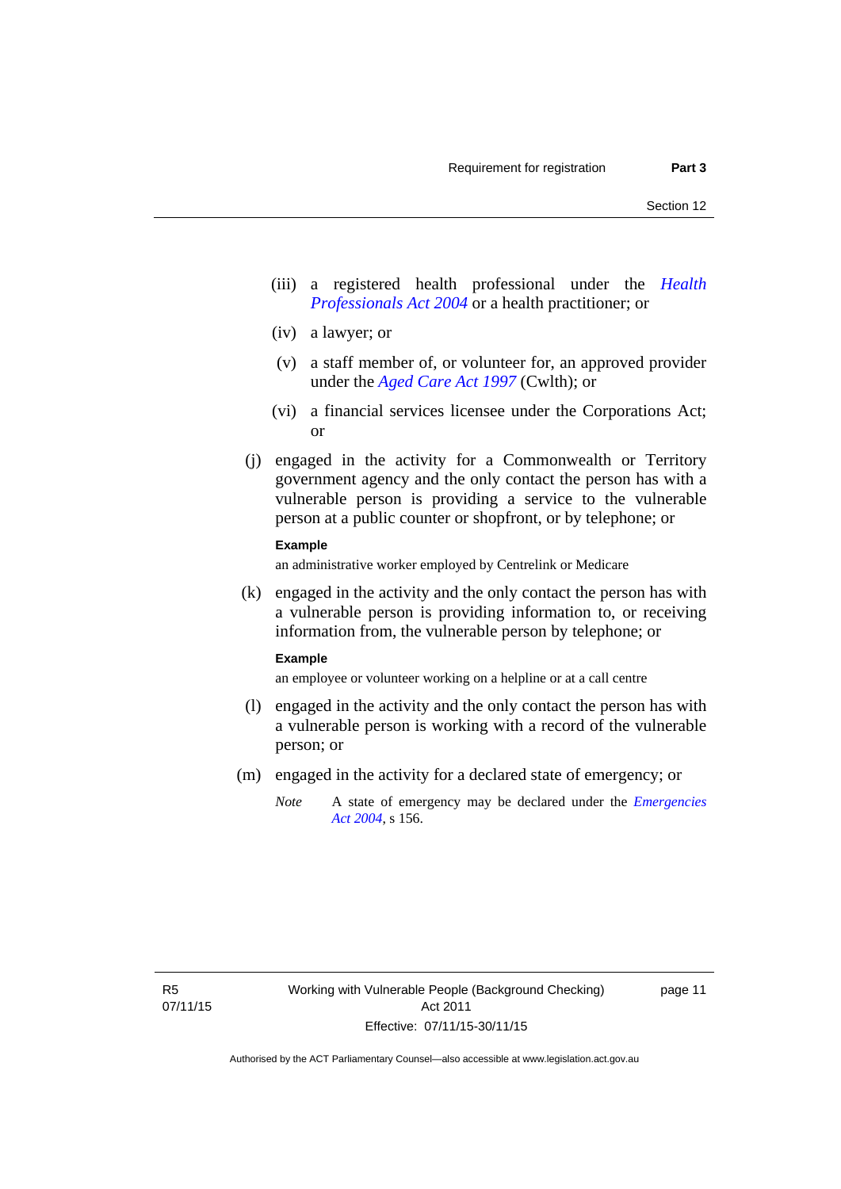(iii) a registered health professional under the *Health Professionals Act 2004* or a health practitioner; or

(iv) a lawyer; or

(v) a staff member of, or volunteer for, an approved provider under the *Aged Care Act 1997* (Cwlth); or

(vi) a financial services licensee under the Corporations Act; or

(j) engaged in the activity for a Commonwealth or Territory government agency and the only contact the person has with a vulnerable person is providing a service to the vulnerable person at a public counter or shopfront, or by telephone; or

**Example**

an administrative worker employed by Centrelink or Medicare

(k) engaged in the activity and the only contact the person has with a vulnerable person is providing information to, or receiving information from, the vulnerable person by telephone; or

**Example**

an employee or volunteer working on a helpline or at a call centre

(l) engaged in the activity and the only contact the person has with a vulnerable person is working with a record of the vulnerable person; or

(m) engaged in the activity for a declared state of emergency; or

*Note* A state of emergency may be declared under the *Emergencies Act 2004*, s 156.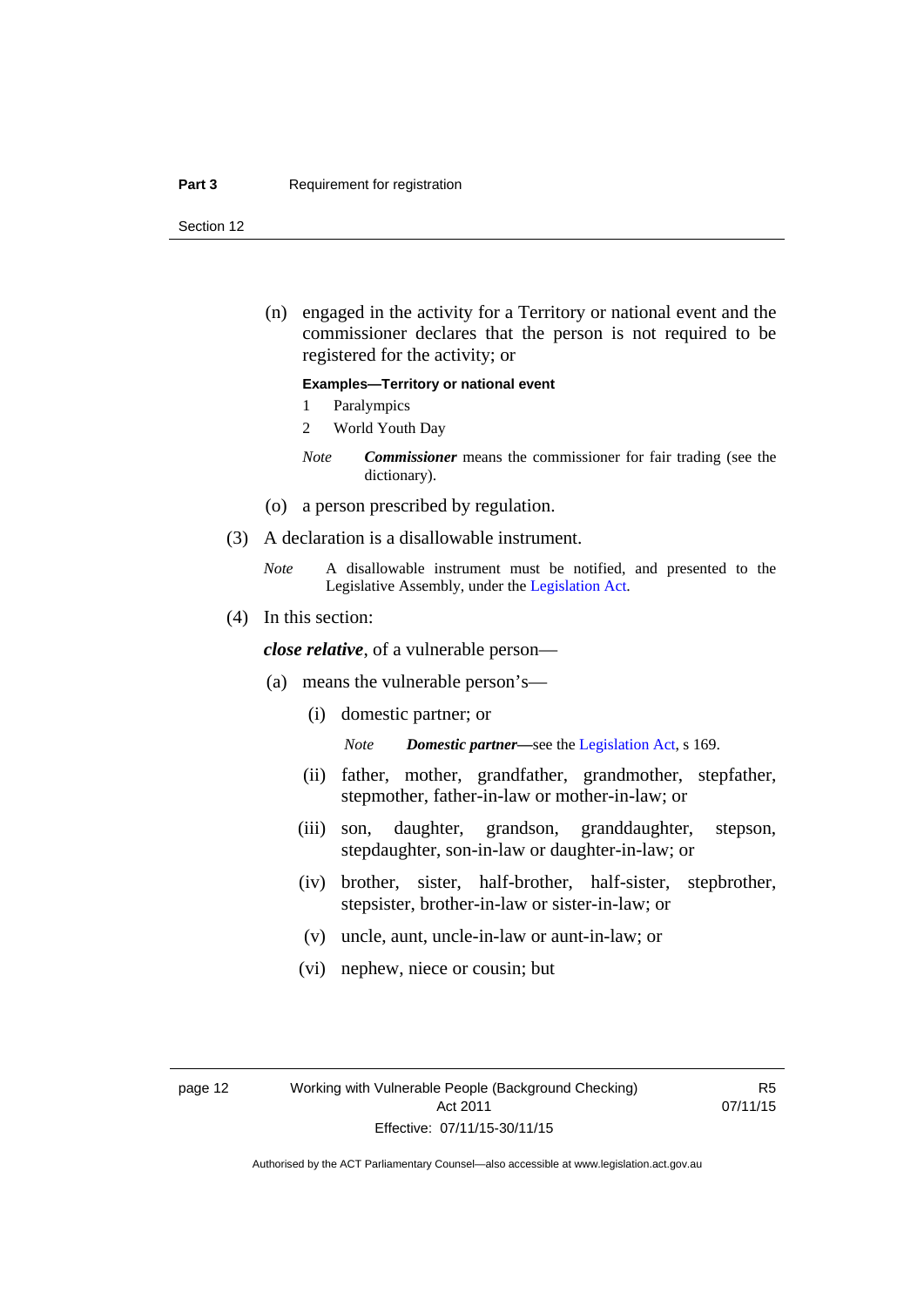(n) engaged in the activity for a Territory or national event and the commissioner declares that the person is not required to be registered for the activity; or

**Examples—Territory or national event**

1 Paralympics

2 World Youth Day

*Note* ***Commissioner*** means the commissioner for fair trading (see the dictionary).

(o) a person prescribed by regulation.

(3) A declaration is a disallowable instrument.

*Note* A disallowable instrument must be notified, and presented to the Legislative Assembly, under the Legislation Act.

(4) In this section:

***close relative***, of a vulnerable person—

(a) means the vulnerable person's—

(i) domestic partner; or

*Note* ***Domestic partner***—see the Legislation Act, s 169.

(ii) father, mother, grandfather, grandmother, stepfather, stepmother, father-in-law or mother-in-law; or

(iii) son, daughter, grandson, granddaughter, stepson, stepdaughter, son-in-law or daughter-in-law; or

(iv) brother, sister, half-brother, half-sister, stepbrother, stepsister, brother-in-law or sister-in-law; or

(v) uncle, aunt, uncle-in-law or aunt-in-law; or

(vi) nephew, niece or cousin; but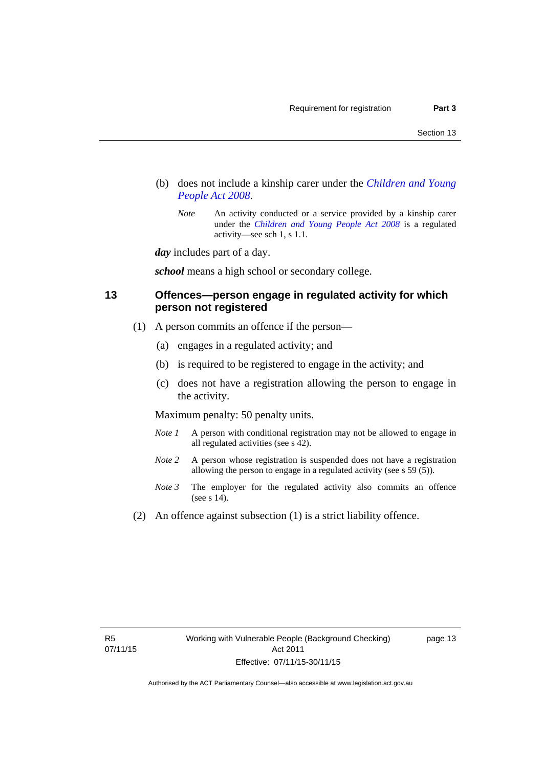(b) does not include a kinship carer under the *Children and Young People Act 2008*.

*Note* An activity conducted or a service provided by a kinship carer under the *Children and Young People Act 2008* is a regulated activity—see sch 1, s 1.1.

***day*** includes part of a day.

***school*** means a high school or secondary college.

## 13 Offences—person engage in regulated activity for which person not registered

(1) A person commits an offence if the person—

(a) engages in a regulated activity; and

(b) is required to be registered to engage in the activity; and

(c) does not have a registration allowing the person to engage in the activity.

Maximum penalty: 50 penalty units.

*Note 1* A person with conditional registration may not be allowed to engage in all regulated activities (see s 42).

*Note 2* A person whose registration is suspended does not have a registration allowing the person to engage in a regulated activity (see s 59 (5)).

*Note 3* The employer for the regulated activity also commits an offence (see s 14).

(2) An offence against subsection (1) is a strict liability offence.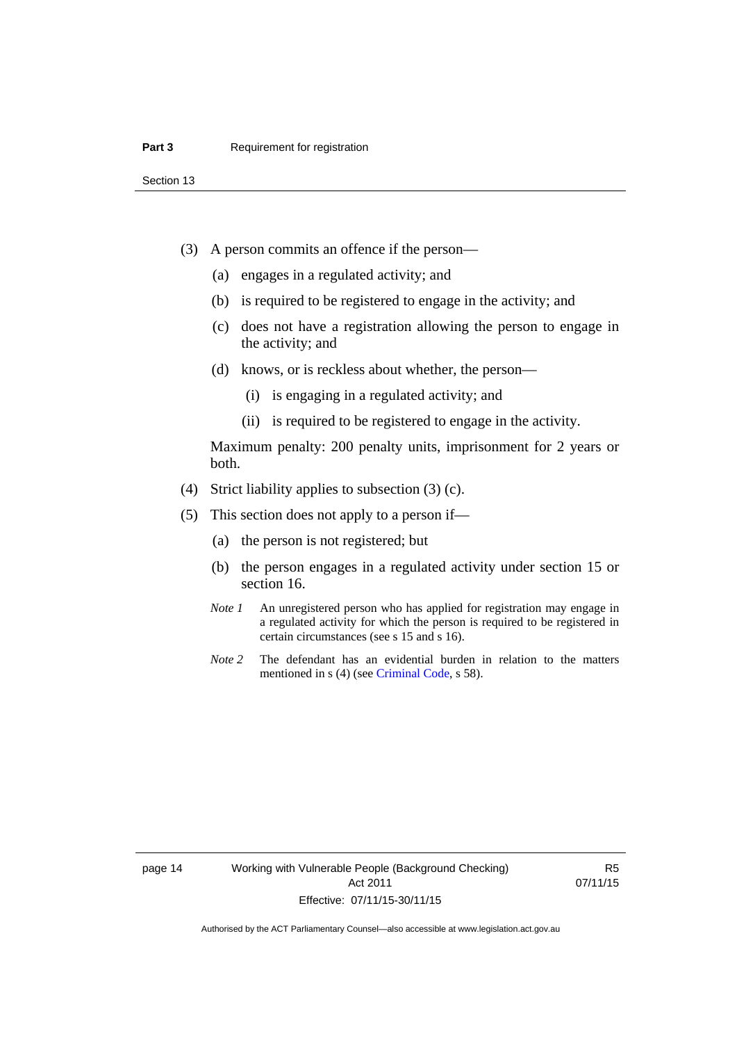(3) A person commits an offence if the person—

(a) engages in a regulated activity; and

(b) is required to be registered to engage in the activity; and

(c) does not have a registration allowing the person to engage in the activity; and

(d) knows, or is reckless about whether, the person—

(i) is engaging in a regulated activity; and

(ii) is required to be registered to engage in the activity.

Maximum penalty: 200 penalty units, imprisonment for 2 years or both.

(4) Strict liability applies to subsection (3) (c).

(5) This section does not apply to a person if—

(a) the person is not registered; but

(b) the person engages in a regulated activity under section 15 or section 16.

*Note 1* An unregistered person who has applied for registration may engage in a regulated activity for which the person is required to be registered in certain circumstances (see s 15 and s 16).

*Note 2* The defendant has an evidential burden in relation to the matters mentioned in s (4) (see Criminal Code, s 58).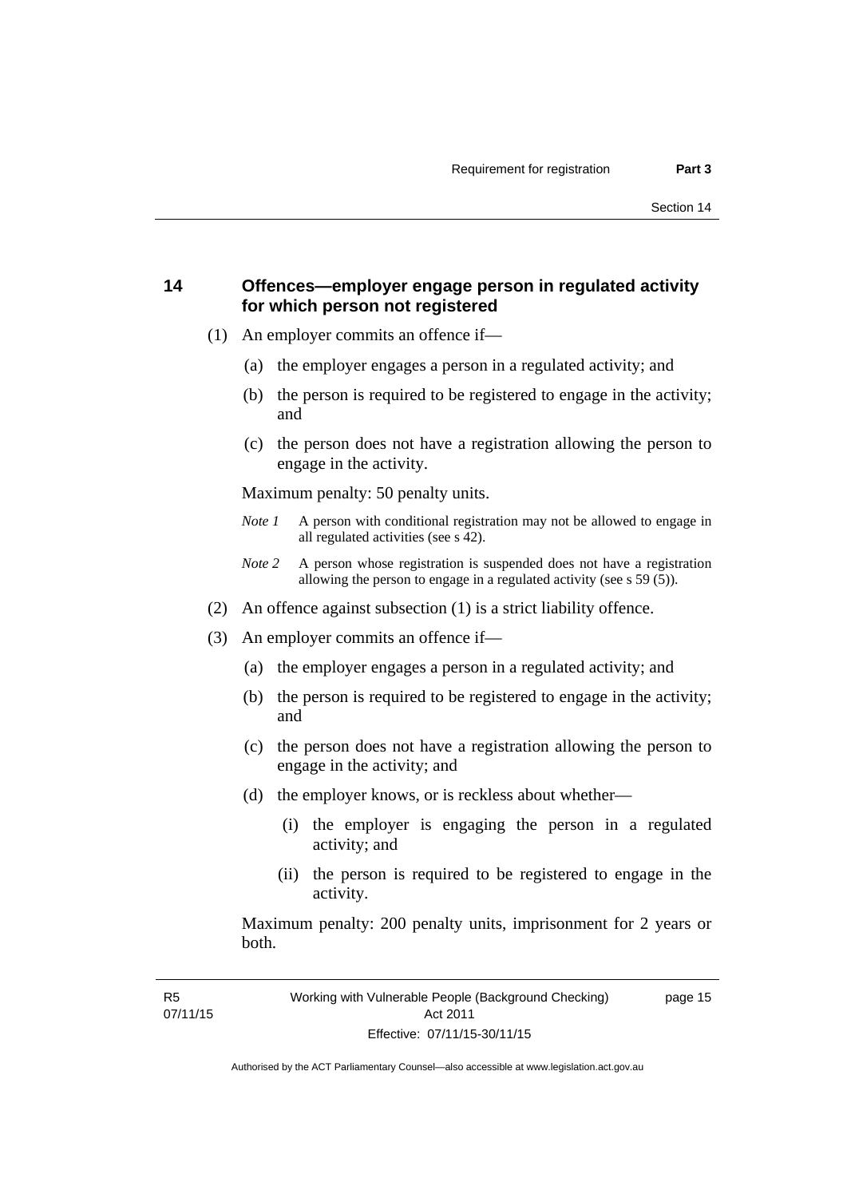## 14 Offences—employer engage person in regulated activity for which person not registered

(1) An employer commits an offence if—

(a) the employer engages a person in a regulated activity; and

(b) the person is required to be registered to engage in the activity; and

(c) the person does not have a registration allowing the person to engage in the activity.

Maximum penalty: 50 penalty units.

*Note 1* A person with conditional registration may not be allowed to engage in all regulated activities (see s 42).

*Note 2* A person whose registration is suspended does not have a registration allowing the person to engage in a regulated activity (see s 59 (5)).

(2) An offence against subsection (1) is a strict liability offence.

(3) An employer commits an offence if—

(a) the employer engages a person in a regulated activity; and

(b) the person is required to be registered to engage in the activity; and

(c) the person does not have a registration allowing the person to engage in the activity; and

(d) the employer knows, or is reckless about whether—

(i) the employer is engaging the person in a regulated activity; and

(ii) the person is required to be registered to engage in the activity.

Maximum penalty: 200 penalty units, imprisonment for 2 years or both.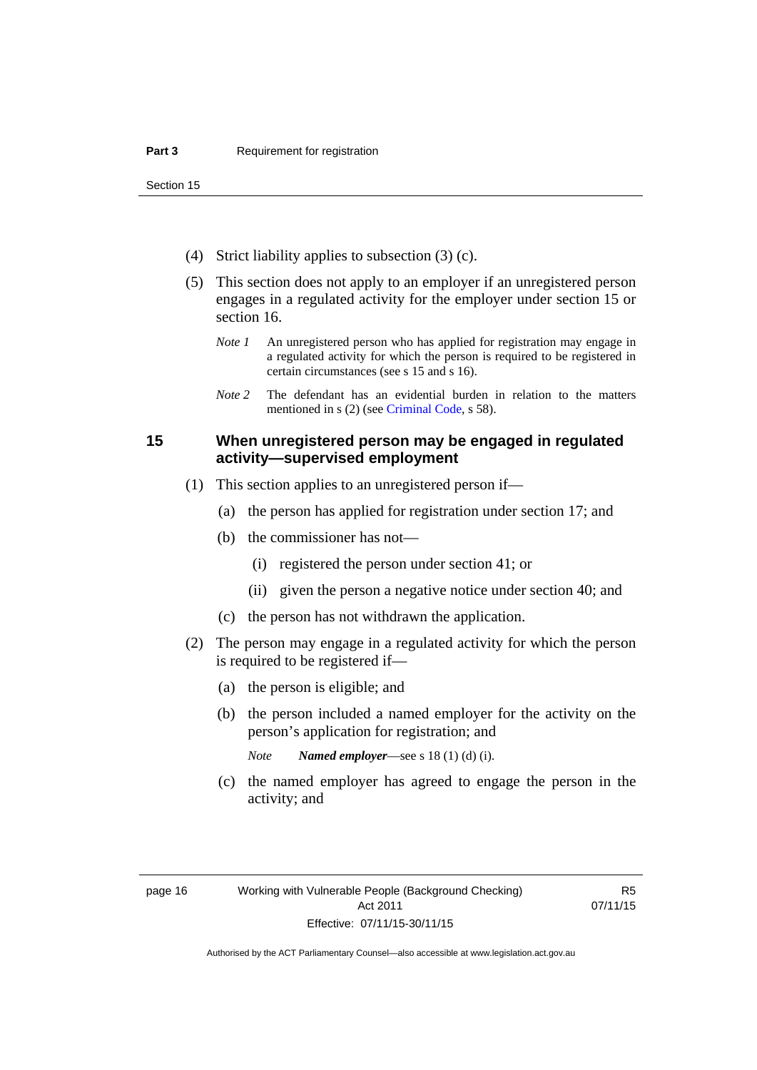(4) Strict liability applies to subsection (3) (c).

(5) This section does not apply to an employer if an unregistered person engages in a regulated activity for the employer under section 15 or section 16.

*Note 1* An unregistered person who has applied for registration may engage in a regulated activity for which the person is required to be registered in certain circumstances (see s 15 and s 16).

*Note 2* The defendant has an evidential burden in relation to the matters mentioned in s (2) (see Criminal Code, s 58).

## 15 When unregistered person may be engaged in regulated activity—supervised employment

(1) This section applies to an unregistered person if—

(a) the person has applied for registration under section 17; and

(b) the commissioner has not—

(i) registered the person under section 41; or

(ii) given the person a negative notice under section 40; and

(c) the person has not withdrawn the application.

(2) The person may engage in a regulated activity for which the person is required to be registered if—

(a) the person is eligible; and

(b) the person included a named employer for the activity on the person's application for registration; and

*Note* ***Named employer***—see s 18 (1) (d) (i).

(c) the named employer has agreed to engage the person in the activity; and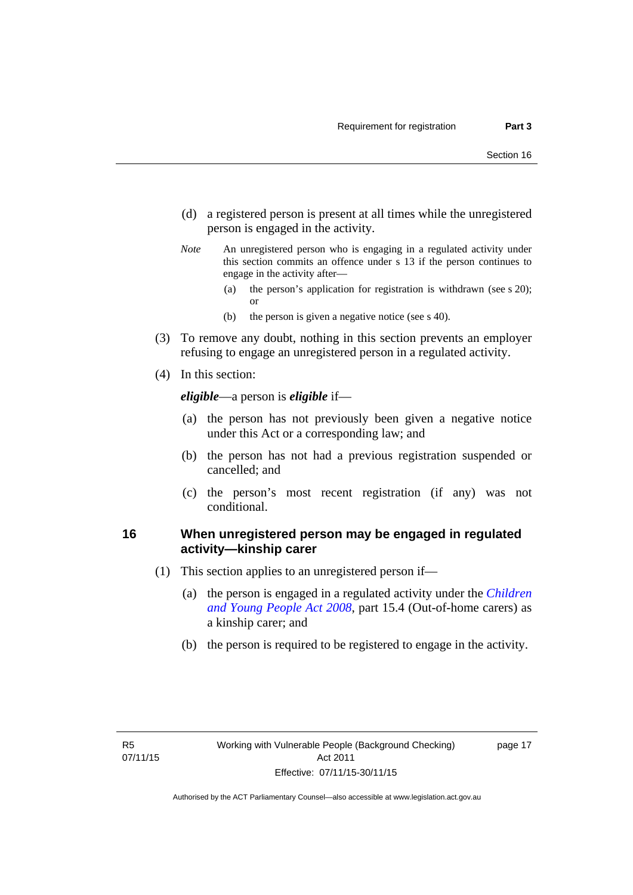(d) a registered person is present at all times while the unregistered person is engaged in the activity.

*Note* An unregistered person who is engaging in a regulated activity under this section commits an offence under s 13 if the person continues to engage in the activity after—

(a) the person's application for registration is withdrawn (see s 20); or

(b) the person is given a negative notice (see s 40).

(3) To remove any doubt, nothing in this section prevents an employer refusing to engage an unregistered person in a regulated activity.

(4) In this section:

***eligible***—a person is ***eligible*** if—

(a) the person has not previously been given a negative notice under this Act or a corresponding law; and

(b) the person has not had a previous registration suspended or cancelled; and

(c) the person's most recent registration (if any) was not conditional.

## 16 When unregistered person may be engaged in regulated activity—kinship carer

(1) This section applies to an unregistered person if—

(a) the person is engaged in a regulated activity under the *Children and Young People Act 2008*, part 15.4 (Out-of-home carers) as a kinship carer; and

(b) the person is required to be registered to engage in the activity.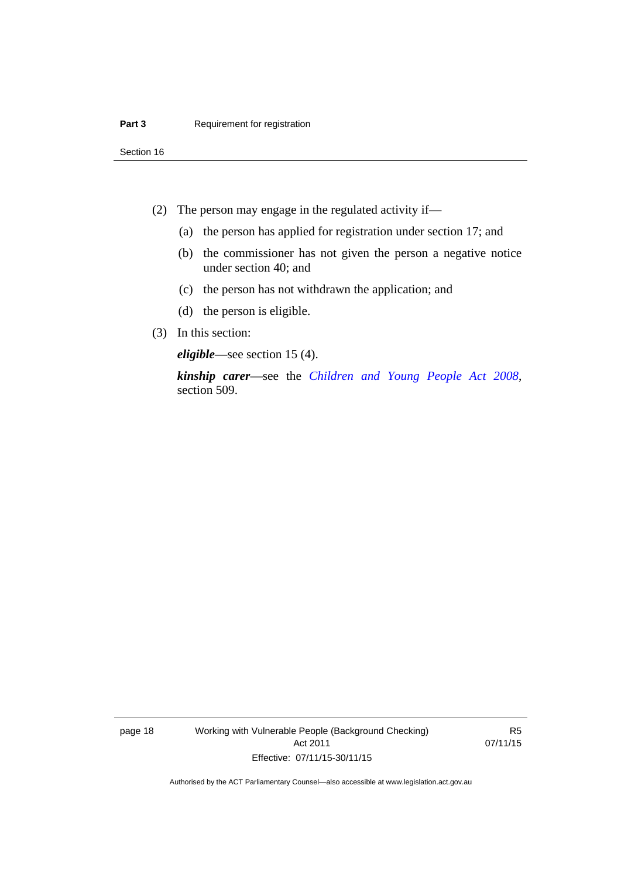(2) The person may engage in the regulated activity if—

(a) the person has applied for registration under section 17; and

(b) the commissioner has not given the person a negative notice under section 40; and

(c) the person has not withdrawn the application; and

(d) the person is eligible.

(3) In this section:

***eligible***—see section 15 (4).

***kinship carer***—see the *Children and Young People Act 2008*, section 509.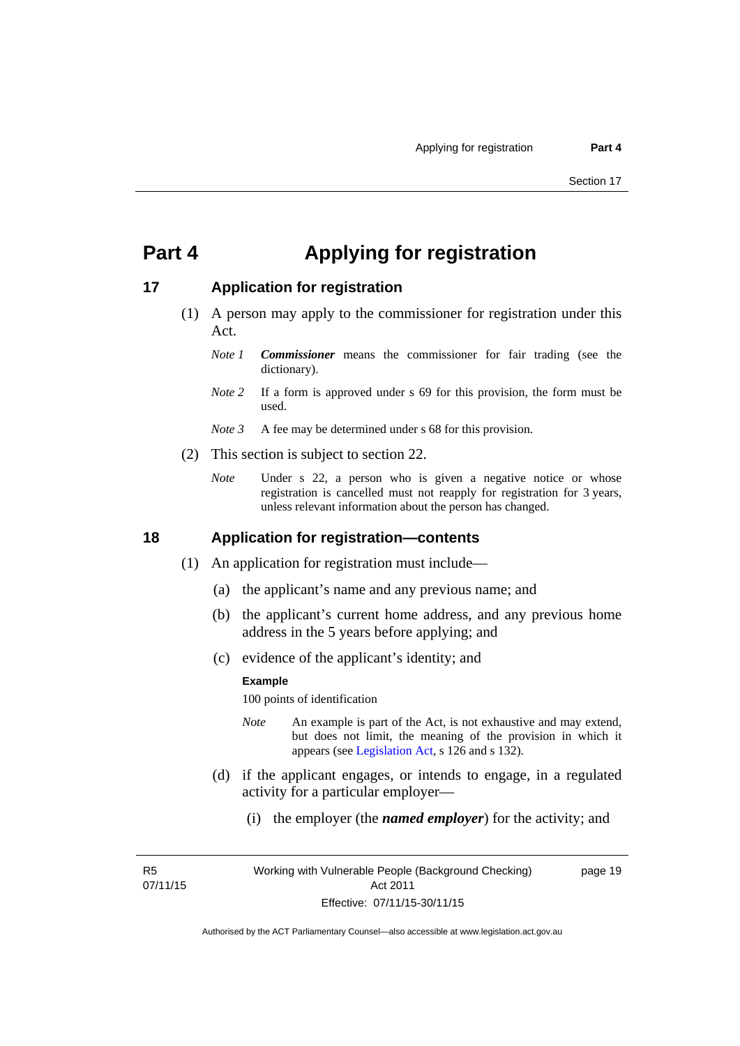# Part 4 Applying for registration

## 17 Application for registration

(1) A person may apply to the commissioner for registration under this Act.

*Note 1* ***Commissioner*** means the commissioner for fair trading (see the dictionary).

*Note 2* If a form is approved under s 69 for this provision, the form must be used.

*Note 3* A fee may be determined under s 68 for this provision.

(2) This section is subject to section 22.

*Note* Under s 22, a person who is given a negative notice or whose registration is cancelled must not reapply for registration for 3 years, unless relevant information about the person has changed.

## 18 Application for registration—contents

(1) An application for registration must include—

(a) the applicant's name and any previous name; and

(b) the applicant's current home address, and any previous home address in the 5 years before applying; and

(c) evidence of the applicant's identity; and

**Example**

100 points of identification

*Note* An example is part of the Act, is not exhaustive and may extend, but does not limit, the meaning of the provision in which it appears (see Legislation Act, s 126 and s 132).

(d) if the applicant engages, or intends to engage, in a regulated activity for a particular employer—

(i) the employer (the ***named employer***) for the activity; and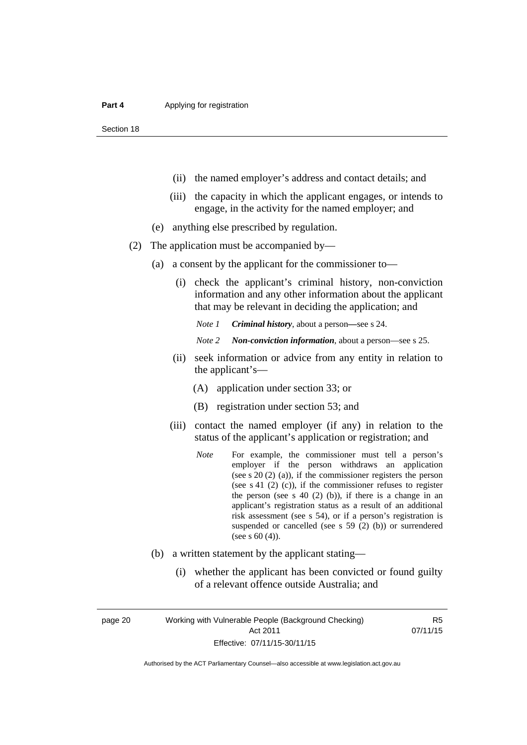(ii) the named employer's address and contact details; and

(iii) the capacity in which the applicant engages, or intends to engage, in the activity for the named employer; and

(e) anything else prescribed by regulation.

(2) The application must be accompanied by—

(a) a consent by the applicant for the commissioner to—

(i) check the applicant's criminal history, non-conviction information and any other information about the applicant that may be relevant in deciding the application; and

*Note 1* ***Criminal history***, about a person—see s 24.

*Note 2* ***Non-conviction information***, about a person—see s 25.

(ii) seek information or advice from any entity in relation to the applicant's—

(A) application under section 33; or

(B) registration under section 53; and

(iii) contact the named employer (if any) in relation to the status of the applicant's application or registration; and

*Note* For example, the commissioner must tell a person's employer if the person withdraws an application (see s 20 (2) (a)), if the commissioner registers the person (see s 41 (2) (c)), if the commissioner refuses to register the person (see s 40 (2) (b)), if there is a change in an applicant's registration status as a result of an additional risk assessment (see s 54), or if a person's registration is suspended or cancelled (see s 59 (2) (b)) or surrendered (see s 60 (4)).

(b) a written statement by the applicant stating—

(i) whether the applicant has been convicted or found guilty of a relevant offence outside Australia; and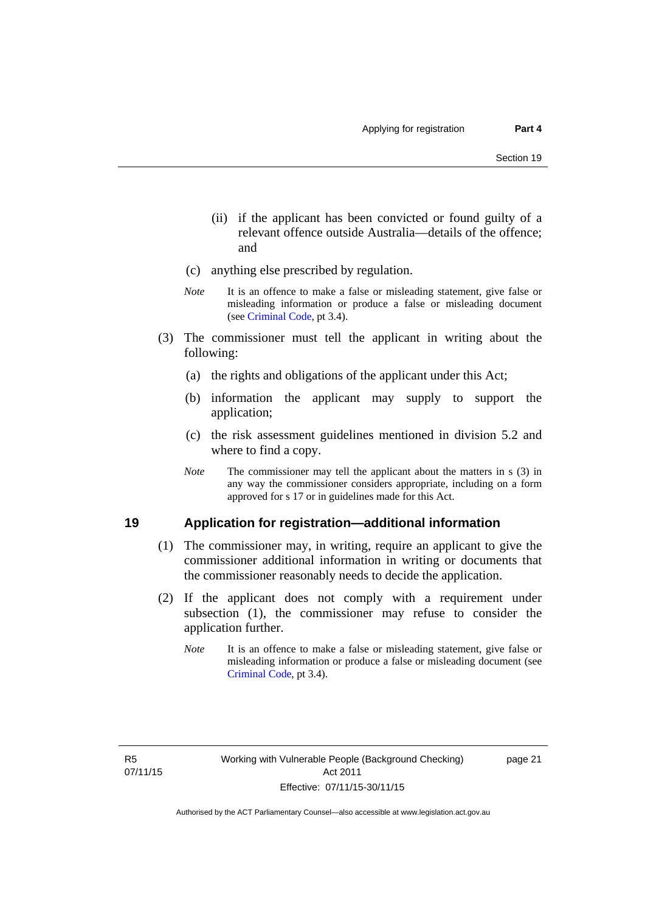(ii) if the applicant has been convicted or found guilty of a relevant offence outside Australia—details of the offence; and

(c) anything else prescribed by regulation.

*Note* It is an offence to make a false or misleading statement, give false or misleading information or produce a false or misleading document (see Criminal Code, pt 3.4).

(3) The commissioner must tell the applicant in writing about the following:

(a) the rights and obligations of the applicant under this Act;

(b) information the applicant may supply to support the application;

(c) the risk assessment guidelines mentioned in division 5.2 and where to find a copy.

*Note* The commissioner may tell the applicant about the matters in s (3) in any way the commissioner considers appropriate, including on a form approved for s 17 or in guidelines made for this Act.

## 19 Application for registration—additional information

(1) The commissioner may, in writing, require an applicant to give the commissioner additional information in writing or documents that the commissioner reasonably needs to decide the application.

(2) If the applicant does not comply with a requirement under subsection (1), the commissioner may refuse to consider the application further.

*Note* It is an offence to make a false or misleading statement, give false or misleading information or produce a false or misleading document (see Criminal Code, pt 3.4).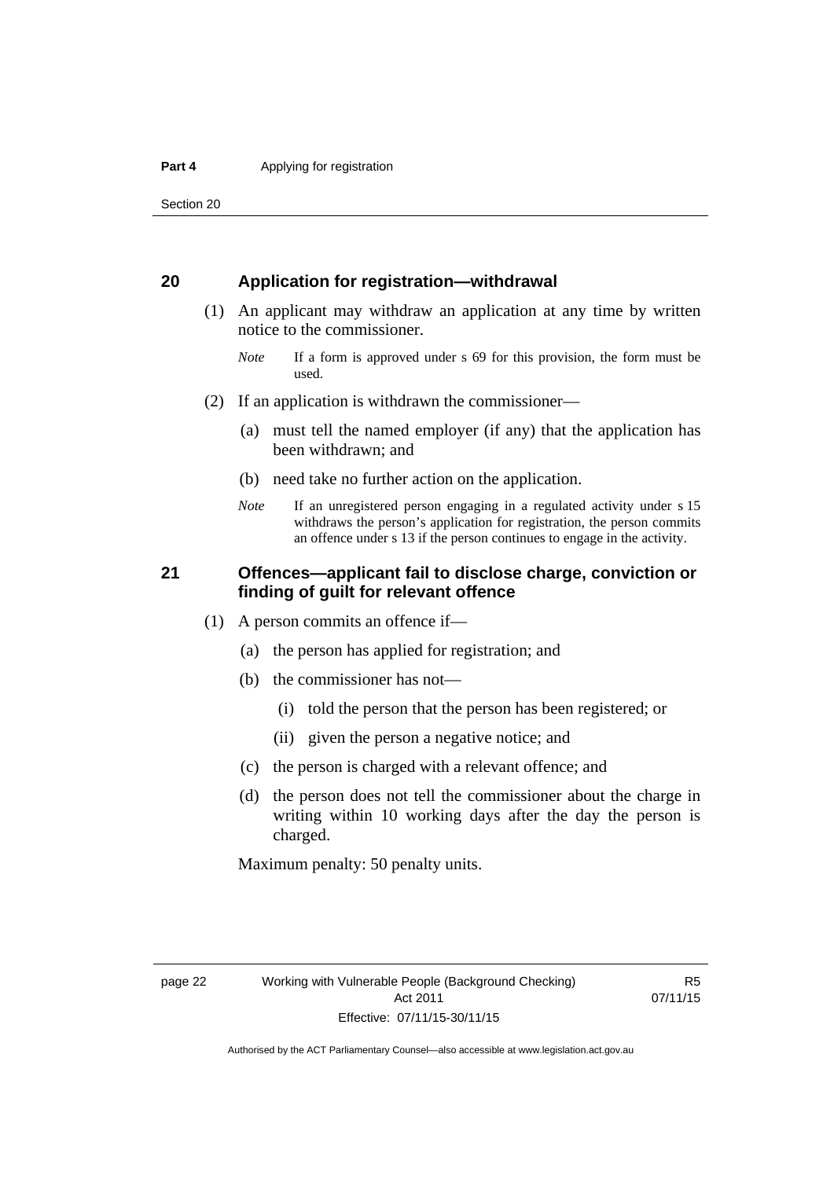## 20 Application for registration—withdrawal

(1) An applicant may withdraw an application at any time by written notice to the commissioner.

*Note* If a form is approved under s 69 for this provision, the form must be used.

(2) If an application is withdrawn the commissioner—

(a) must tell the named employer (if any) that the application has been withdrawn; and

(b) need take no further action on the application.

*Note* If an unregistered person engaging in a regulated activity under s 15 withdraws the person's application for registration, the person commits an offence under s 13 if the person continues to engage in the activity.

## 21 Offences—applicant fail to disclose charge, conviction or finding of guilt for relevant offence

(1) A person commits an offence if—

(a) the person has applied for registration; and

(b) the commissioner has not—

(i) told the person that the person has been registered; or

(ii) given the person a negative notice; and

(c) the person is charged with a relevant offence; and

(d) the person does not tell the commissioner about the charge in writing within 10 working days after the day the person is charged.

Maximum penalty: 50 penalty units.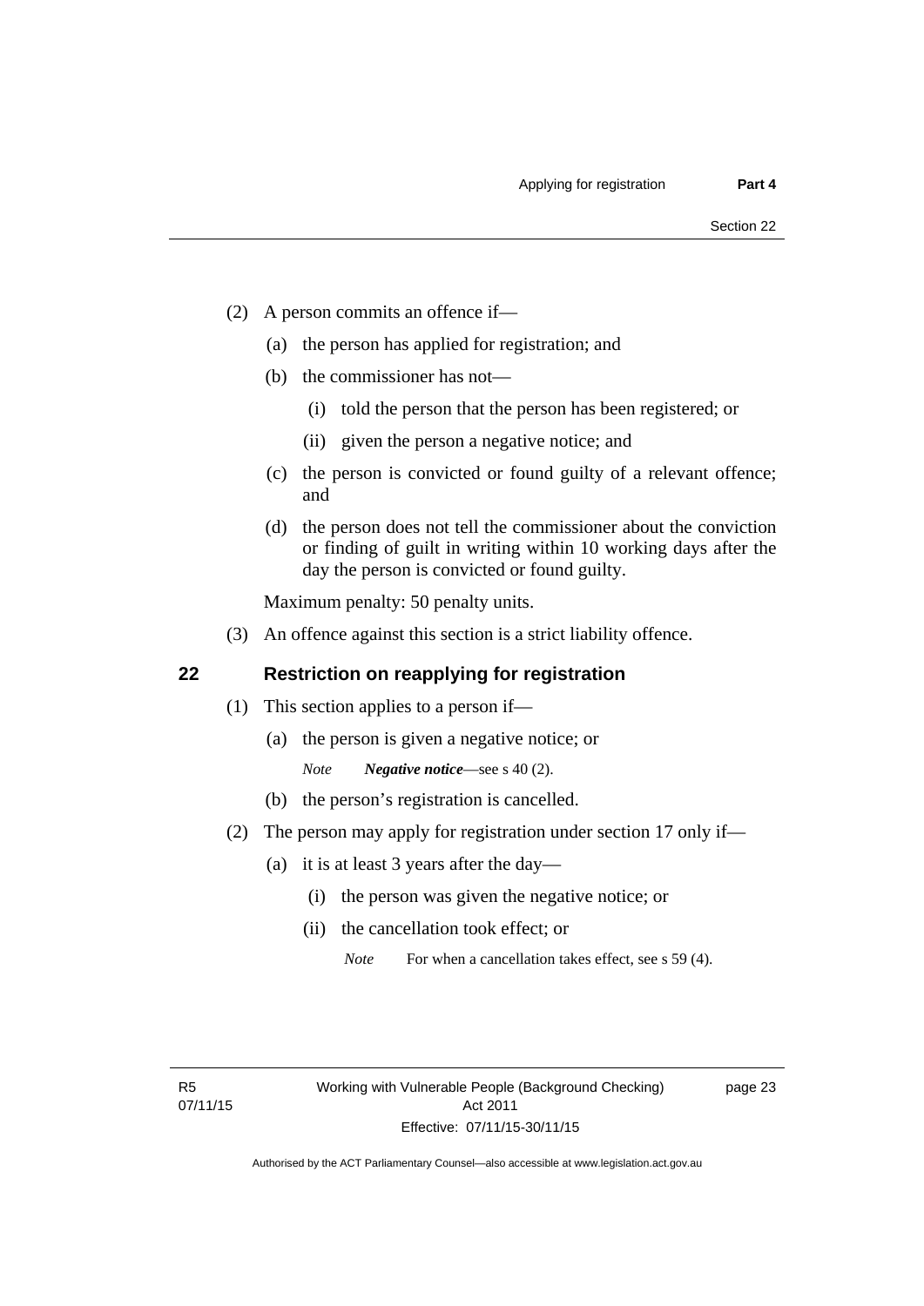(2) A person commits an offence if—

(a) the person has applied for registration; and

(b) the commissioner has not—

(i) told the person that the person has been registered; or

(ii) given the person a negative notice; and

(c) the person is convicted or found guilty of a relevant offence; and

(d) the person does not tell the commissioner about the conviction or finding of guilt in writing within 10 working days after the day the person is convicted or found guilty.

Maximum penalty: 50 penalty units.

(3) An offence against this section is a strict liability offence.

## 22 Restriction on reapplying for registration

(1) This section applies to a person if—

(a) the person is given a negative notice; or

*Note* ***Negative notice***—see s 40 (2).

(b) the person's registration is cancelled.

(2) The person may apply for registration under section 17 only if—

(a) it is at least 3 years after the day—

(i) the person was given the negative notice; or

(ii) the cancellation took effect; or

*Note* For when a cancellation takes effect, see s 59 (4).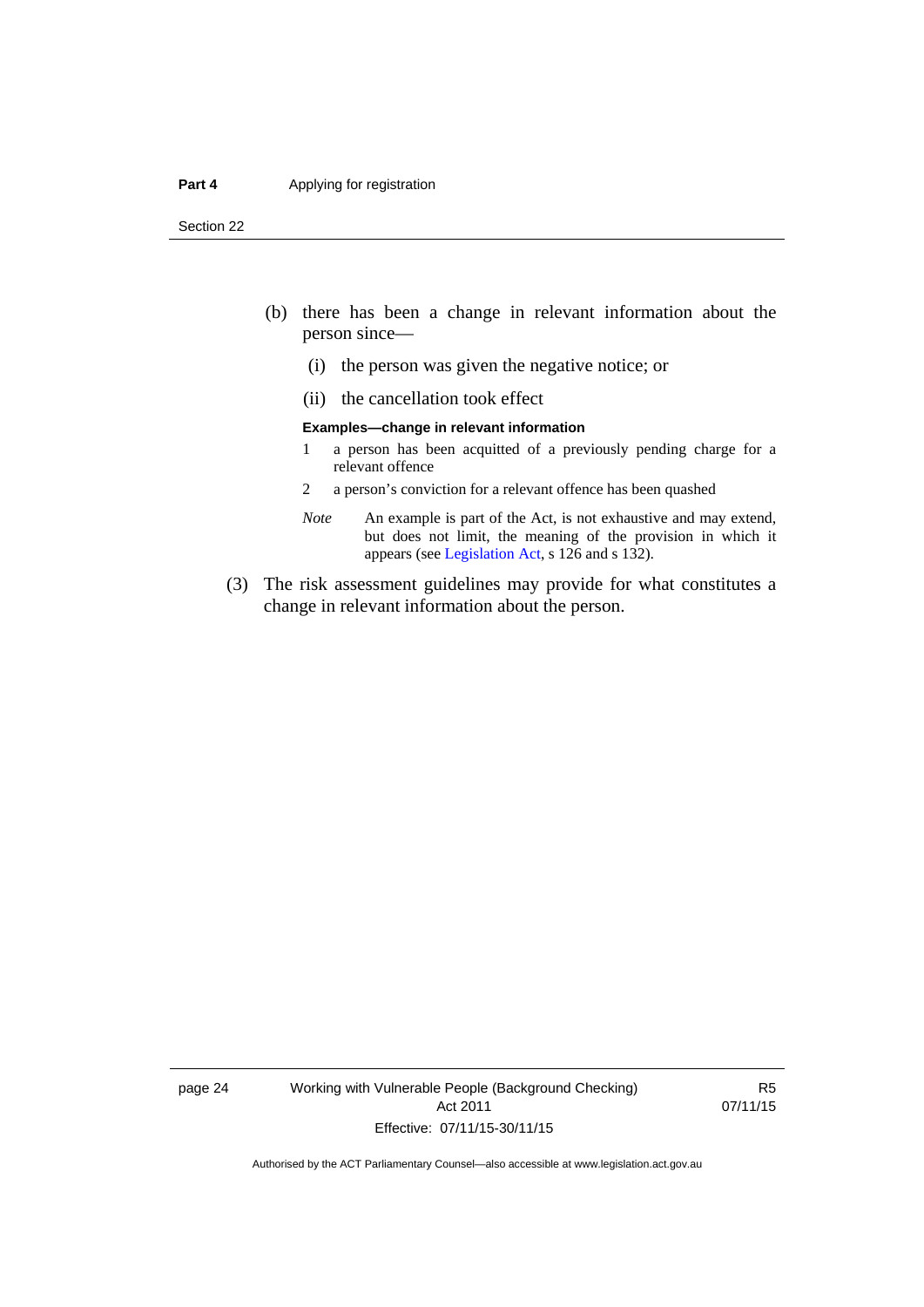(b) there has been a change in relevant information about the person since—

(i) the person was given the negative notice; or

(ii) the cancellation took effect

**Examples—change in relevant information**

1 a person has been acquitted of a previously pending charge for a relevant offence

2 a person's conviction for a relevant offence has been quashed

*Note* An example is part of the Act, is not exhaustive and may extend, but does not limit, the meaning of the provision in which it appears (see Legislation Act, s 126 and s 132).

(3) The risk assessment guidelines may provide for what constitutes a change in relevant information about the person.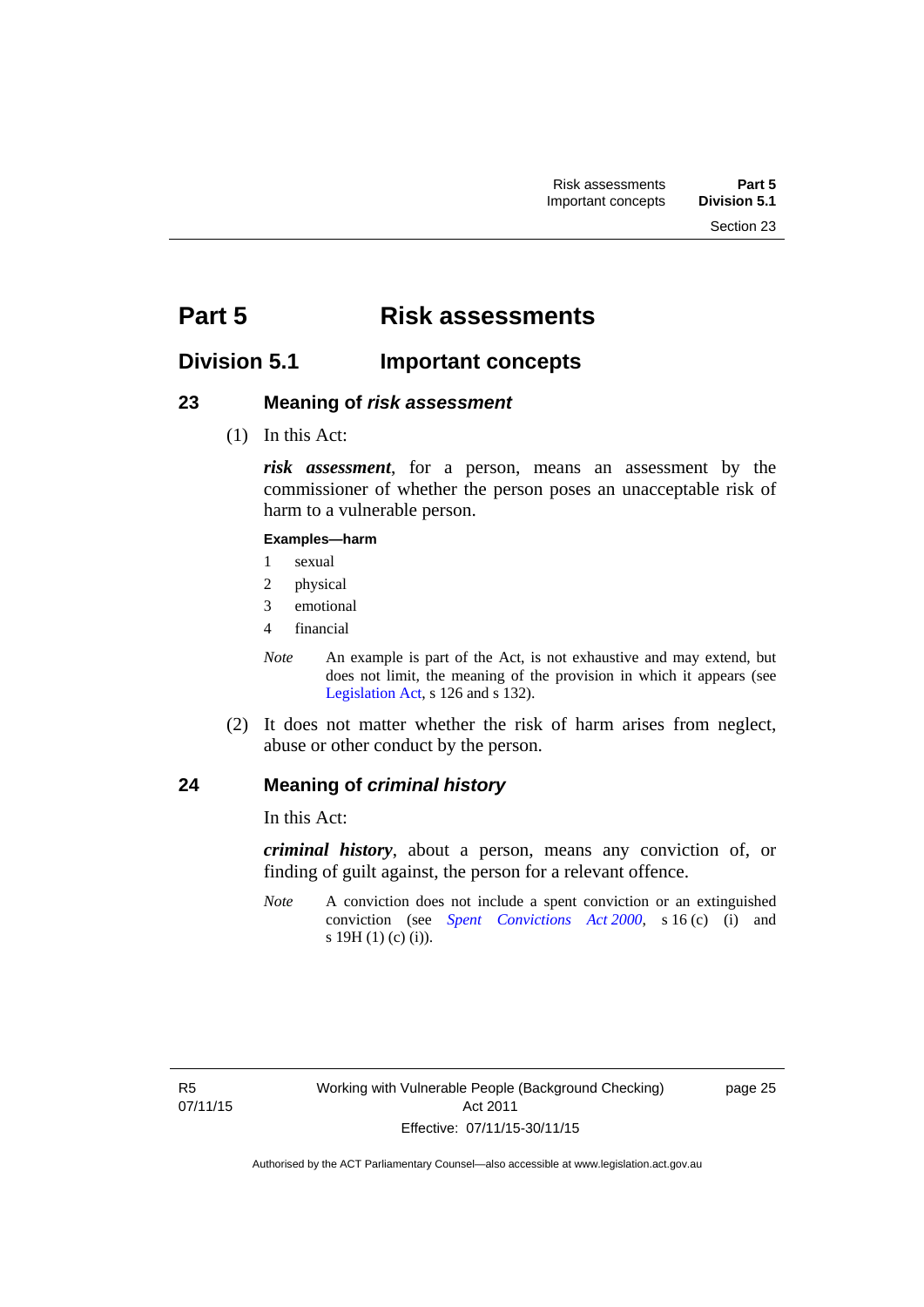# Part 5 Risk assessments

## Division 5.1 Important concepts

### 23 Meaning of *risk assessment*

(1) In this Act:

***risk assessment***, for a person, means an assessment by the commissioner of whether the person poses an unacceptable risk of harm to a vulnerable person.

**Examples—harm**

1 sexual
2 physical
3 emotional
4 financial

*Note* An example is part of the Act, is not exhaustive and may extend, but does not limit, the meaning of the provision in which it appears (see Legislation Act, s 126 and s 132).

(2) It does not matter whether the risk of harm arises from neglect, abuse or other conduct by the person.

### 24 Meaning of *criminal history*

In this Act:

***criminal history***, about a person, means any conviction of, or finding of guilt against, the person for a relevant offence.

*Note* A conviction does not include a spent conviction or an extinguished conviction (see *Spent Convictions Act 2000*, s 16 (c) (i) and s 19H (1) (c) (i)).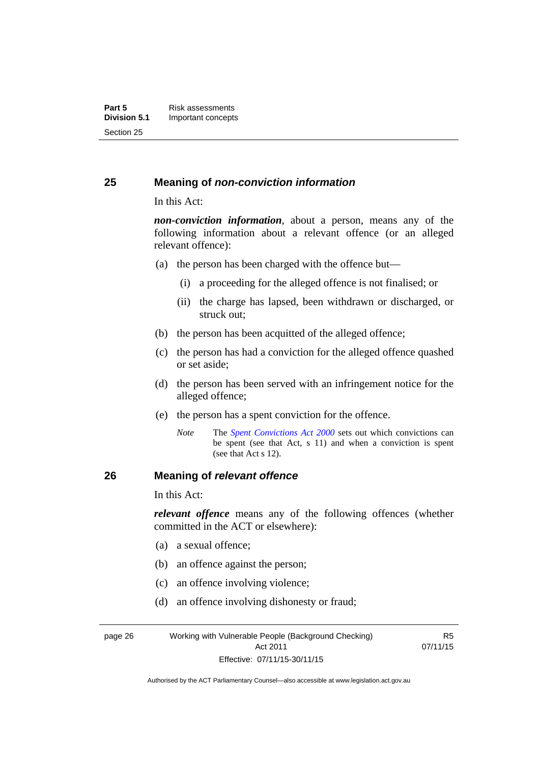## 25 Meaning of *non-conviction information*

In this Act:

***non-conviction information***, about a person, means any of the following information about a relevant offence (or an alleged relevant offence):

(a) the person has been charged with the offence but—

(i) a proceeding for the alleged offence is not finalised; or

(ii) the charge has lapsed, been withdrawn or discharged, or struck out;

(b) the person has been acquitted of the alleged offence;

(c) the person has had a conviction for the alleged offence quashed or set aside;

(d) the person has been served with an infringement notice for the alleged offence;

(e) the person has a spent conviction for the offence.

*Note* The *Spent Convictions Act 2000* sets out which convictions can be spent (see that Act, s 11) and when a conviction is spent (see that Act s 12).

## 26 Meaning of *relevant offence*

In this Act:

***relevant offence*** means any of the following offences (whether committed in the ACT or elsewhere):

(a) a sexual offence;

(b) an offence against the person;

(c) an offence involving violence;

(d) an offence involving dishonesty or fraud;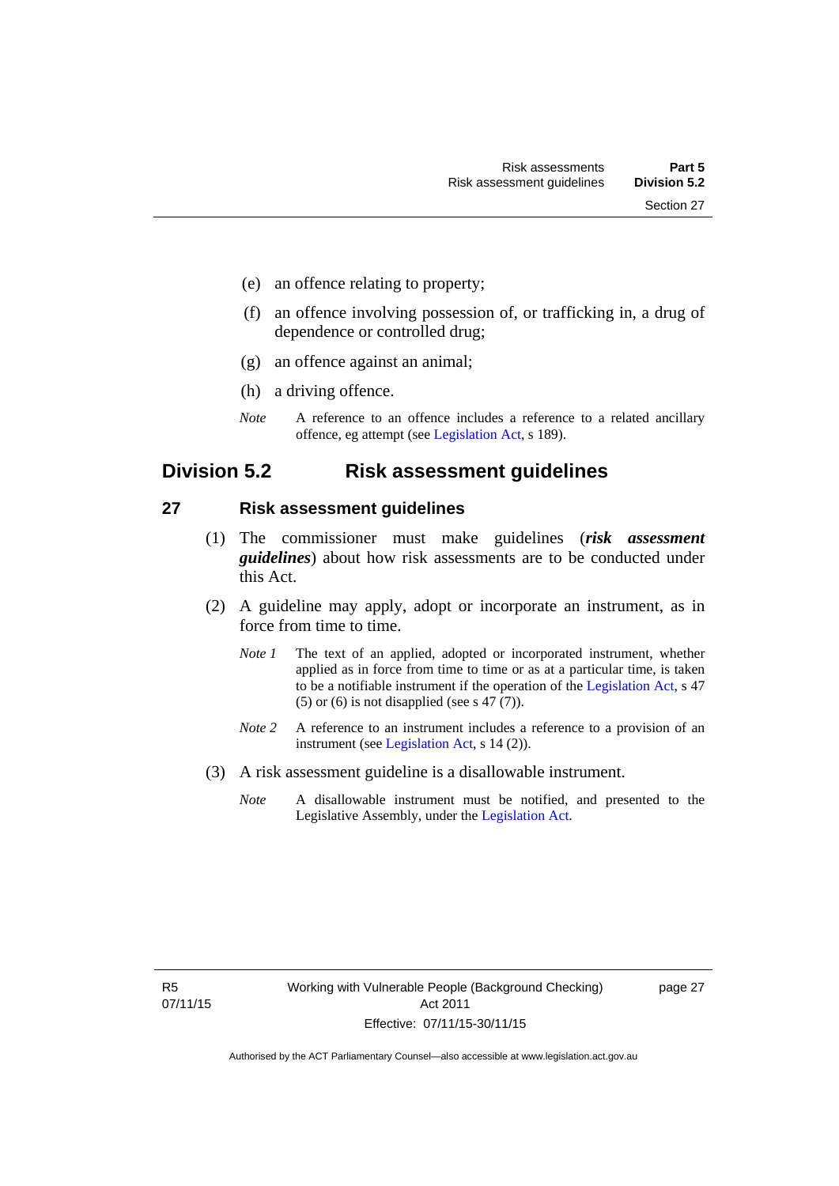(e) an offence relating to property;

(f) an offence involving possession of, or trafficking in, a drug of dependence or controlled drug;

(g) an offence against an animal;

(h) a driving offence.

*Note* A reference to an offence includes a reference to a related ancillary offence, eg attempt (see Legislation Act, s 189).

## Division 5.2 Risk assessment guidelines

### 27 Risk assessment guidelines

(1) The commissioner must make guidelines (***risk assessment guidelines***) about how risk assessments are to be conducted under this Act.

(2) A guideline may apply, adopt or incorporate an instrument, as in force from time to time.

*Note 1* The text of an applied, adopted or incorporated instrument, whether applied as in force from time to time or as at a particular time, is taken to be a notifiable instrument if the operation of the Legislation Act, s 47 (5) or (6) is not disapplied (see s 47 (7)).

*Note 2* A reference to an instrument includes a reference to a provision of an instrument (see Legislation Act, s 14 (2)).

(3) A risk assessment guideline is a disallowable instrument.

*Note* A disallowable instrument must be notified, and presented to the Legislative Assembly, under the Legislation Act.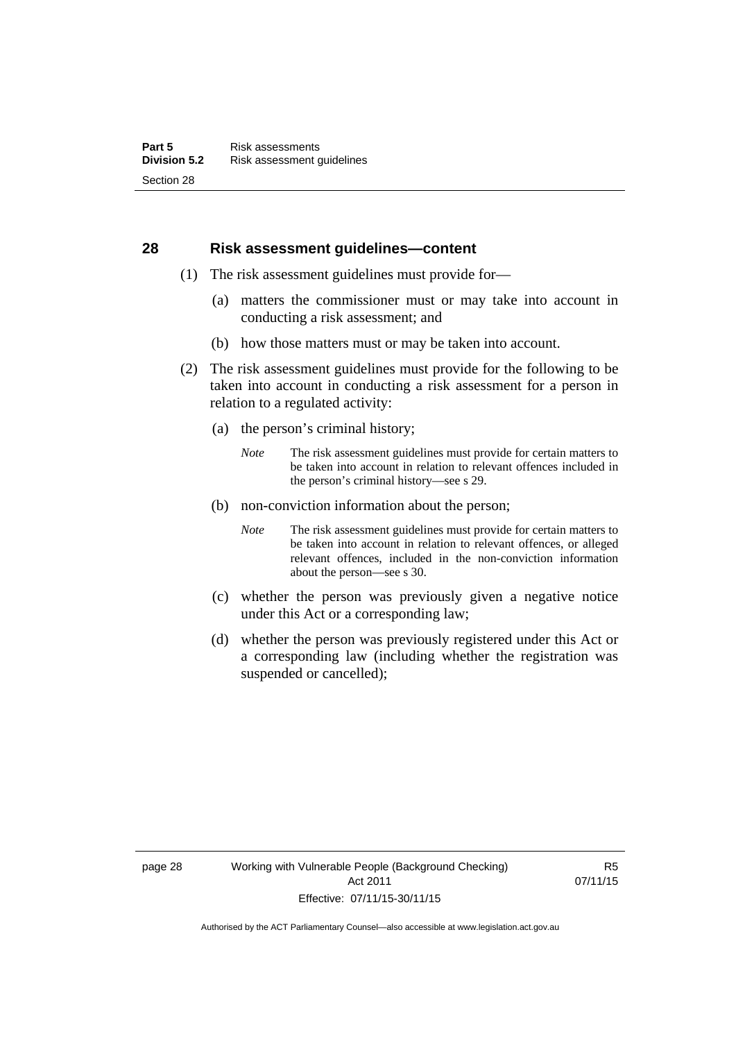## 28 Risk assessment guidelines—content

(1) The risk assessment guidelines must provide for—

(a) matters the commissioner must or may take into account in conducting a risk assessment; and

(b) how those matters must or may be taken into account.

(2) The risk assessment guidelines must provide for the following to be taken into account in conducting a risk assessment for a person in relation to a regulated activity:

(a) the person's criminal history;

*Note* The risk assessment guidelines must provide for certain matters to be taken into account in relation to relevant offences included in the person's criminal history—see s 29.

(b) non-conviction information about the person;

*Note* The risk assessment guidelines must provide for certain matters to be taken into account in relation to relevant offences, or alleged relevant offences, included in the non-conviction information about the person—see s 30.

(c) whether the person was previously given a negative notice under this Act or a corresponding law;

(d) whether the person was previously registered under this Act or a corresponding law (including whether the registration was suspended or cancelled);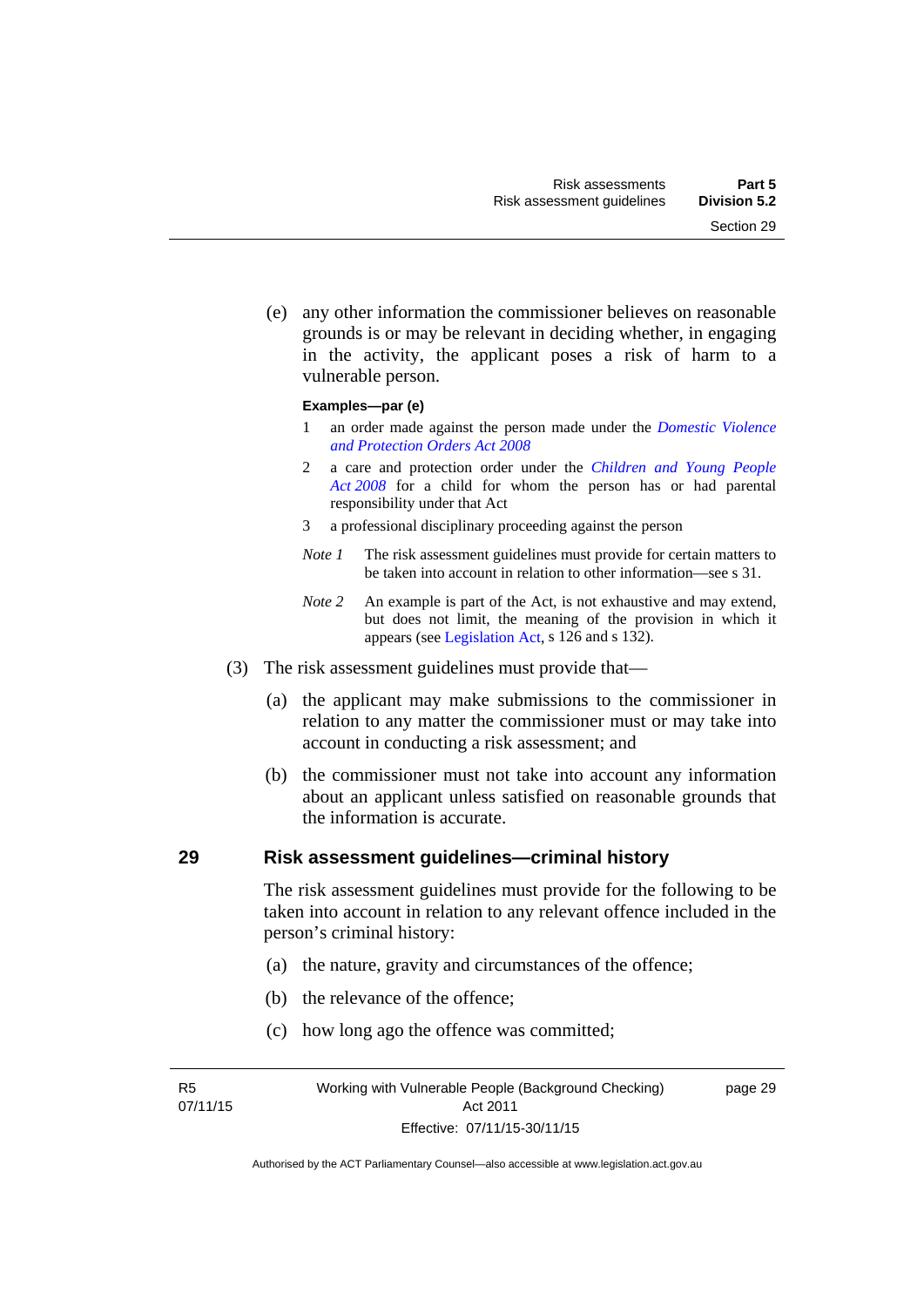(e) any other information the commissioner believes on reasonable grounds is or may be relevant in deciding whether, in engaging in the activity, the applicant poses a risk of harm to a vulnerable person.

**Examples—par (e)**

1 an order made against the person made under the *Domestic Violence and Protection Orders Act 2008*

2 a care and protection order under the *Children and Young People Act 2008* for a child for whom the person has or had parental responsibility under that Act

3 a professional disciplinary proceeding against the person

*Note 1* The risk assessment guidelines must provide for certain matters to be taken into account in relation to other information—see s 31.

*Note 2* An example is part of the Act, is not exhaustive and may extend, but does not limit, the meaning of the provision in which it appears (see Legislation Act, s 126 and s 132).

(3) The risk assessment guidelines must provide that—

(a) the applicant may make submissions to the commissioner in relation to any matter the commissioner must or may take into account in conducting a risk assessment; and

(b) the commissioner must not take into account any information about an applicant unless satisfied on reasonable grounds that the information is accurate.

## 29 Risk assessment guidelines—criminal history

The risk assessment guidelines must provide for the following to be taken into account in relation to any relevant offence included in the person's criminal history:

(a) the nature, gravity and circumstances of the offence;

(b) the relevance of the offence;

(c) how long ago the offence was committed;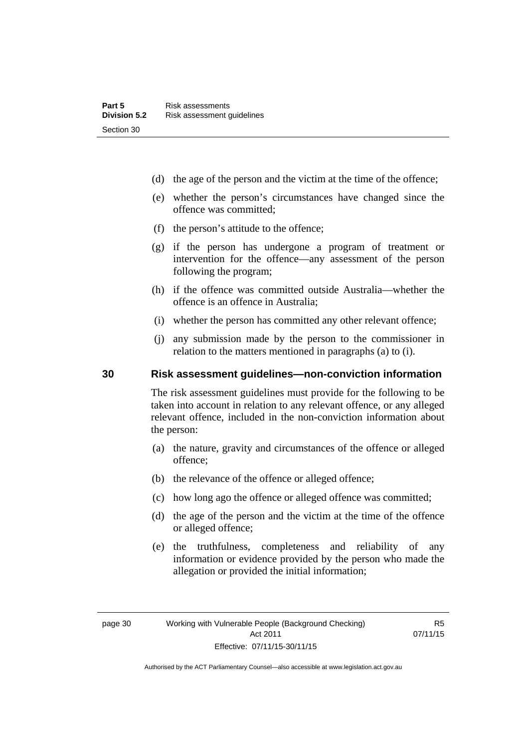(d) the age of the person and the victim at the time of the offence;

(e) whether the person's circumstances have changed since the offence was committed;

(f) the person's attitude to the offence;

(g) if the person has undergone a program of treatment or intervention for the offence—any assessment of the person following the program;

(h) if the offence was committed outside Australia—whether the offence is an offence in Australia;

(i) whether the person has committed any other relevant offence;

(j) any submission made by the person to the commissioner in relation to the matters mentioned in paragraphs (a) to (i).

## 30 Risk assessment guidelines—non-conviction information

The risk assessment guidelines must provide for the following to be taken into account in relation to any relevant offence, or any alleged relevant offence, included in the non-conviction information about the person:

(a) the nature, gravity and circumstances of the offence or alleged offence;

(b) the relevance of the offence or alleged offence;

(c) how long ago the offence or alleged offence was committed;

(d) the age of the person and the victim at the time of the offence or alleged offence;

(e) the truthfulness, completeness and reliability of any information or evidence provided by the person who made the allegation or provided the initial information;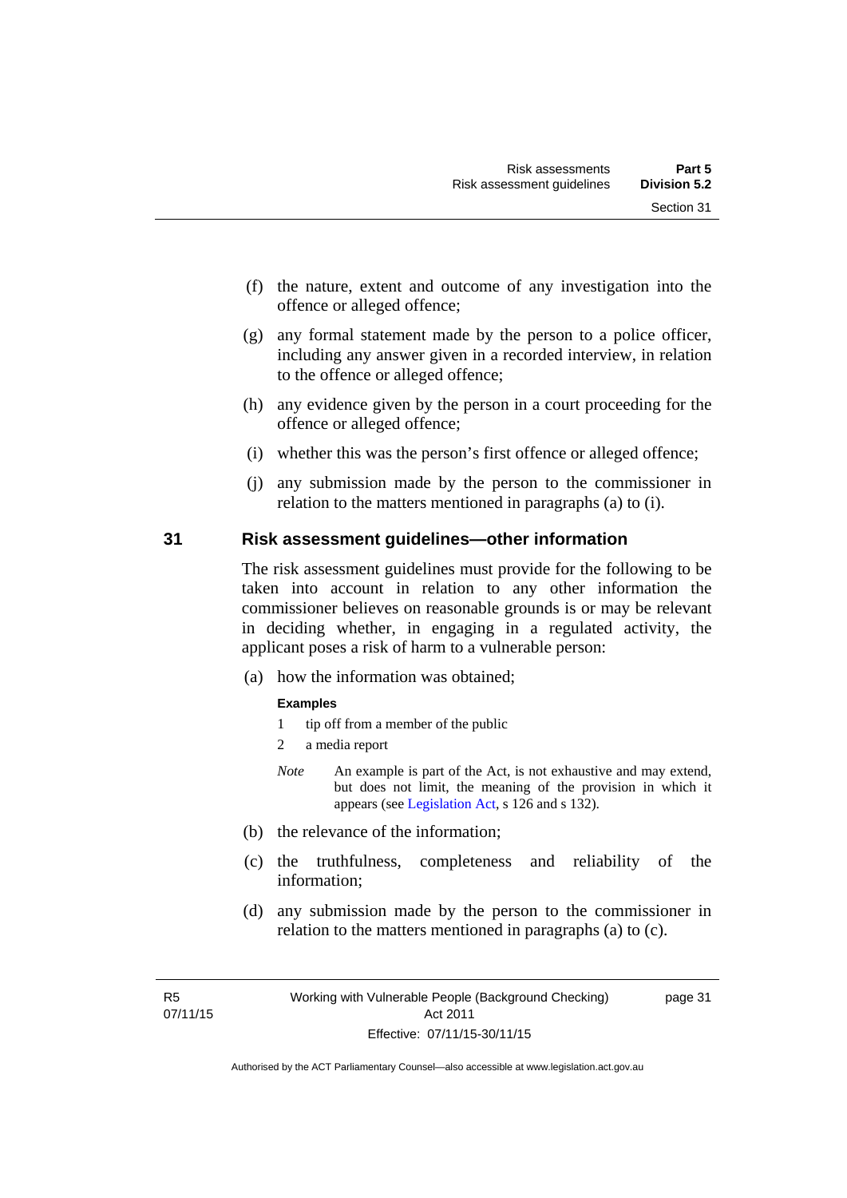(f) the nature, extent and outcome of any investigation into the offence or alleged offence;

(g) any formal statement made by the person to a police officer, including any answer given in a recorded interview, in relation to the offence or alleged offence;

(h) any evidence given by the person in a court proceeding for the offence or alleged offence;

(i) whether this was the person's first offence or alleged offence;

(j) any submission made by the person to the commissioner in relation to the matters mentioned in paragraphs (a) to (i).

## 31 Risk assessment guidelines—other information

The risk assessment guidelines must provide for the following to be taken into account in relation to any other information the commissioner believes on reasonable grounds is or may be relevant in deciding whether, in engaging in a regulated activity, the applicant poses a risk of harm to a vulnerable person:

(a) how the information was obtained;

**Examples**

1 tip off from a member of the public

2 a media report

*Note* An example is part of the Act, is not exhaustive and may extend, but does not limit, the meaning of the provision in which it appears (see Legislation Act, s 126 and s 132).

(b) the relevance of the information;

(c) the truthfulness, completeness and reliability of the information;

(d) any submission made by the person to the commissioner in relation to the matters mentioned in paragraphs (a) to (c).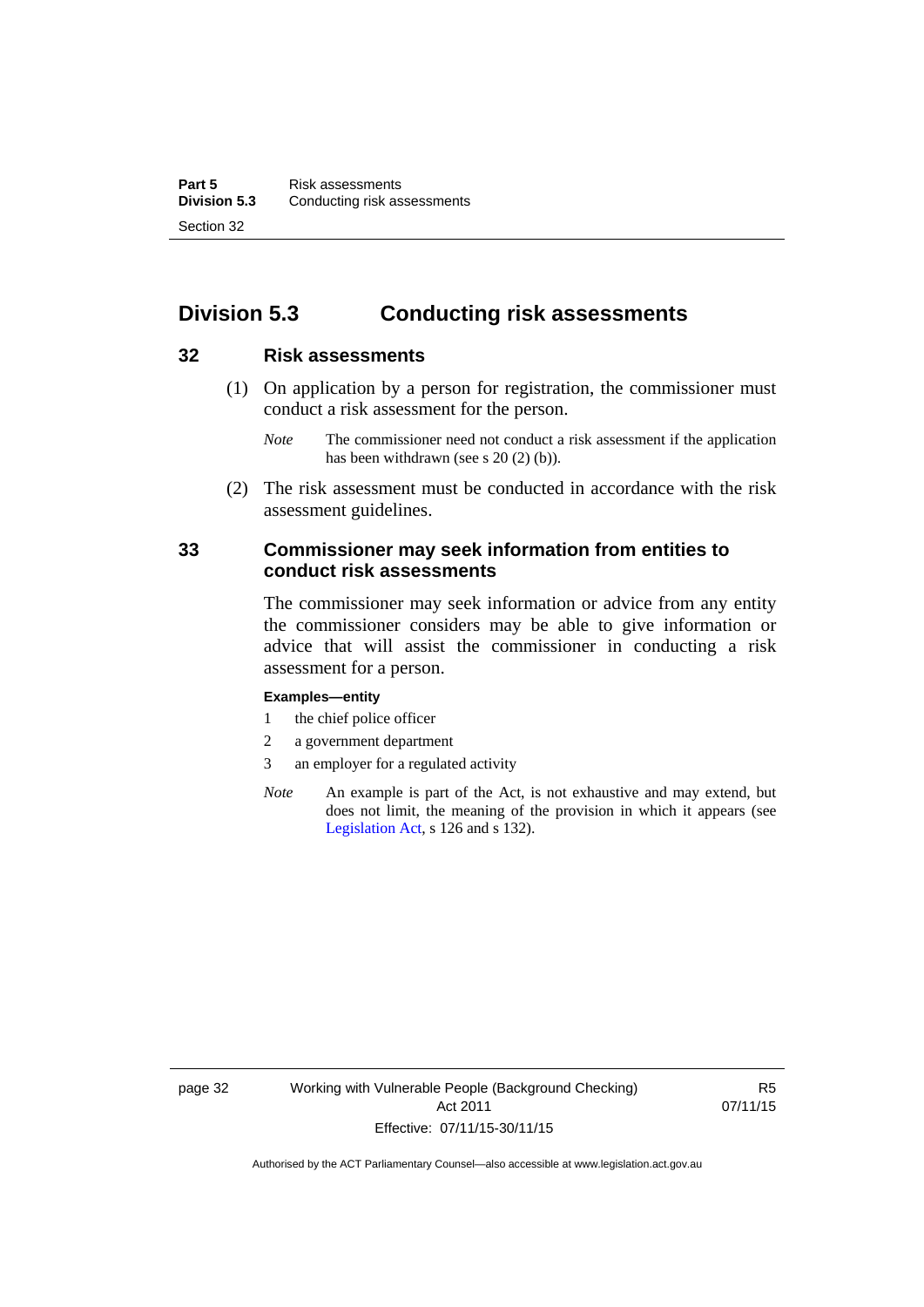## Division 5.3 Conducting risk assessments

### 32 Risk assessments

(1) On application by a person for registration, the commissioner must conduct a risk assessment for the person.

*Note* The commissioner need not conduct a risk assessment if the application has been withdrawn (see s 20 (2) (b)).

(2) The risk assessment must be conducted in accordance with the risk assessment guidelines.

### 33 Commissioner may seek information from entities to conduct risk assessments

The commissioner may seek information or advice from any entity the commissioner considers may be able to give information or advice that will assist the commissioner in conducting a risk assessment for a person.

**Examples—entity**

1 the chief police officer

2 a government department

3 an employer for a regulated activity

*Note* An example is part of the Act, is not exhaustive and may extend, but does not limit, the meaning of the provision in which it appears (see Legislation Act, s 126 and s 132).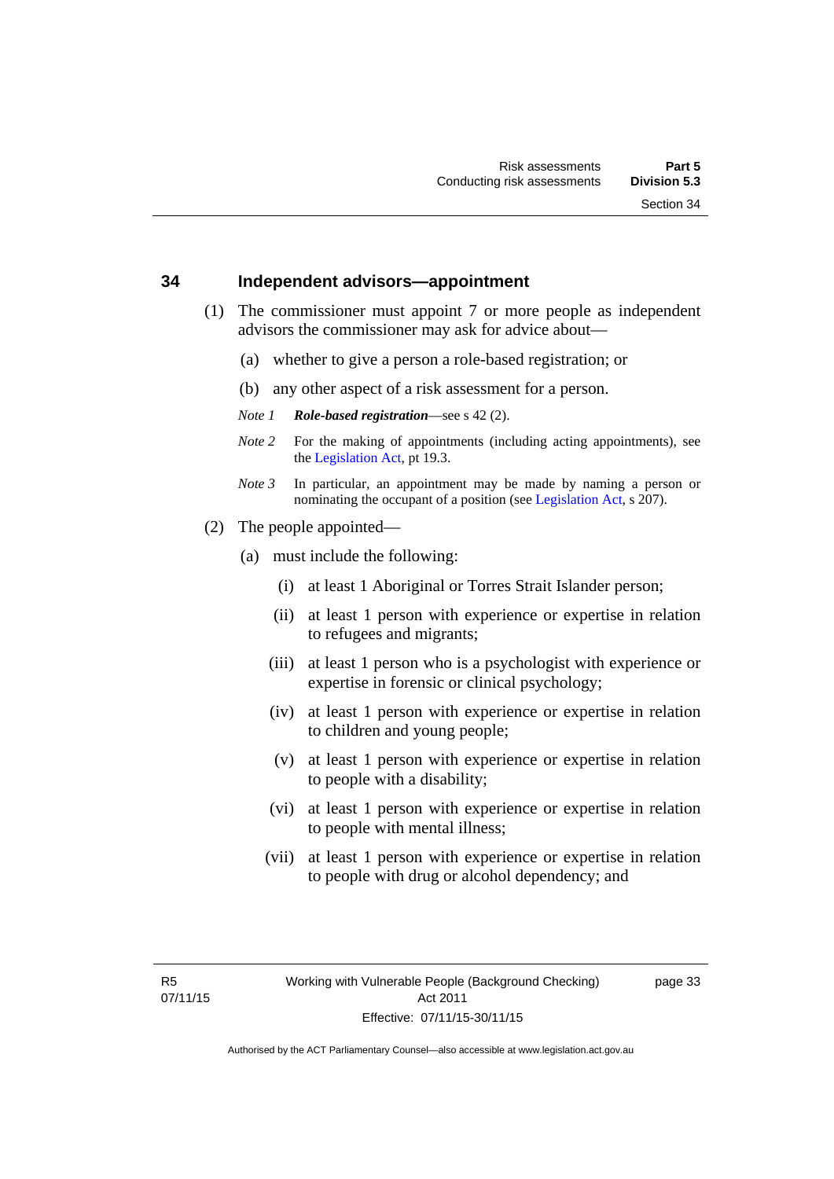### 34 Independent advisors—appointment

(1) The commissioner must appoint 7 or more people as independent advisors the commissioner may ask for advice about—

  (a) whether to give a person a role-based registration; or

  (b) any other aspect of a risk assessment for a person.

*Note 1* ***Role-based registration***—see s 42 (2).

*Note 2* For the making of appointments (including acting appointments), see the Legislation Act, pt 19.3.

*Note 3* In particular, an appointment may be made by naming a person or nominating the occupant of a position (see Legislation Act, s 207).

(2) The people appointed—

  (a) must include the following:

    (i) at least 1 Aboriginal or Torres Strait Islander person;

    (ii) at least 1 person with experience or expertise in relation to refugees and migrants;

    (iii) at least 1 person who is a psychologist with experience or expertise in forensic or clinical psychology;

    (iv) at least 1 person with experience or expertise in relation to children and young people;

    (v) at least 1 person with experience or expertise in relation to people with a disability;

    (vi) at least 1 person with experience or expertise in relation to people with mental illness;

    (vii) at least 1 person with experience or expertise in relation to people with drug or alcohol dependency; and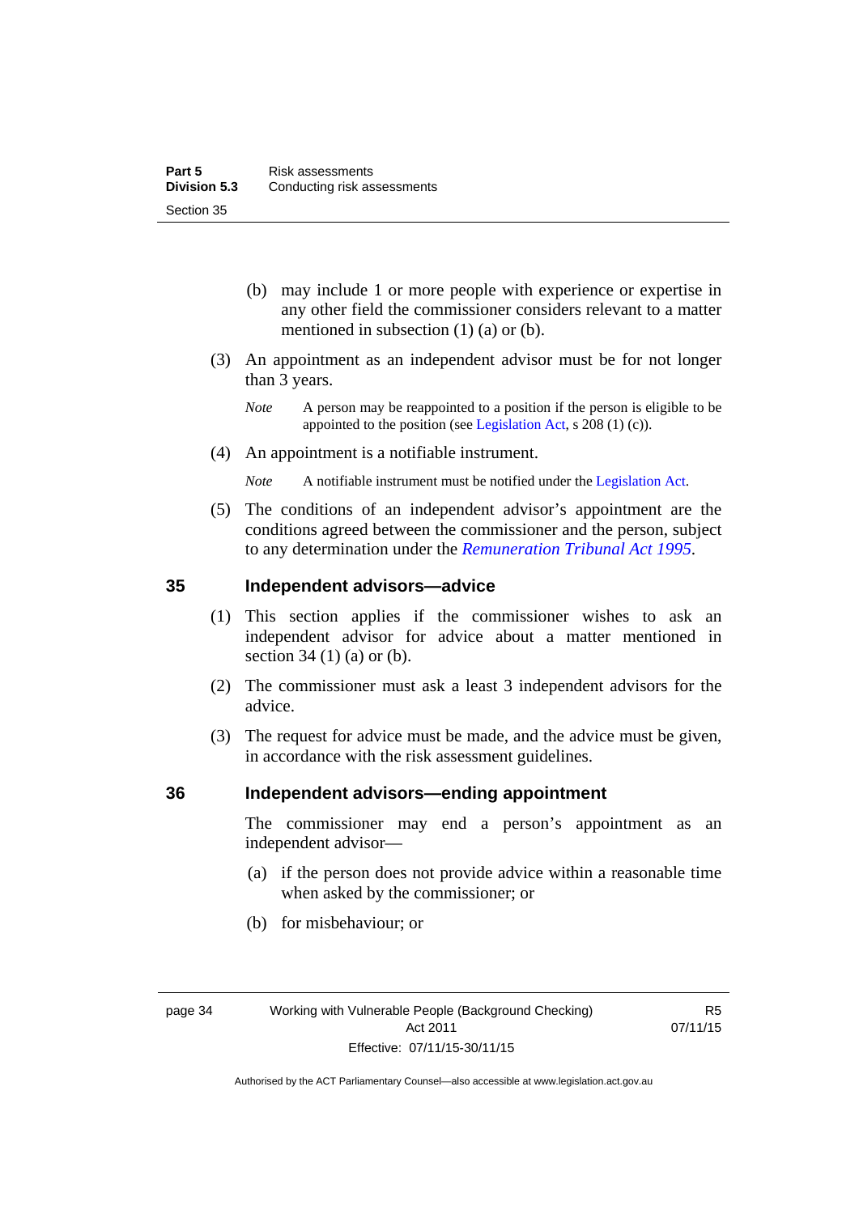(b) may include 1 or more people with experience or expertise in any other field the commissioner considers relevant to a matter mentioned in subsection (1) (a) or (b).

(3) An appointment as an independent advisor must be for not longer than 3 years.

*Note* A person may be reappointed to a position if the person is eligible to be appointed to the position (see Legislation Act, s 208 (1) (c)).

(4) An appointment is a notifiable instrument.

*Note* A notifiable instrument must be notified under the Legislation Act.

(5) The conditions of an independent advisor's appointment are the conditions agreed between the commissioner and the person, subject to any determination under the *Remuneration Tribunal Act 1995*.

## 35 Independent advisors—advice

(1) This section applies if the commissioner wishes to ask an independent advisor for advice about a matter mentioned in section 34 (1) (a) or (b).

(2) The commissioner must ask a least 3 independent advisors for the advice.

(3) The request for advice must be made, and the advice must be given, in accordance with the risk assessment guidelines.

## 36 Independent advisors—ending appointment

The commissioner may end a person's appointment as an independent advisor—

(a) if the person does not provide advice within a reasonable time when asked by the commissioner; or

(b) for misbehaviour; or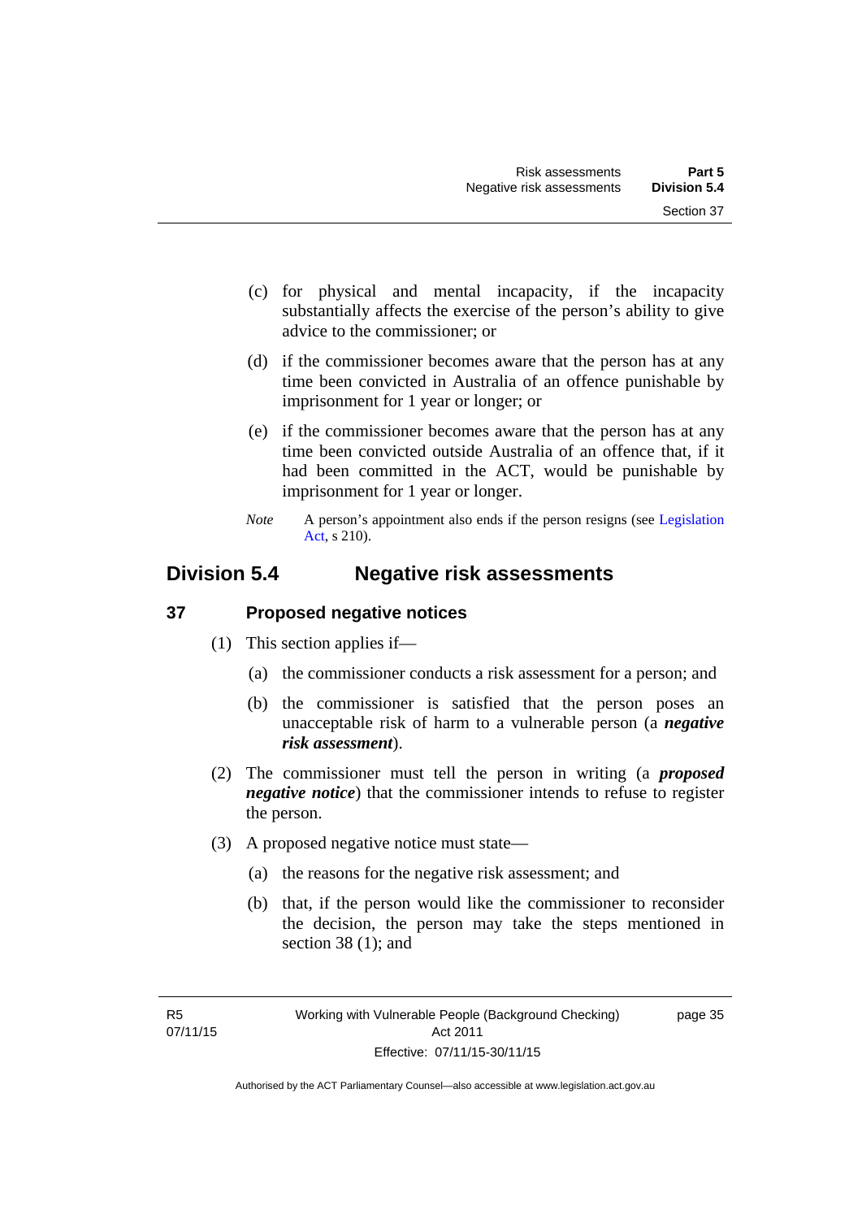(c) for physical and mental incapacity, if the incapacity substantially affects the exercise of the person's ability to give advice to the commissioner; or

(d) if the commissioner becomes aware that the person has at any time been convicted in Australia of an offence punishable by imprisonment for 1 year or longer; or

(e) if the commissioner becomes aware that the person has at any time been convicted outside Australia of an offence that, if it had been committed in the ACT, would be punishable by imprisonment for 1 year or longer.

*Note* A person's appointment also ends if the person resigns (see Legislation Act, s 210).

## Division 5.4 Negative risk assessments

### 37 Proposed negative notices

(1) This section applies if—

(a) the commissioner conducts a risk assessment for a person; and

(b) the commissioner is satisfied that the person poses an unacceptable risk of harm to a vulnerable person (a ***negative risk assessment***).

(2) The commissioner must tell the person in writing (a ***proposed negative notice***) that the commissioner intends to refuse to register the person.

(3) A proposed negative notice must state—

(a) the reasons for the negative risk assessment; and

(b) that, if the person would like the commissioner to reconsider the decision, the person may take the steps mentioned in section 38 (1); and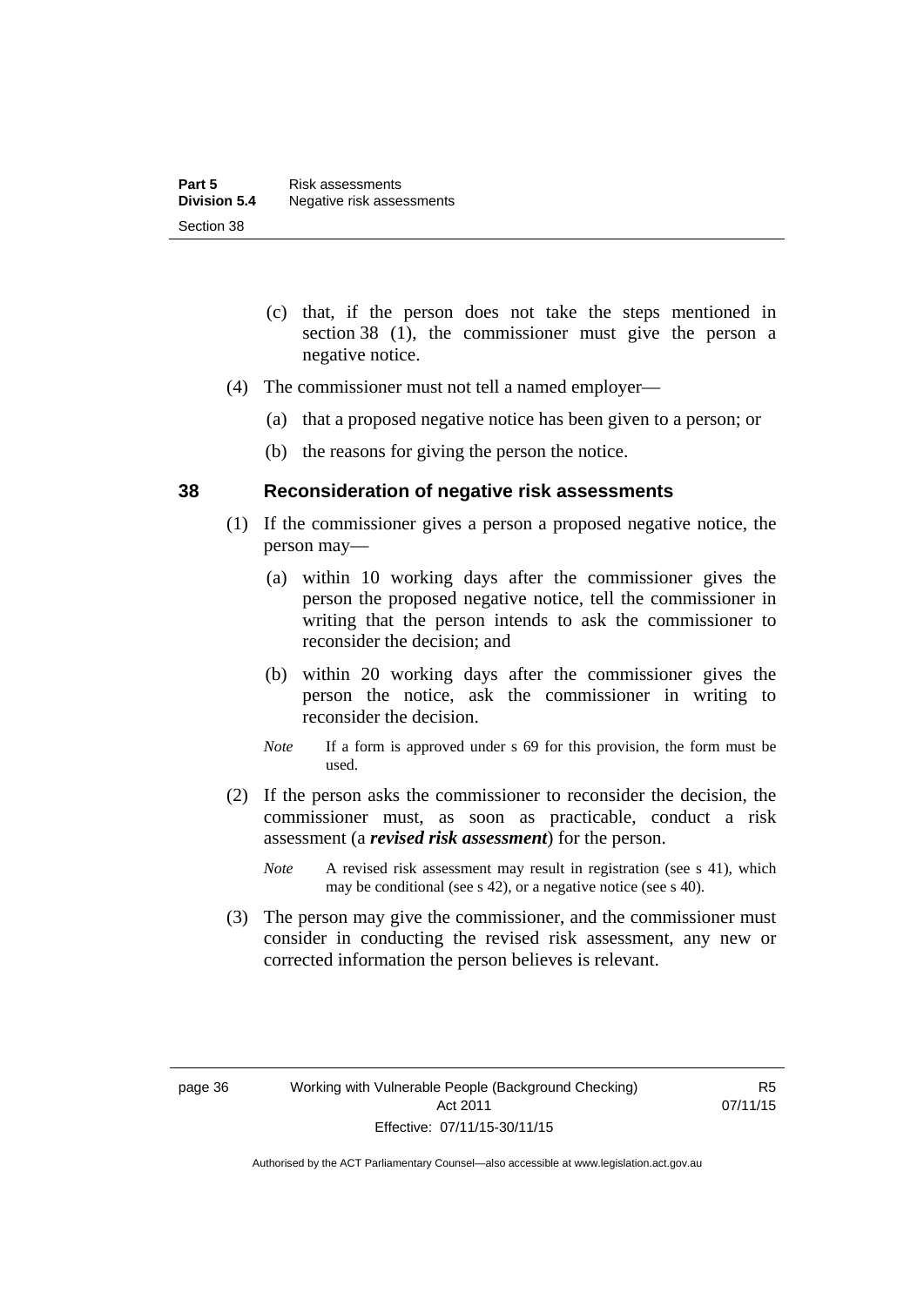(c) that, if the person does not take the steps mentioned in section 38 (1), the commissioner must give the person a negative notice.

(4) The commissioner must not tell a named employer—

(a) that a proposed negative notice has been given to a person; or

(b) the reasons for giving the person the notice.

## 38 Reconsideration of negative risk assessments

(1) If the commissioner gives a person a proposed negative notice, the person may—

(a) within 10 working days after the commissioner gives the person the proposed negative notice, tell the commissioner in writing that the person intends to ask the commissioner to reconsider the decision; and

(b) within 20 working days after the commissioner gives the person the notice, ask the commissioner in writing to reconsider the decision.

*Note* If a form is approved under s 69 for this provision, the form must be used.

(2) If the person asks the commissioner to reconsider the decision, the commissioner must, as soon as practicable, conduct a risk assessment (a ***revised risk assessment***) for the person.

*Note* A revised risk assessment may result in registration (see s 41), which may be conditional (see s 42), or a negative notice (see s 40).

(3) The person may give the commissioner, and the commissioner must consider in conducting the revised risk assessment, any new or corrected information the person believes is relevant.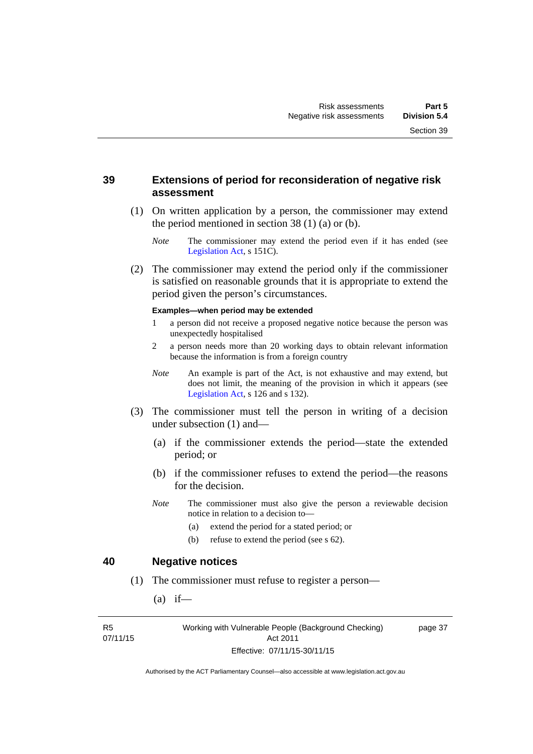## 39 Extensions of period for reconsideration of negative risk assessment

(1) On written application by a person, the commissioner may extend the period mentioned in section 38 (1) (a) or (b).

*Note* The commissioner may extend the period even if it has ended (see Legislation Act, s 151C).

(2) The commissioner may extend the period only if the commissioner is satisfied on reasonable grounds that it is appropriate to extend the period given the person's circumstances.

**Examples—when period may be extended**

1 a person did not receive a proposed negative notice because the person was unexpectedly hospitalised

2 a person needs more than 20 working days to obtain relevant information because the information is from a foreign country

*Note* An example is part of the Act, is not exhaustive and may extend, but does not limit, the meaning of the provision in which it appears (see Legislation Act, s 126 and s 132).

(3) The commissioner must tell the person in writing of a decision under subsection (1) and—

(a) if the commissioner extends the period—state the extended period; or

(b) if the commissioner refuses to extend the period—the reasons for the decision.

*Note* The commissioner must also give the person a reviewable decision notice in relation to a decision to—

(a) extend the period for a stated period; or

(b) refuse to extend the period (see s 62).

## 40 Negative notices

(1) The commissioner must refuse to register a person—

(a) if—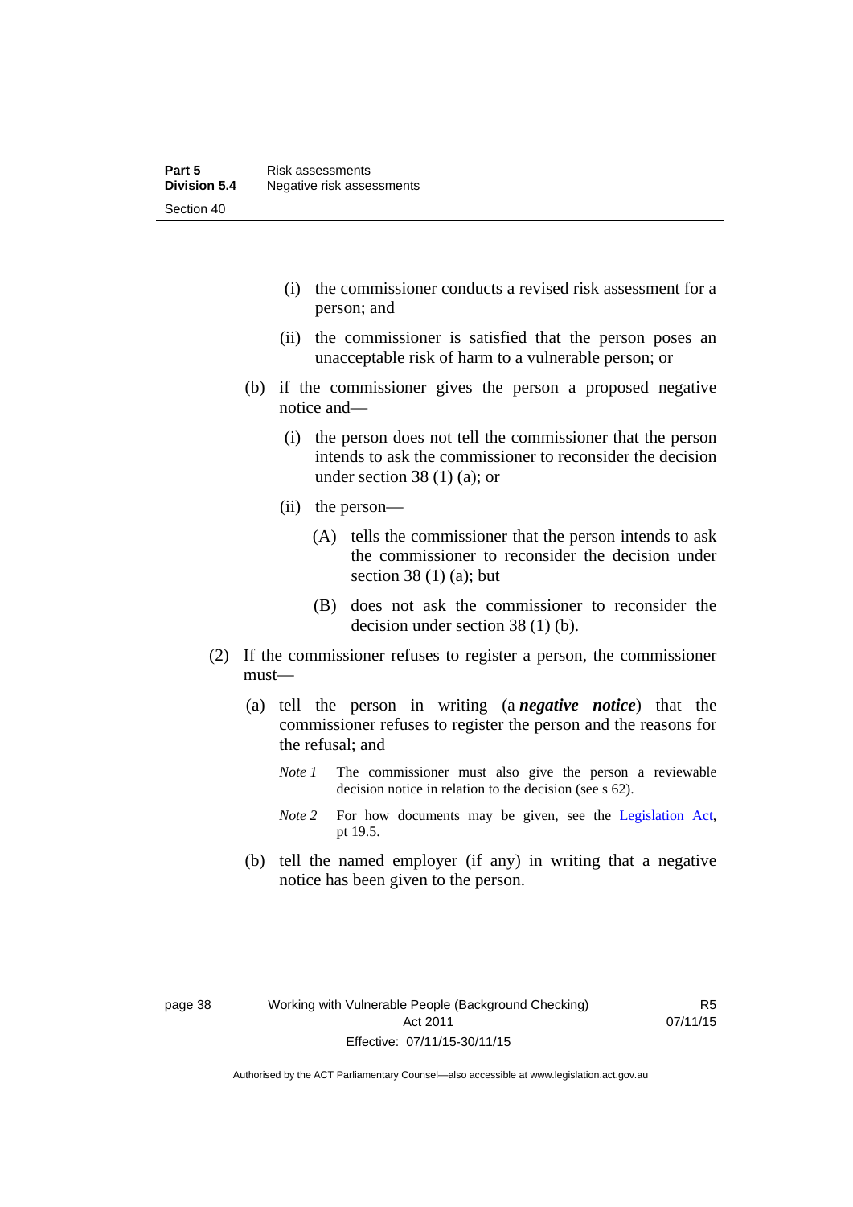(i) the commissioner conducts a revised risk assessment for a person; and

(ii) the commissioner is satisfied that the person poses an unacceptable risk of harm to a vulnerable person; or

(b) if the commissioner gives the person a proposed negative notice and—

(i) the person does not tell the commissioner that the person intends to ask the commissioner to reconsider the decision under section 38 (1) (a); or

(ii) the person—

(A) tells the commissioner that the person intends to ask the commissioner to reconsider the decision under section 38 (1) (a); but

(B) does not ask the commissioner to reconsider the decision under section 38 (1) (b).

(2) If the commissioner refuses to register a person, the commissioner must—

(a) tell the person in writing (a ***negative notice***) that the commissioner refuses to register the person and the reasons for the refusal; and

*Note 1* The commissioner must also give the person a reviewable decision notice in relation to the decision (see s 62).

*Note 2* For how documents may be given, see the Legislation Act, pt 19.5.

(b) tell the named employer (if any) in writing that a negative notice has been given to the person.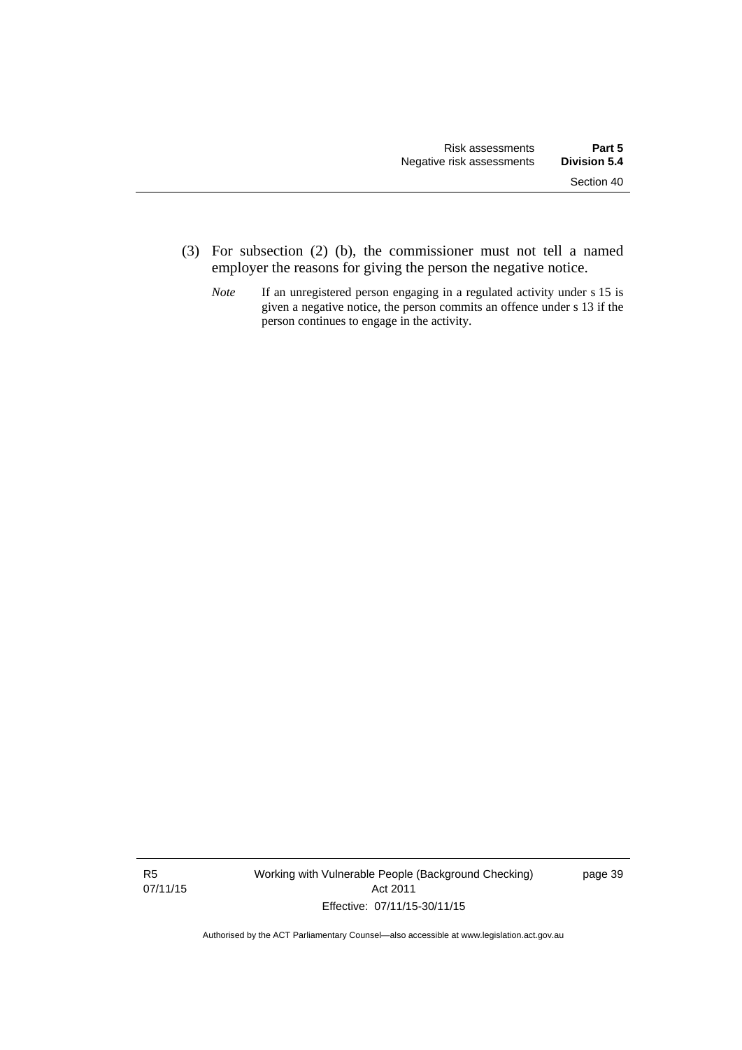(3) For subsection (2) (b), the commissioner must not tell a named employer the reasons for giving the person the negative notice.

*Note* If an unregistered person engaging in a regulated activity under s 15 is given a negative notice, the person commits an offence under s 13 if the person continues to engage in the activity.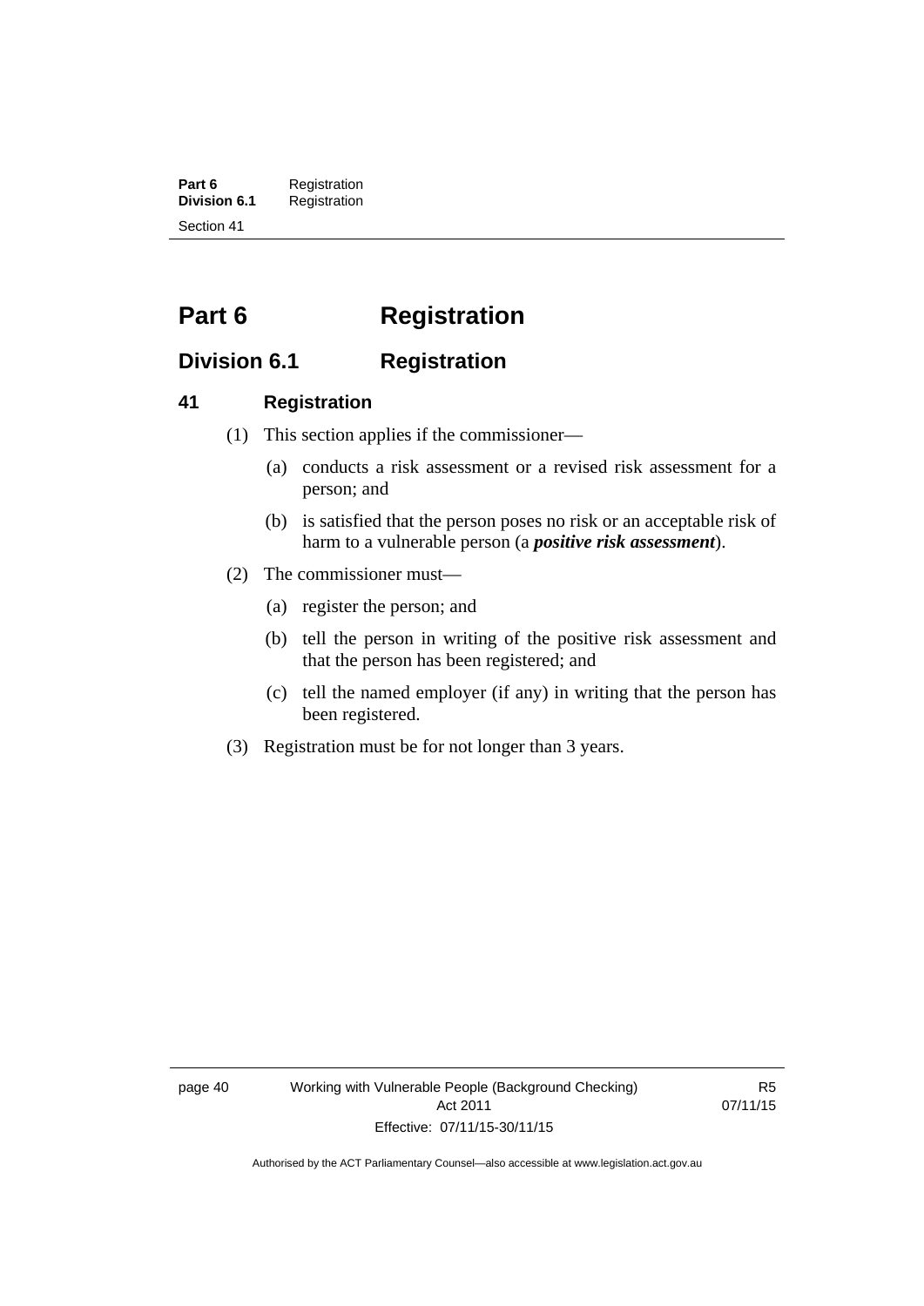# Part 6 Registration

## Division 6.1 Registration

### 41 Registration

(1) This section applies if the commissioner—

(a) conducts a risk assessment or a revised risk assessment for a person; and

(b) is satisfied that the person poses no risk or an acceptable risk of harm to a vulnerable person (a ***positive risk assessment***).

(2) The commissioner must—

(a) register the person; and

(b) tell the person in writing of the positive risk assessment and that the person has been registered; and

(c) tell the named employer (if any) in writing that the person has been registered.

(3) Registration must be for not longer than 3 years.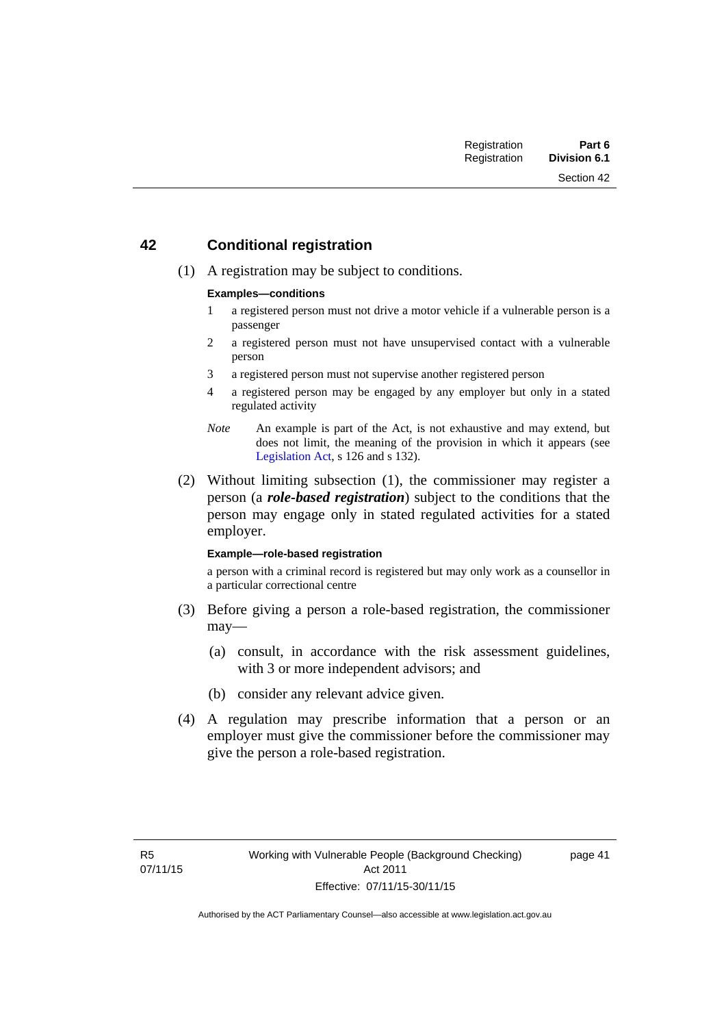## 42 Conditional registration

(1) A registration may be subject to conditions.

**Examples—conditions**

1 a registered person must not drive a motor vehicle if a vulnerable person is a passenger

2 a registered person must not have unsupervised contact with a vulnerable person

3 a registered person must not supervise another registered person

4 a registered person may be engaged by any employer but only in a stated regulated activity

*Note* An example is part of the Act, is not exhaustive and may extend, but does not limit, the meaning of the provision in which it appears (see Legislation Act, s 126 and s 132).

(2) Without limiting subsection (1), the commissioner may register a person (a ***role-based registration***) subject to the conditions that the person may engage only in stated regulated activities for a stated employer.

**Example—role-based registration**

a person with a criminal record is registered but may only work as a counsellor in a particular correctional centre

(3) Before giving a person a role-based registration, the commissioner may—

(a) consult, in accordance with the risk assessment guidelines, with 3 or more independent advisors; and

(b) consider any relevant advice given.

(4) A regulation may prescribe information that a person or an employer must give the commissioner before the commissioner may give the person a role-based registration.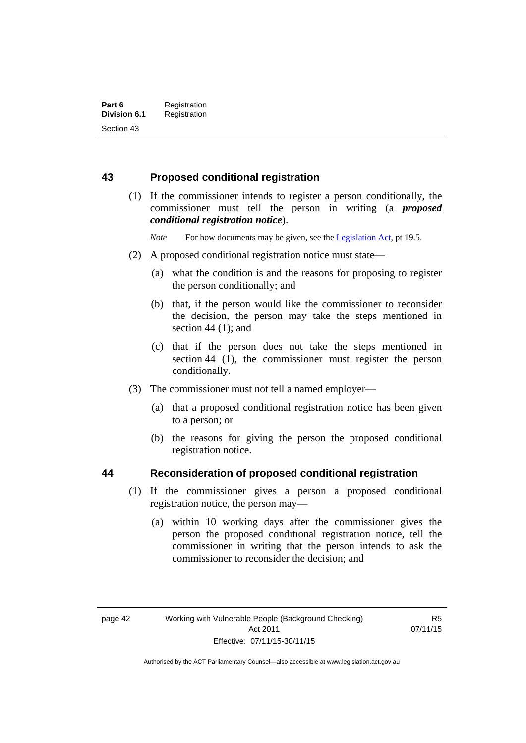## 43 Proposed conditional registration

(1) If the commissioner intends to register a person conditionally, the commissioner must tell the person in writing (a ***proposed conditional registration notice***).

*Note* For how documents may be given, see the Legislation Act, pt 19.5.

(2) A proposed conditional registration notice must state—

(a) what the condition is and the reasons for proposing to register the person conditionally; and

(b) that, if the person would like the commissioner to reconsider the decision, the person may take the steps mentioned in section 44 (1); and

(c) that if the person does not take the steps mentioned in section 44 (1), the commissioner must register the person conditionally.

(3) The commissioner must not tell a named employer—

(a) that a proposed conditional registration notice has been given to a person; or

(b) the reasons for giving the person the proposed conditional registration notice.

## 44 Reconsideration of proposed conditional registration

(1) If the commissioner gives a person a proposed conditional registration notice, the person may—

(a) within 10 working days after the commissioner gives the person the proposed conditional registration notice, tell the commissioner in writing that the person intends to ask the commissioner to reconsider the decision; and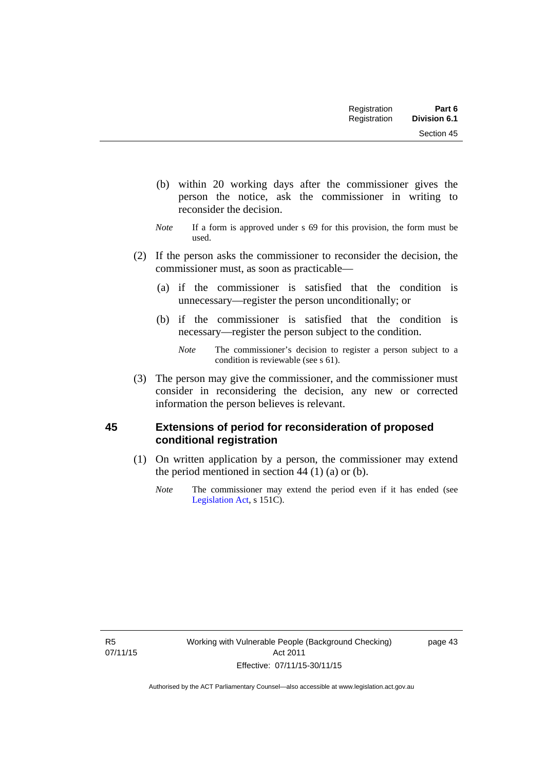(b) within 20 working days after the commissioner gives the person the notice, ask the commissioner in writing to reconsider the decision.

*Note* If a form is approved under s 69 for this provision, the form must be used.

(2) If the person asks the commissioner to reconsider the decision, the commissioner must, as soon as practicable—

(a) if the commissioner is satisfied that the condition is unnecessary—register the person unconditionally; or

(b) if the commissioner is satisfied that the condition is necessary—register the person subject to the condition.

*Note* The commissioner's decision to register a person subject to a condition is reviewable (see s 61).

(3) The person may give the commissioner, and the commissioner must consider in reconsidering the decision, any new or corrected information the person believes is relevant.

## 45 Extensions of period for reconsideration of proposed conditional registration

(1) On written application by a person, the commissioner may extend the period mentioned in section 44 (1) (a) or (b).

*Note* The commissioner may extend the period even if it has ended (see Legislation Act, s 151C).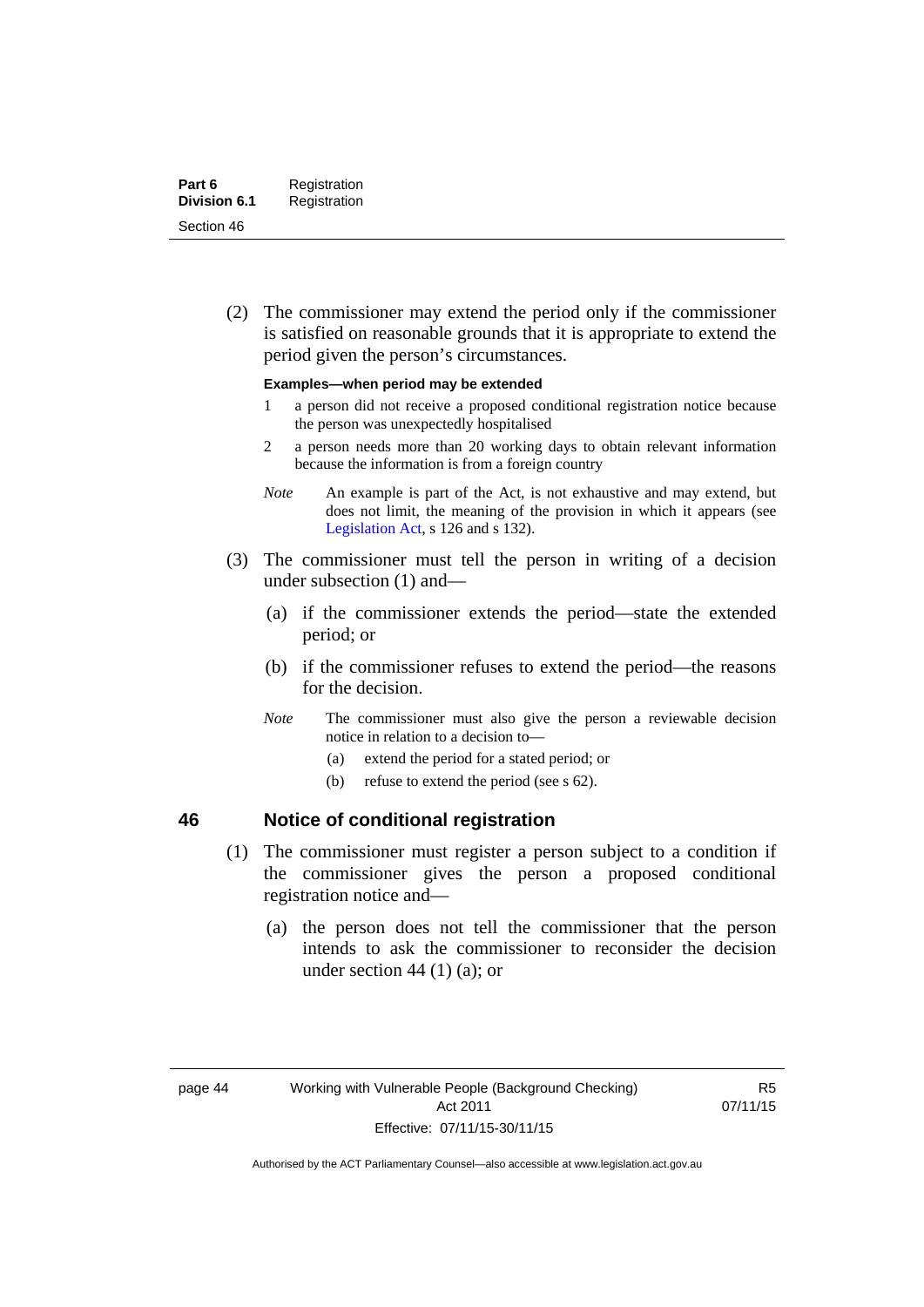(2) The commissioner may extend the period only if the commissioner is satisfied on reasonable grounds that it is appropriate to extend the period given the person's circumstances.

**Examples—when period may be extended**

1 a person did not receive a proposed conditional registration notice because the person was unexpectedly hospitalised

2 a person needs more than 20 working days to obtain relevant information because the information is from a foreign country

*Note* An example is part of the Act, is not exhaustive and may extend, but does not limit, the meaning of the provision in which it appears (see Legislation Act, s 126 and s 132).

(3) The commissioner must tell the person in writing of a decision under subsection (1) and—

(a) if the commissioner extends the period—state the extended period; or

(b) if the commissioner refuses to extend the period—the reasons for the decision.

*Note* The commissioner must also give the person a reviewable decision notice in relation to a decision to—

(a) extend the period for a stated period; or

(b) refuse to extend the period (see s 62).

## 46 Notice of conditional registration

(1) The commissioner must register a person subject to a condition if the commissioner gives the person a proposed conditional registration notice and—

(a) the person does not tell the commissioner that the person intends to ask the commissioner to reconsider the decision under section 44 (1) (a); or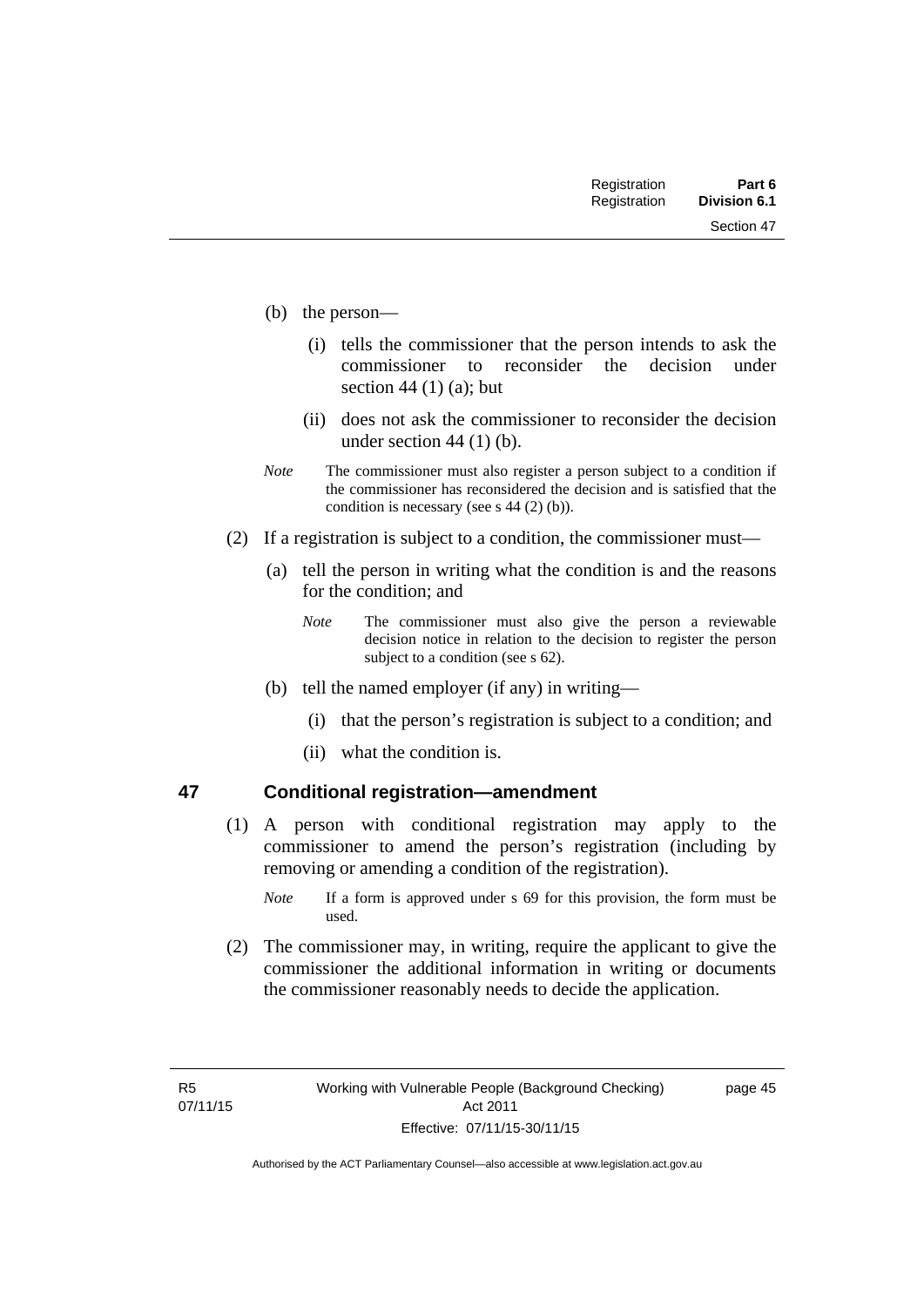(b) the person—

   (i) tells the commissioner that the person intends to ask the commissioner to reconsider the decision under section 44 (1) (a); but

   (ii) does not ask the commissioner to reconsider the decision under section 44 (1) (b).

*Note* The commissioner must also register a person subject to a condition if the commissioner has reconsidered the decision and is satisfied that the condition is necessary (see s 44 (2) (b)).

(2) If a registration is subject to a condition, the commissioner must—

   (a) tell the person in writing what the condition is and the reasons for the condition; and

   *Note* The commissioner must also give the person a reviewable decision notice in relation to the decision to register the person subject to a condition (see s 62).

   (b) tell the named employer (if any) in writing—

      (i) that the person's registration is subject to a condition; and

      (ii) what the condition is.

## 47 Conditional registration—amendment

(1) A person with conditional registration may apply to the commissioner to amend the person's registration (including by removing or amending a condition of the registration).

*Note* If a form is approved under s 69 for this provision, the form must be used.

(2) The commissioner may, in writing, require the applicant to give the commissioner the additional information in writing or documents the commissioner reasonably needs to decide the application.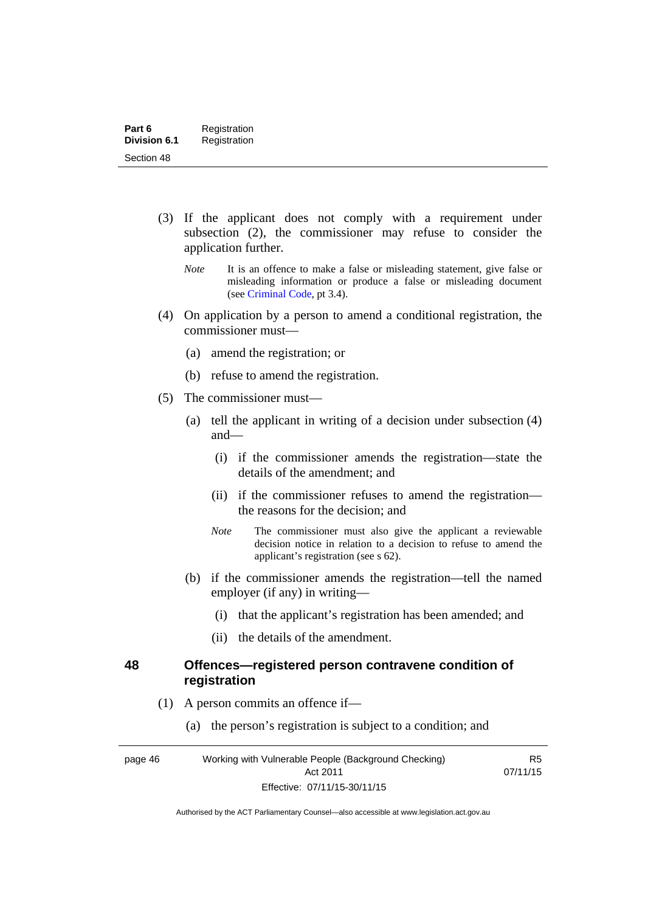(3) If the applicant does not comply with a requirement under subsection (2), the commissioner may refuse to consider the application further.

*Note* It is an offence to make a false or misleading statement, give false or misleading information or produce a false or misleading document (see Criminal Code, pt 3.4).

(4) On application by a person to amend a conditional registration, the commissioner must—

(a) amend the registration; or

(b) refuse to amend the registration.

(5) The commissioner must—

(a) tell the applicant in writing of a decision under subsection (4) and—

(i) if the commissioner amends the registration—state the details of the amendment; and

(ii) if the commissioner refuses to amend the registration—the reasons for the decision; and

*Note* The commissioner must also give the applicant a reviewable decision notice in relation to a decision to refuse to amend the applicant's registration (see s 62).

(b) if the commissioner amends the registration—tell the named employer (if any) in writing—

(i) that the applicant's registration has been amended; and

(ii) the details of the amendment.

## 48 Offences—registered person contravene condition of registration

(1) A person commits an offence if—

(a) the person's registration is subject to a condition; and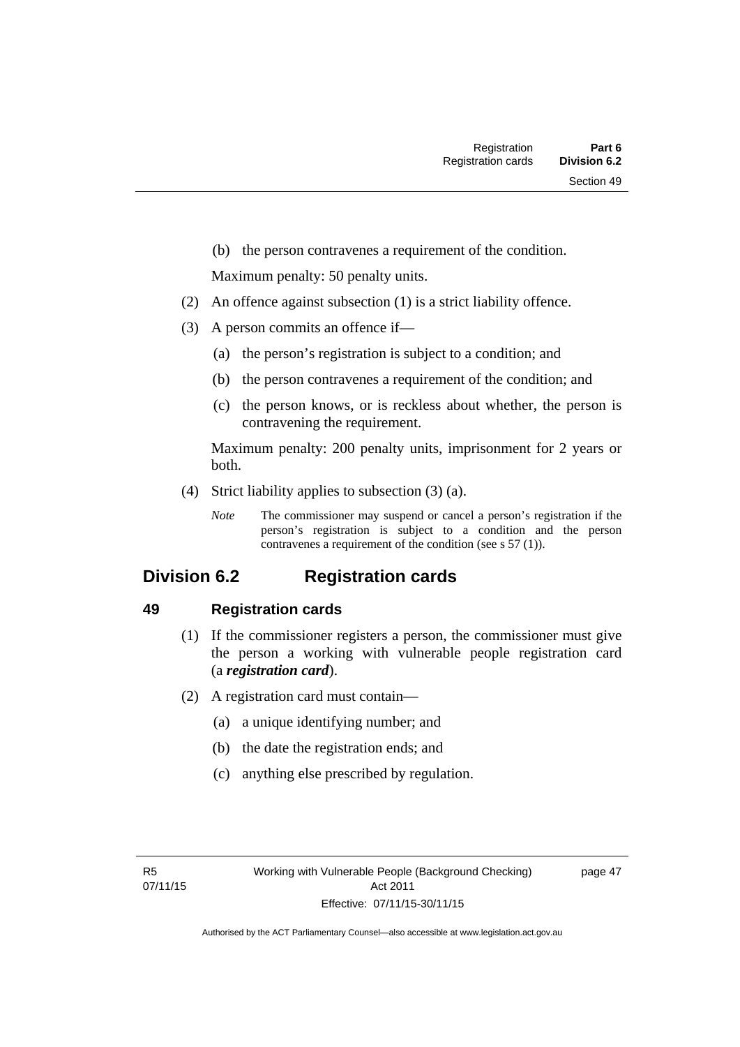(b) the person contravenes a requirement of the condition.

Maximum penalty: 50 penalty units.

(2) An offence against subsection (1) is a strict liability offence.

(3) A person commits an offence if—

(a) the person's registration is subject to a condition; and

(b) the person contravenes a requirement of the condition; and

(c) the person knows, or is reckless about whether, the person is contravening the requirement.

Maximum penalty: 200 penalty units, imprisonment for 2 years or both.

(4) Strict liability applies to subsection (3) (a).

*Note* The commissioner may suspend or cancel a person's registration if the person's registration is subject to a condition and the person contravenes a requirement of the condition (see s 57 (1)).

## Division 6.2 Registration cards

### 49 Registration cards

(1) If the commissioner registers a person, the commissioner must give the person a working with vulnerable people registration card (a ***registration card***).

(2) A registration card must contain—

(a) a unique identifying number; and

(b) the date the registration ends; and

(c) anything else prescribed by regulation.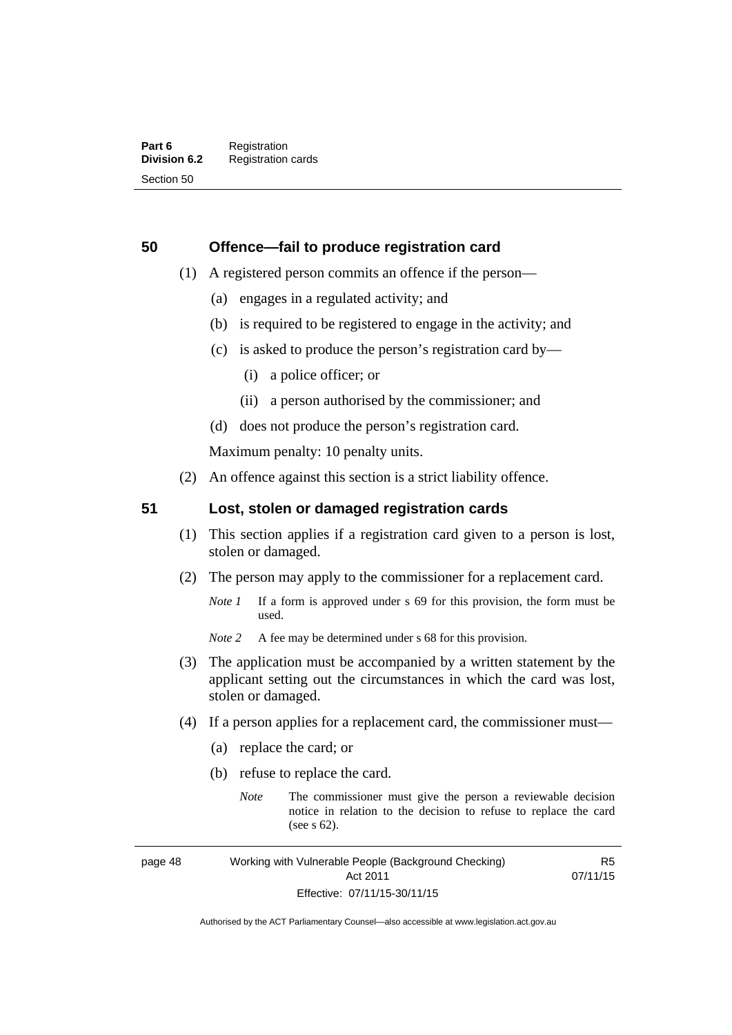## 50 Offence—fail to produce registration card

(1) A registered person commits an offence if the person—

(a) engages in a regulated activity; and

(b) is required to be registered to engage in the activity; and

(c) is asked to produce the person's registration card by—

(i) a police officer; or

(ii) a person authorised by the commissioner; and

(d) does not produce the person's registration card.

Maximum penalty: 10 penalty units.

(2) An offence against this section is a strict liability offence.

## 51 Lost, stolen or damaged registration cards

(1) This section applies if a registration card given to a person is lost, stolen or damaged.

(2) The person may apply to the commissioner for a replacement card.

*Note 1* If a form is approved under s 69 for this provision, the form must be used.

*Note 2* A fee may be determined under s 68 for this provision.

(3) The application must be accompanied by a written statement by the applicant setting out the circumstances in which the card was lost, stolen or damaged.

(4) If a person applies for a replacement card, the commissioner must—

(a) replace the card; or

(b) refuse to replace the card.

*Note* The commissioner must give the person a reviewable decision notice in relation to the decision to refuse to replace the card (see s 62).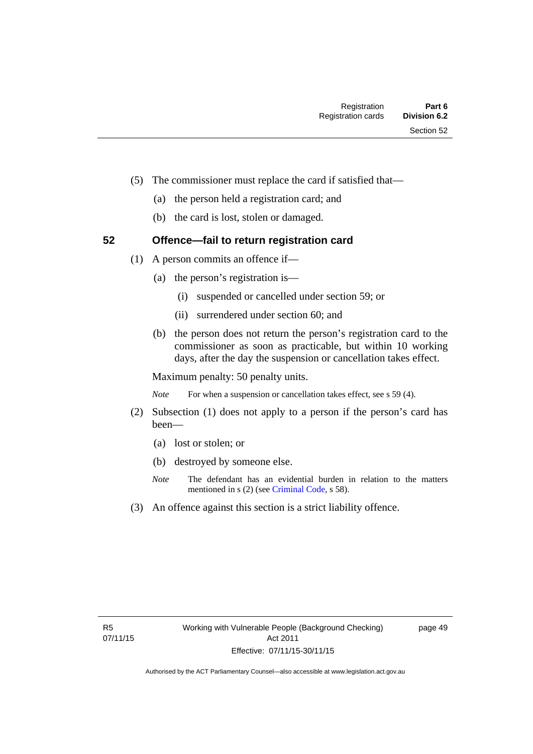(5) The commissioner must replace the card if satisfied that—

(a) the person held a registration card; and

(b) the card is lost, stolen or damaged.

### 52 Offence—fail to return registration card

(1) A person commits an offence if—

(a) the person's registration is—

(i) suspended or cancelled under section 59; or

(ii) surrendered under section 60; and

(b) the person does not return the person's registration card to the commissioner as soon as practicable, but within 10 working days, after the day the suspension or cancellation takes effect.

Maximum penalty: 50 penalty units.

*Note* For when a suspension or cancellation takes effect, see s 59 (4).

(2) Subsection (1) does not apply to a person if the person's card has been—

(a) lost or stolen; or

(b) destroyed by someone else.

*Note* The defendant has an evidential burden in relation to the matters mentioned in s (2) (see Criminal Code, s 58).

(3) An offence against this section is a strict liability offence.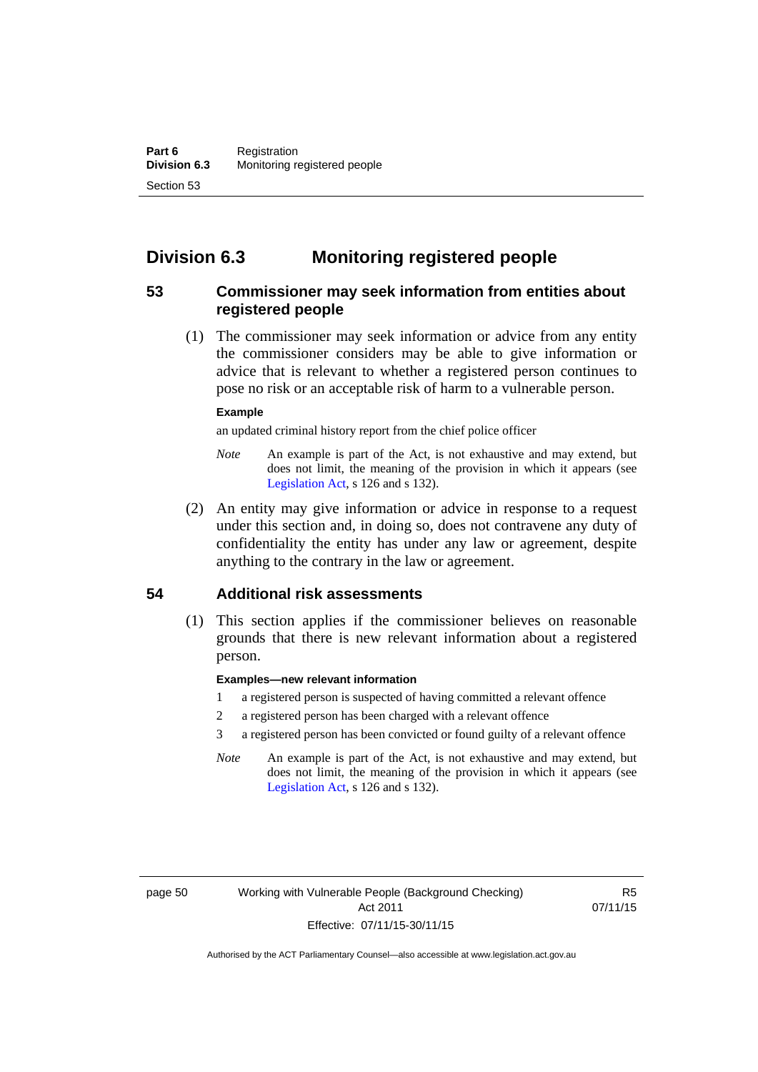## Division 6.3 Monitoring registered people

### 53 Commissioner may seek information from entities about registered people

(1) The commissioner may seek information or advice from any entity the commissioner considers may be able to give information or advice that is relevant to whether a registered person continues to pose no risk or an acceptable risk of harm to a vulnerable person.

**Example**

an updated criminal history report from the chief police officer

*Note* An example is part of the Act, is not exhaustive and may extend, but does not limit, the meaning of the provision in which it appears (see Legislation Act, s 126 and s 132).

(2) An entity may give information or advice in response to a request under this section and, in doing so, does not contravene any duty of confidentiality the entity has under any law or agreement, despite anything to the contrary in the law or agreement.

### 54 Additional risk assessments

(1) This section applies if the commissioner believes on reasonable grounds that there is new relevant information about a registered person.

**Examples—new relevant information**

1 a registered person is suspected of having committed a relevant offence

2 a registered person has been charged with a relevant offence

3 a registered person has been convicted or found guilty of a relevant offence

*Note* An example is part of the Act, is not exhaustive and may extend, but does not limit, the meaning of the provision in which it appears (see Legislation Act, s 126 and s 132).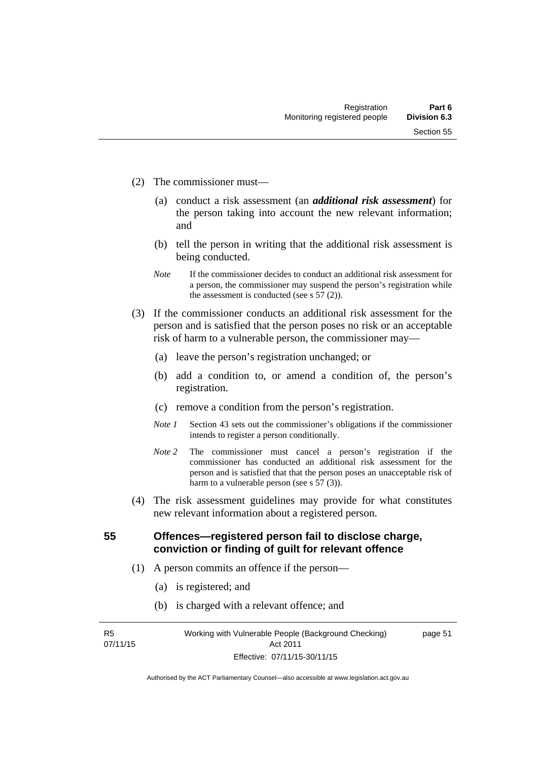(2) The commissioner must—

(a) conduct a risk assessment (an ***additional risk assessment***) for the person taking into account the new relevant information; and

(b) tell the person in writing that the additional risk assessment is being conducted.

*Note* If the commissioner decides to conduct an additional risk assessment for a person, the commissioner may suspend the person's registration while the assessment is conducted (see s 57 (2)).

(3) If the commissioner conducts an additional risk assessment for the person and is satisfied that the person poses no risk or an acceptable risk of harm to a vulnerable person, the commissioner may—

(a) leave the person's registration unchanged; or

(b) add a condition to, or amend a condition of, the person's registration.

(c) remove a condition from the person's registration.

*Note 1* Section 43 sets out the commissioner's obligations if the commissioner intends to register a person conditionally.

*Note 2* The commissioner must cancel a person's registration if the commissioner has conducted an additional risk assessment for the person and is satisfied that that the person poses an unacceptable risk of harm to a vulnerable person (see s 57 (3)).

(4) The risk assessment guidelines may provide for what constitutes new relevant information about a registered person.

## 55 Offences—registered person fail to disclose charge, conviction or finding of guilt for relevant offence

(1) A person commits an offence if the person—

(a) is registered; and

(b) is charged with a relevant offence; and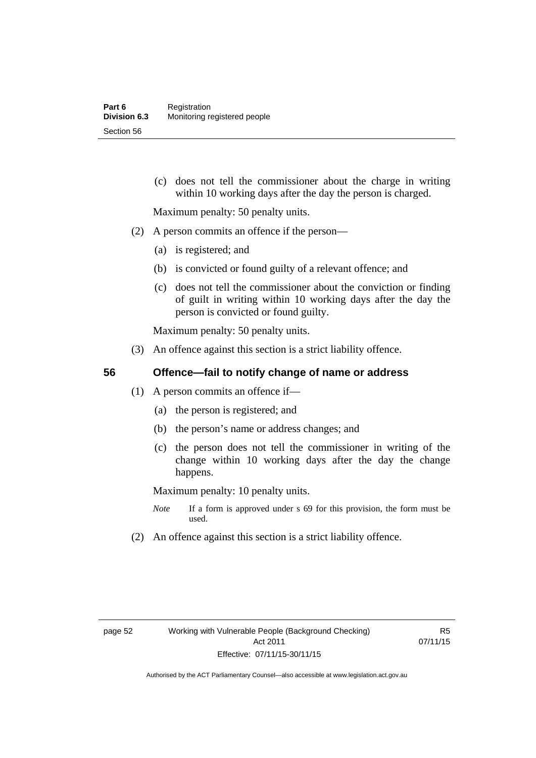(c) does not tell the commissioner about the charge in writing within 10 working days after the day the person is charged.

Maximum penalty: 50 penalty units.

(2) A person commits an offence if the person—

(a) is registered; and

(b) is convicted or found guilty of a relevant offence; and

(c) does not tell the commissioner about the conviction or finding of guilt in writing within 10 working days after the day the person is convicted or found guilty.

Maximum penalty: 50 penalty units.

(3) An offence against this section is a strict liability offence.

## 56 Offence—fail to notify change of name or address

(1) A person commits an offence if—

(a) the person is registered; and

(b) the person's name or address changes; and

(c) the person does not tell the commissioner in writing of the change within 10 working days after the day the change happens.

Maximum penalty: 10 penalty units.

*Note* If a form is approved under s 69 for this provision, the form must be used.

(2) An offence against this section is a strict liability offence.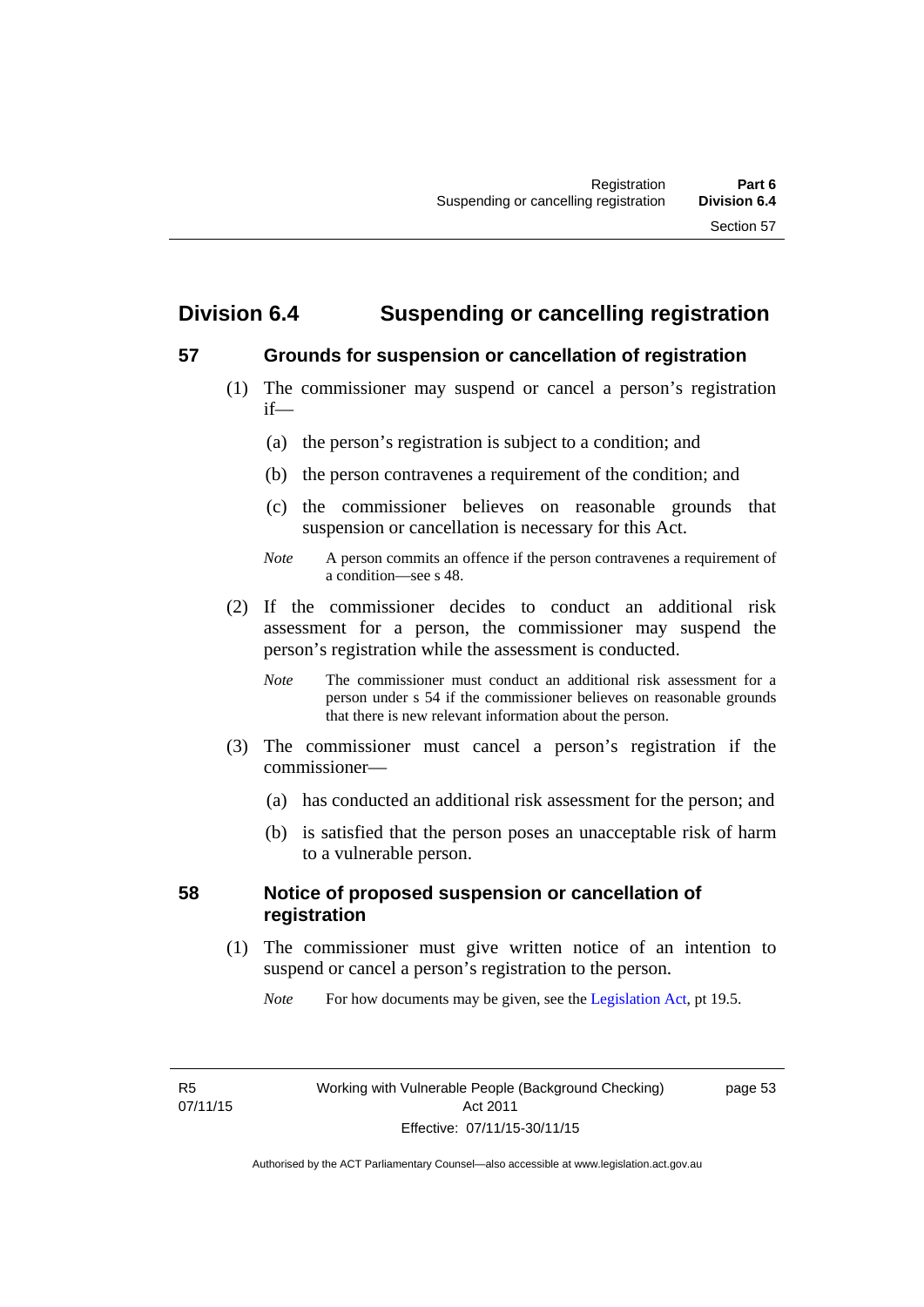## Division 6.4 Suspending or cancelling registration

### 57 Grounds for suspension or cancellation of registration

(1) The commissioner may suspend or cancel a person's registration if—

(a) the person's registration is subject to a condition; and

(b) the person contravenes a requirement of the condition; and

(c) the commissioner believes on reasonable grounds that suspension or cancellation is necessary for this Act.

*Note* A person commits an offence if the person contravenes a requirement of a condition—see s 48.

(2) If the commissioner decides to conduct an additional risk assessment for a person, the commissioner may suspend the person's registration while the assessment is conducted.

*Note* The commissioner must conduct an additional risk assessment for a person under s 54 if the commissioner believes on reasonable grounds that there is new relevant information about the person.

(3) The commissioner must cancel a person's registration if the commissioner—

(a) has conducted an additional risk assessment for the person; and

(b) is satisfied that the person poses an unacceptable risk of harm to a vulnerable person.

### 58 Notice of proposed suspension or cancellation of registration

(1) The commissioner must give written notice of an intention to suspend or cancel a person's registration to the person.

*Note* For how documents may be given, see the Legislation Act, pt 19.5.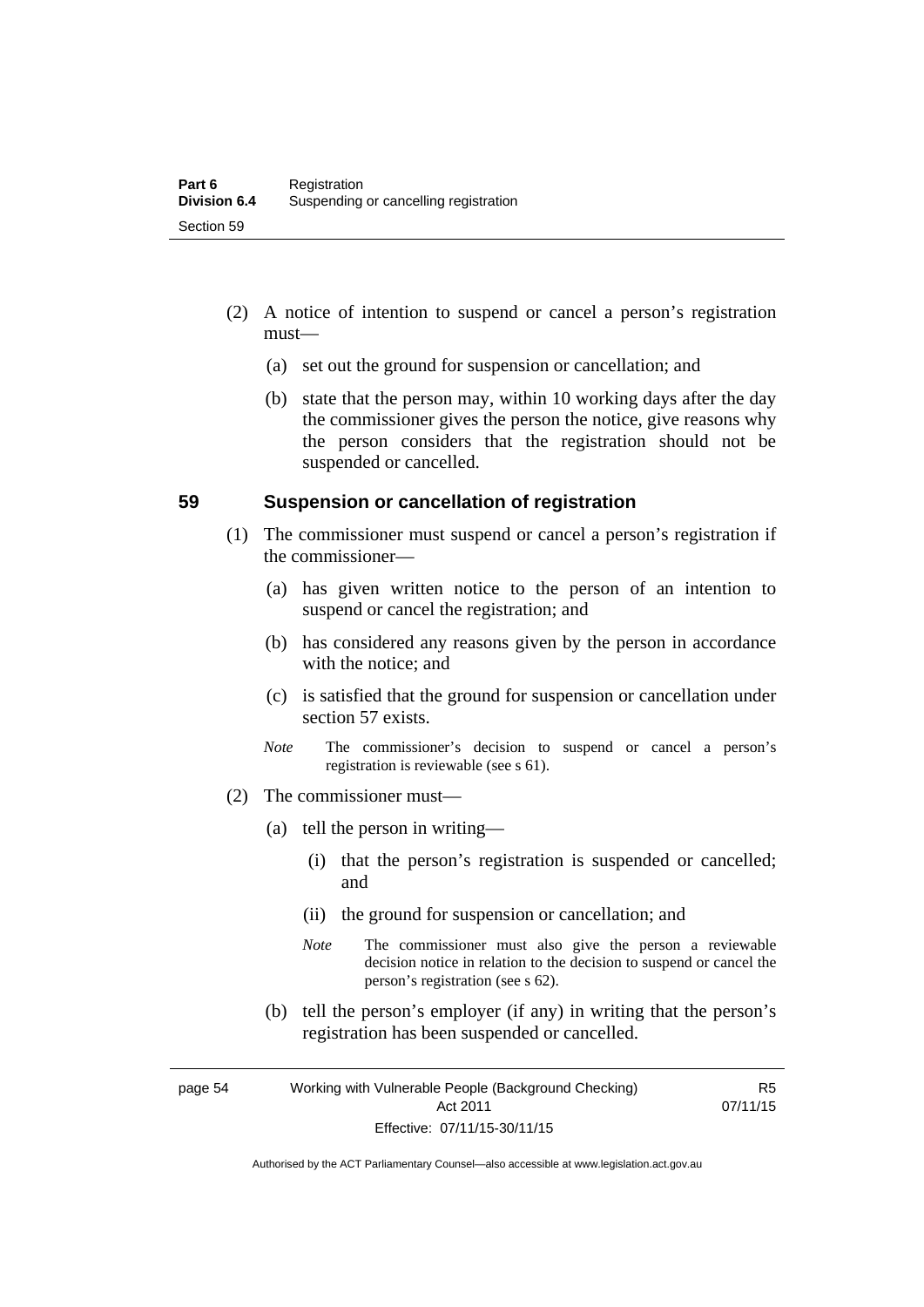(2) A notice of intention to suspend or cancel a person's registration must—

(a) set out the ground for suspension or cancellation; and

(b) state that the person may, within 10 working days after the day the commissioner gives the person the notice, give reasons why the person considers that the registration should not be suspended or cancelled.

### 59 Suspension or cancellation of registration

(1) The commissioner must suspend or cancel a person's registration if the commissioner—

(a) has given written notice to the person of an intention to suspend or cancel the registration; and

(b) has considered any reasons given by the person in accordance with the notice; and

(c) is satisfied that the ground for suspension or cancellation under section 57 exists.

*Note* The commissioner's decision to suspend or cancel a person's registration is reviewable (see s 61).

(2) The commissioner must—

(a) tell the person in writing—

(i) that the person's registration is suspended or cancelled; and

(ii) the ground for suspension or cancellation; and

*Note* The commissioner must also give the person a reviewable decision notice in relation to the decision to suspend or cancel the person's registration (see s 62).

(b) tell the person's employer (if any) in writing that the person's registration has been suspended or cancelled.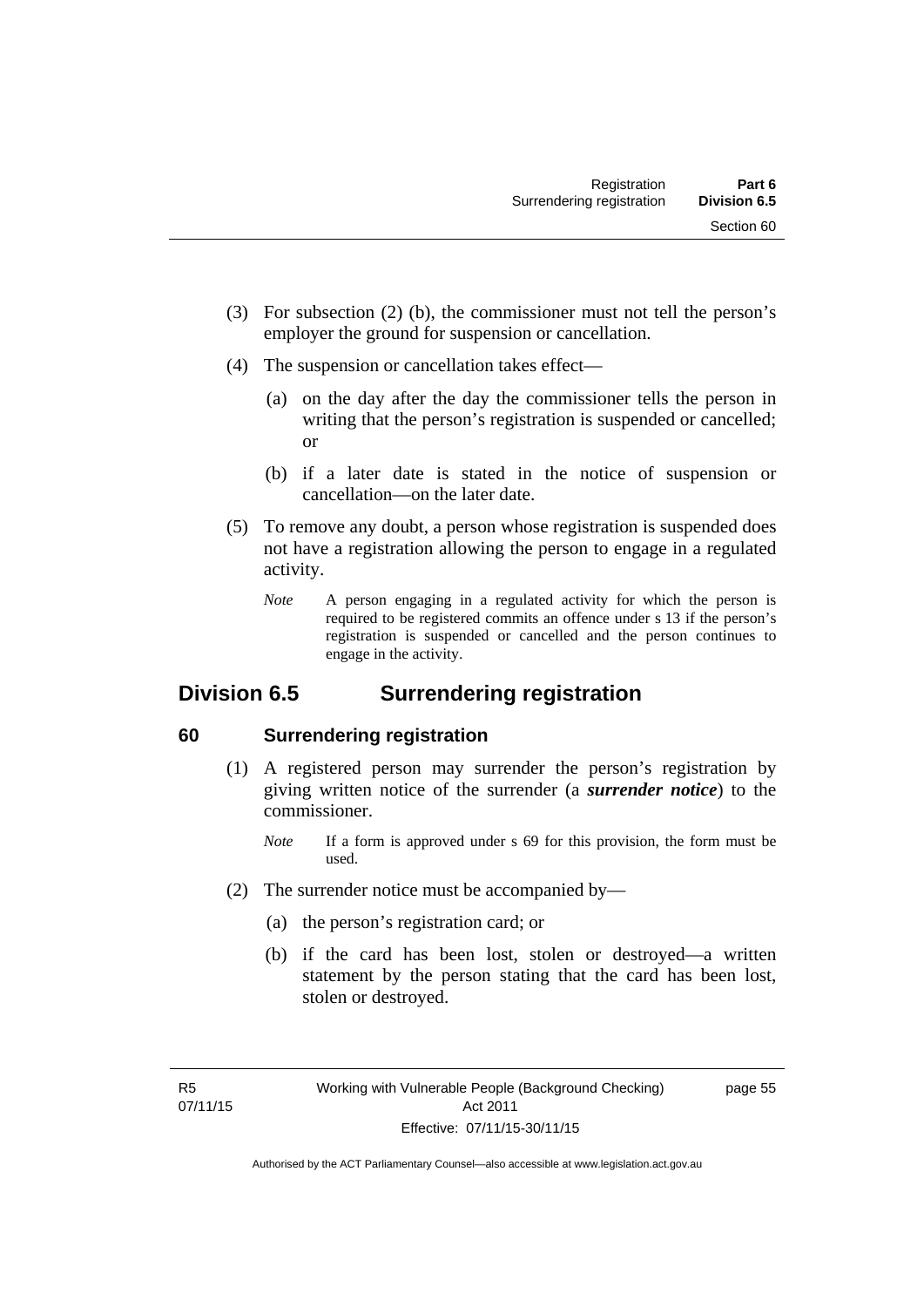(3) For subsection (2) (b), the commissioner must not tell the person's employer the ground for suspension or cancellation.

(4) The suspension or cancellation takes effect—

(a) on the day after the day the commissioner tells the person in writing that the person's registration is suspended or cancelled; or

(b) if a later date is stated in the notice of suspension or cancellation—on the later date.

(5) To remove any doubt, a person whose registration is suspended does not have a registration allowing the person to engage in a regulated activity.

*Note* A person engaging in a regulated activity for which the person is required to be registered commits an offence under s 13 if the person's registration is suspended or cancelled and the person continues to engage in the activity.

## Division 6.5 Surrendering registration

### 60 Surrendering registration

(1) A registered person may surrender the person's registration by giving written notice of the surrender (a ***surrender notice***) to the commissioner.

*Note* If a form is approved under s 69 for this provision, the form must be used.

(2) The surrender notice must be accompanied by—

(a) the person's registration card; or

(b) if the card has been lost, stolen or destroyed—a written statement by the person stating that the card has been lost, stolen or destroyed.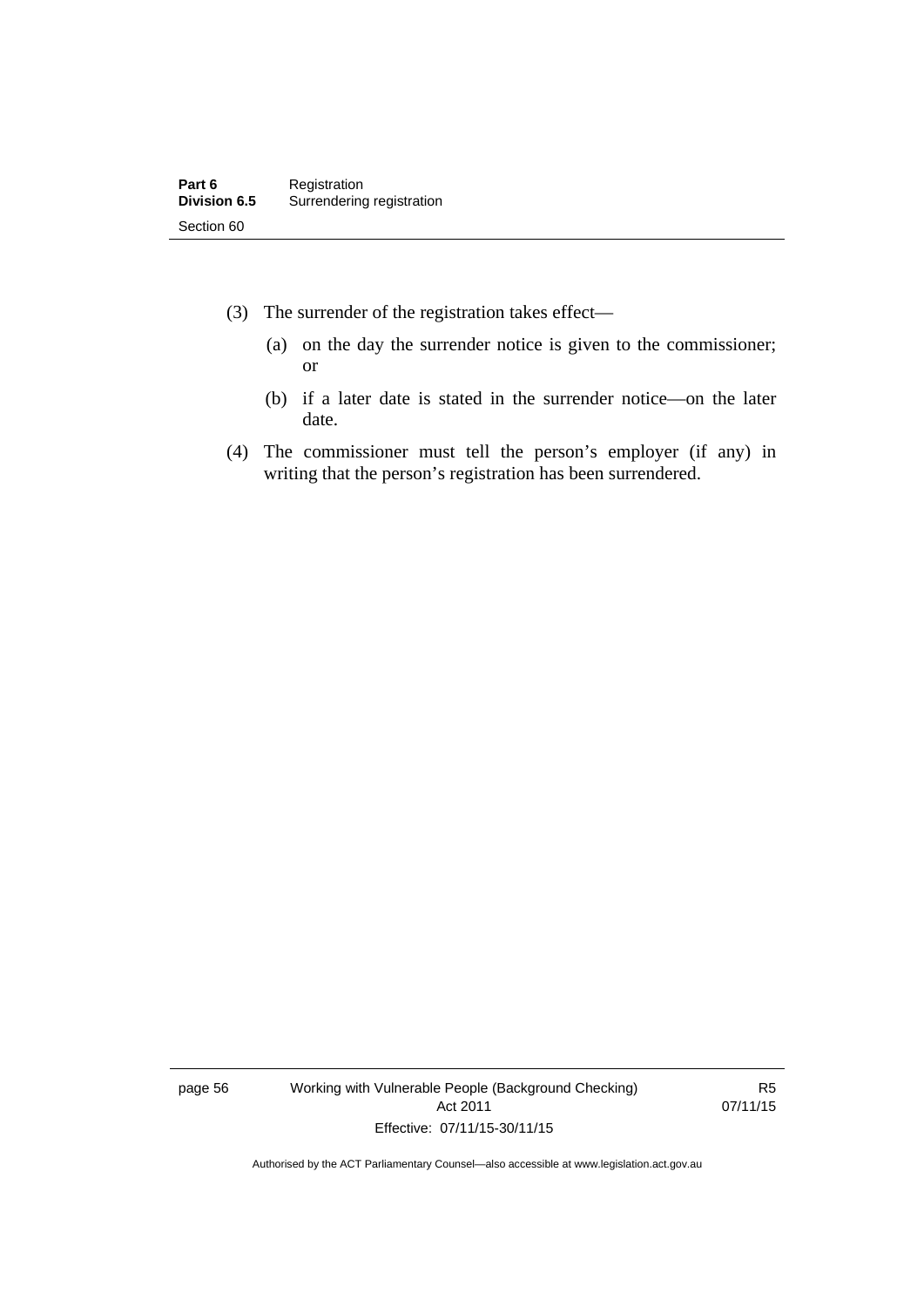(3) The surrender of the registration takes effect—

(a) on the day the surrender notice is given to the commissioner; or

(b) if a later date is stated in the surrender notice—on the later date.

(4) The commissioner must tell the person's employer (if any) in writing that the person's registration has been surrendered.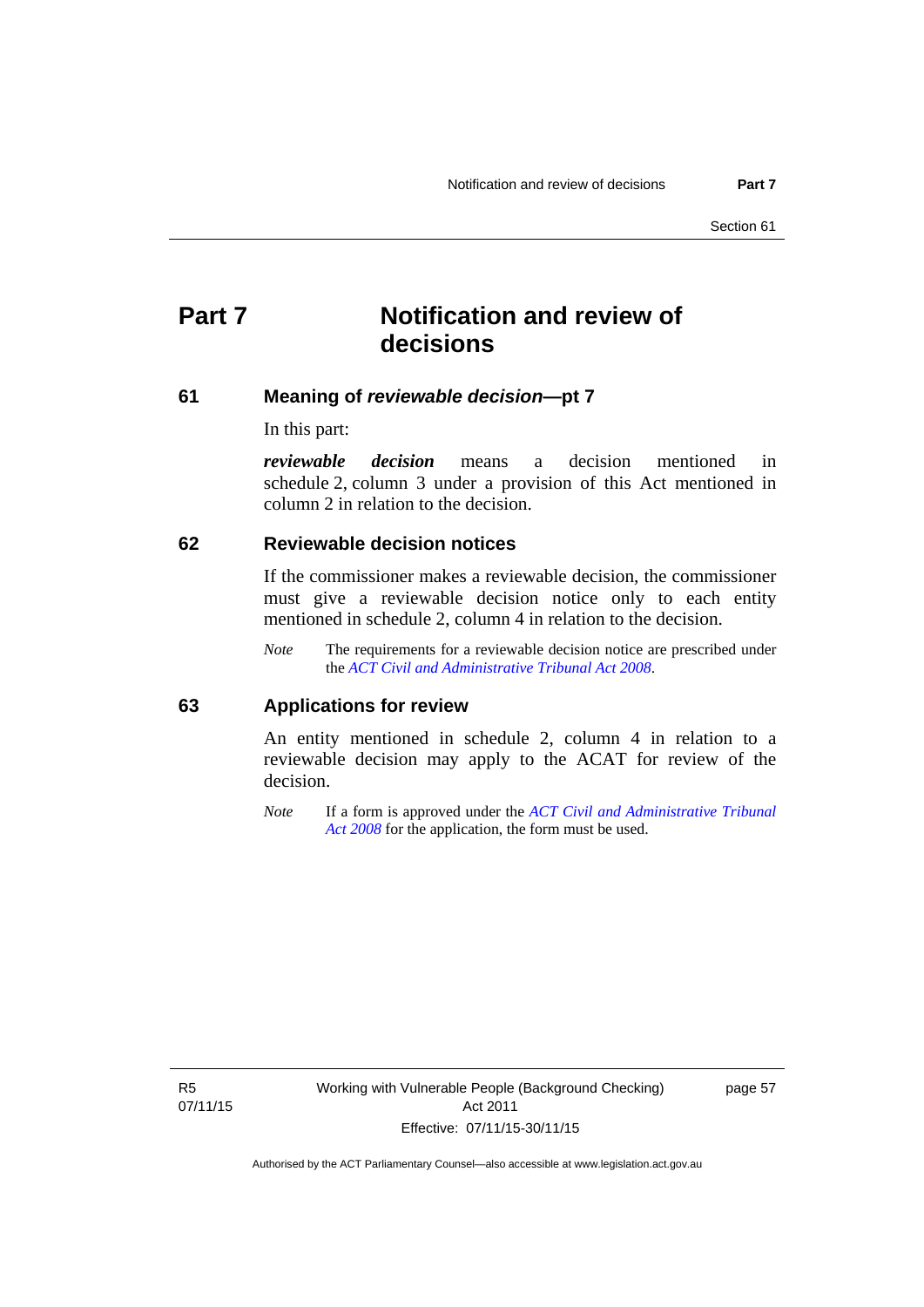# Part 7 Notification and review of decisions

## 61 Meaning of *reviewable decision*—pt 7

In this part:

***reviewable decision*** means a decision mentioned in schedule 2, column 3 under a provision of this Act mentioned in column 2 in relation to the decision.

## 62 Reviewable decision notices

If the commissioner makes a reviewable decision, the commissioner must give a reviewable decision notice only to each entity mentioned in schedule 2, column 4 in relation to the decision.

*Note* The requirements for a reviewable decision notice are prescribed under the *ACT Civil and Administrative Tribunal Act 2008*.

## 63 Applications for review

An entity mentioned in schedule 2, column 4 in relation to a reviewable decision may apply to the ACAT for review of the decision.

*Note* If a form is approved under the *ACT Civil and Administrative Tribunal Act 2008* for the application, the form must be used.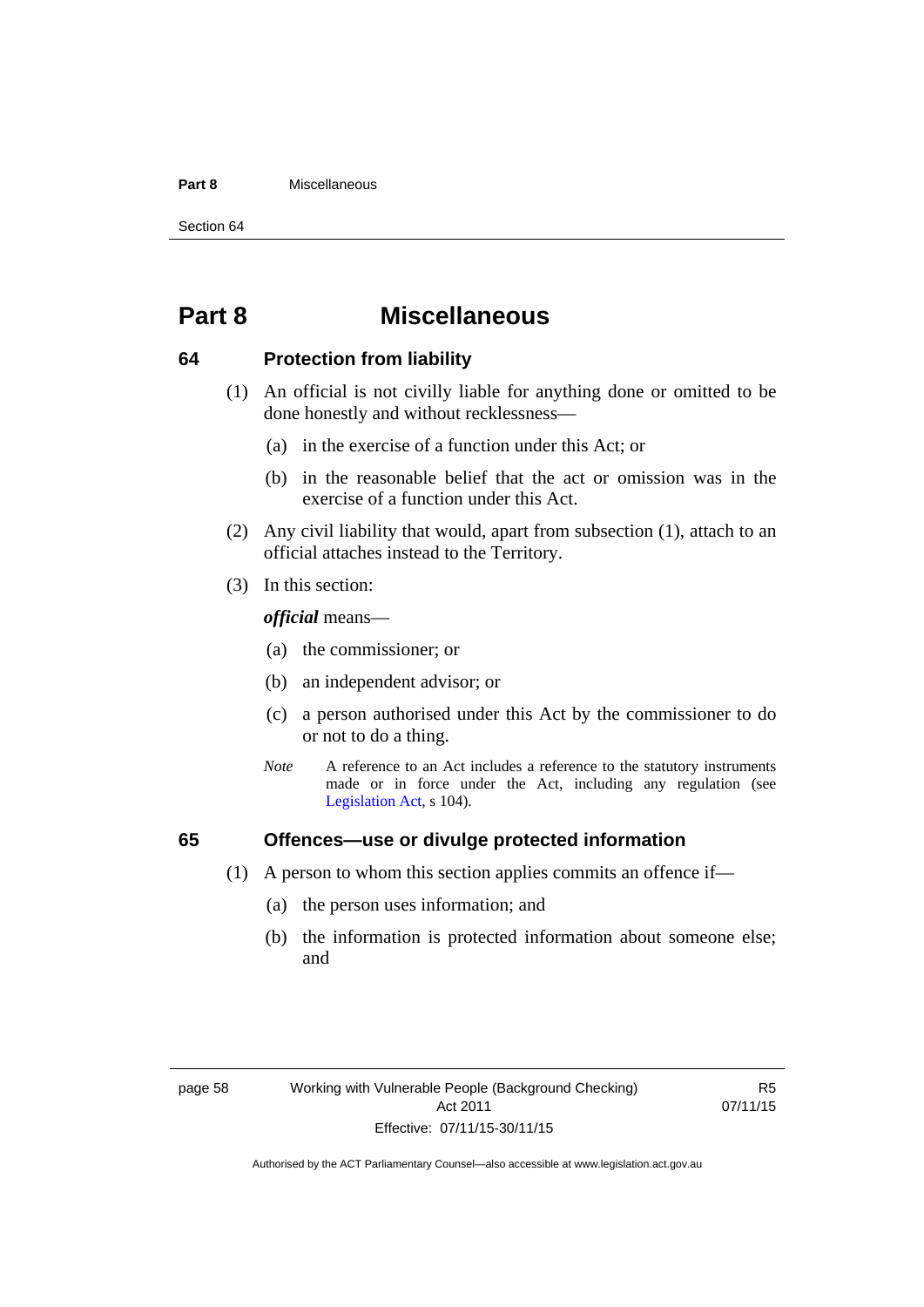# Part 8 Miscellaneous

## 64 Protection from liability

(1) An official is not civilly liable for anything done or omitted to be done honestly and without recklessness—

(a) in the exercise of a function under this Act; or

(b) in the reasonable belief that the act or omission was in the exercise of a function under this Act.

(2) Any civil liability that would, apart from subsection (1), attach to an official attaches instead to the Territory.

(3) In this section:

***official*** means—

(a) the commissioner; or

(b) an independent advisor; or

(c) a person authorised under this Act by the commissioner to do or not to do a thing.

*Note* A reference to an Act includes a reference to the statutory instruments made or in force under the Act, including any regulation (see Legislation Act, s 104).

## 65 Offences—use or divulge protected information

(1) A person to whom this section applies commits an offence if—

(a) the person uses information; and

(b) the information is protected information about someone else; and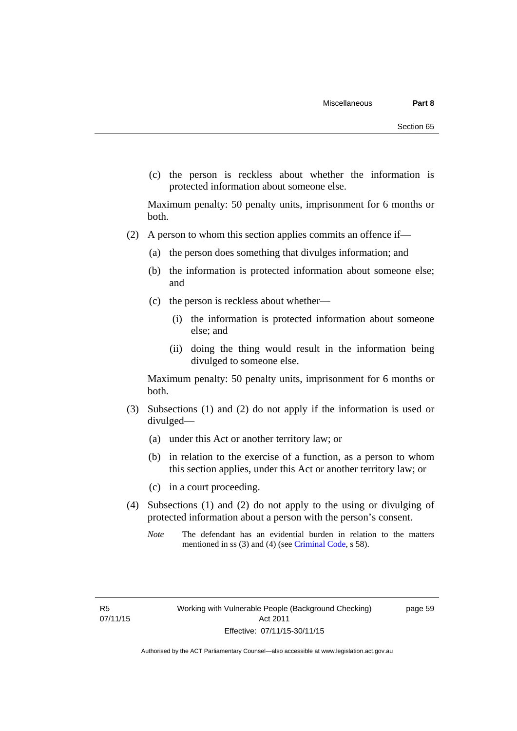(c) the person is reckless about whether the information is protected information about someone else.

Maximum penalty: 50 penalty units, imprisonment for 6 months or both.

(2) A person to whom this section applies commits an offence if—

(a) the person does something that divulges information; and

(b) the information is protected information about someone else; and

(c) the person is reckless about whether—

(i) the information is protected information about someone else; and

(ii) doing the thing would result in the information being divulged to someone else.

Maximum penalty: 50 penalty units, imprisonment for 6 months or both.

(3) Subsections (1) and (2) do not apply if the information is used or divulged—

(a) under this Act or another territory law; or

(b) in relation to the exercise of a function, as a person to whom this section applies, under this Act or another territory law; or

(c) in a court proceeding.

(4) Subsections (1) and (2) do not apply to the using or divulging of protected information about a person with the person's consent.

*Note* The defendant has an evidential burden in relation to the matters mentioned in ss (3) and (4) (see Criminal Code, s 58).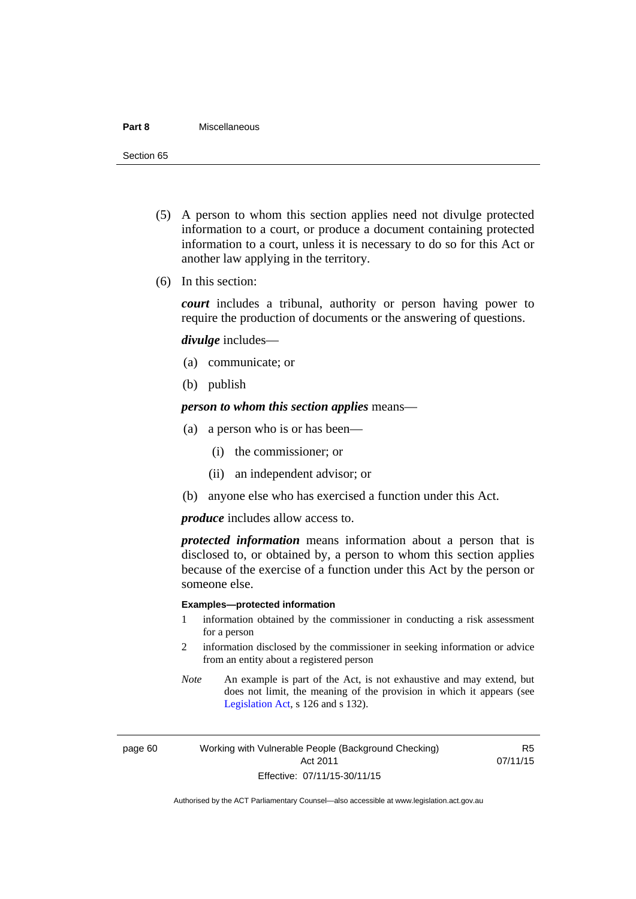(5) A person to whom this section applies need not divulge protected information to a court, or produce a document containing protected information to a court, unless it is necessary to do so for this Act or another law applying in the territory.

(6) In this section:

***court*** includes a tribunal, authority or person having power to require the production of documents or the answering of questions.

***divulge*** includes—

(a) communicate; or

(b) publish

***person to whom this section applies*** means—

(a) a person who is or has been—

(i) the commissioner; or

(ii) an independent advisor; or

(b) anyone else who has exercised a function under this Act.

***produce*** includes allow access to.

***protected information*** means information about a person that is disclosed to, or obtained by, a person to whom this section applies because of the exercise of a function under this Act by the person or someone else.

**Examples—protected information**

1 information obtained by the commissioner in conducting a risk assessment for a person

2 information disclosed by the commissioner in seeking information or advice from an entity about a registered person

*Note* An example is part of the Act, is not exhaustive and may extend, but does not limit, the meaning of the provision in which it appears (see Legislation Act, s 126 and s 132).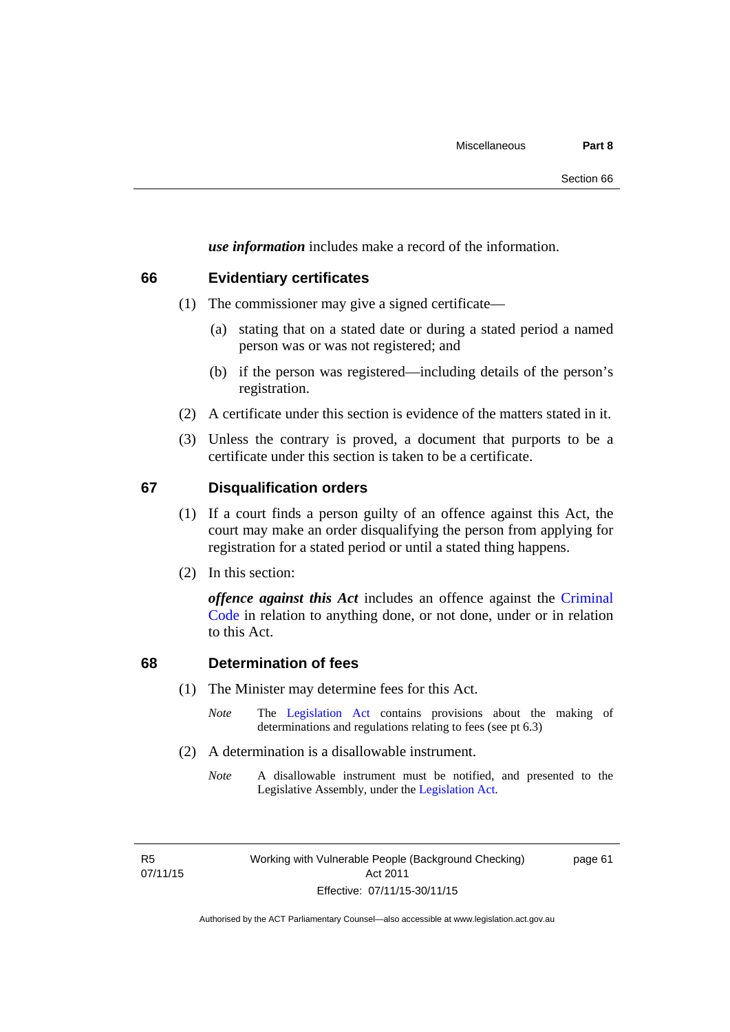***use information*** includes make a record of the information.

## 66 Evidentiary certificates

(1) The commissioner may give a signed certificate—

(a) stating that on a stated date or during a stated period a named person was or was not registered; and

(b) if the person was registered—including details of the person's registration.

(2) A certificate under this section is evidence of the matters stated in it.

(3) Unless the contrary is proved, a document that purports to be a certificate under this section is taken to be a certificate.

## 67 Disqualification orders

(1) If a court finds a person guilty of an offence against this Act, the court may make an order disqualifying the person from applying for registration for a stated period or until a stated thing happens.

(2) In this section:

***offence against this Act*** includes an offence against the Criminal Code in relation to anything done, or not done, under or in relation to this Act.

## 68 Determination of fees

(1) The Minister may determine fees for this Act.

*Note* The Legislation Act contains provisions about the making of determinations and regulations relating to fees (see pt 6.3)

(2) A determination is a disallowable instrument.

*Note* A disallowable instrument must be notified, and presented to the Legislative Assembly, under the Legislation Act.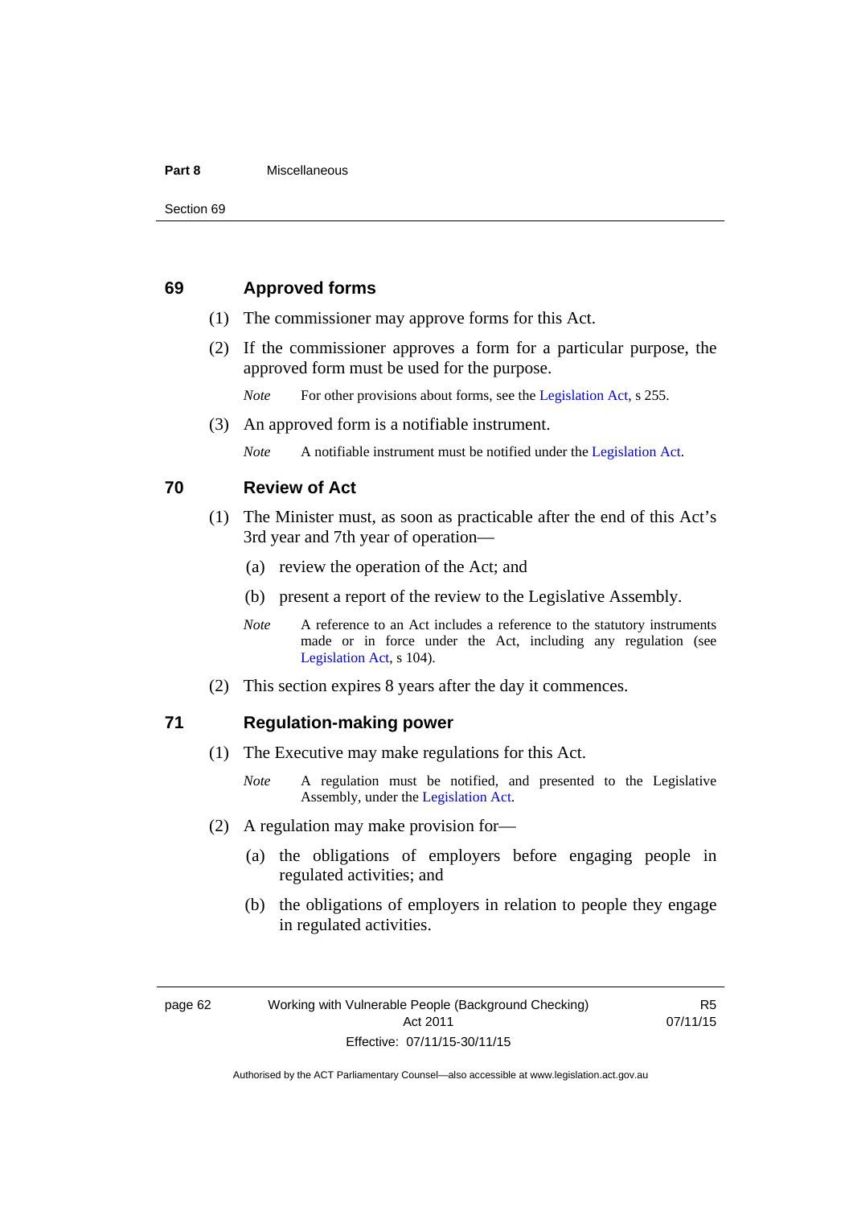## 69 Approved forms

(1) The commissioner may approve forms for this Act.

(2) If the commissioner approves a form for a particular purpose, the approved form must be used for the purpose.

*Note* For other provisions about forms, see the Legislation Act, s 255.

(3) An approved form is a notifiable instrument.

*Note* A notifiable instrument must be notified under the Legislation Act.

## 70 Review of Act

(1) The Minister must, as soon as practicable after the end of this Act's 3rd year and 7th year of operation—

(a) review the operation of the Act; and

(b) present a report of the review to the Legislative Assembly.

*Note* A reference to an Act includes a reference to the statutory instruments made or in force under the Act, including any regulation (see Legislation Act, s 104).

(2) This section expires 8 years after the day it commences.

## 71 Regulation-making power

(1) The Executive may make regulations for this Act.

*Note* A regulation must be notified, and presented to the Legislative Assembly, under the Legislation Act.

(2) A regulation may make provision for—

(a) the obligations of employers before engaging people in regulated activities; and

(b) the obligations of employers in relation to people they engage in regulated activities.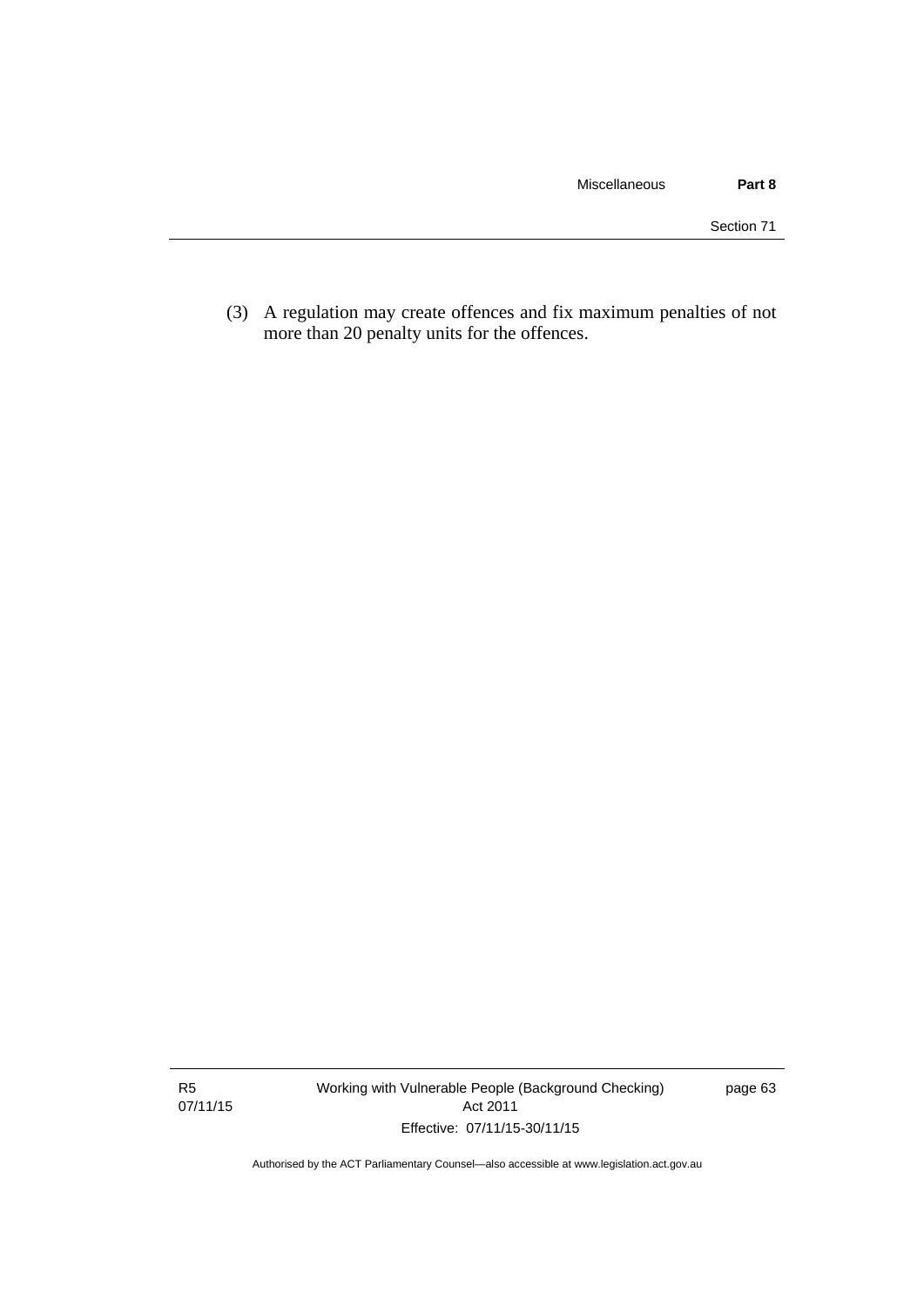(3) A regulation may create offences and fix maximum penalties of not more than 20 penalty units for the offences.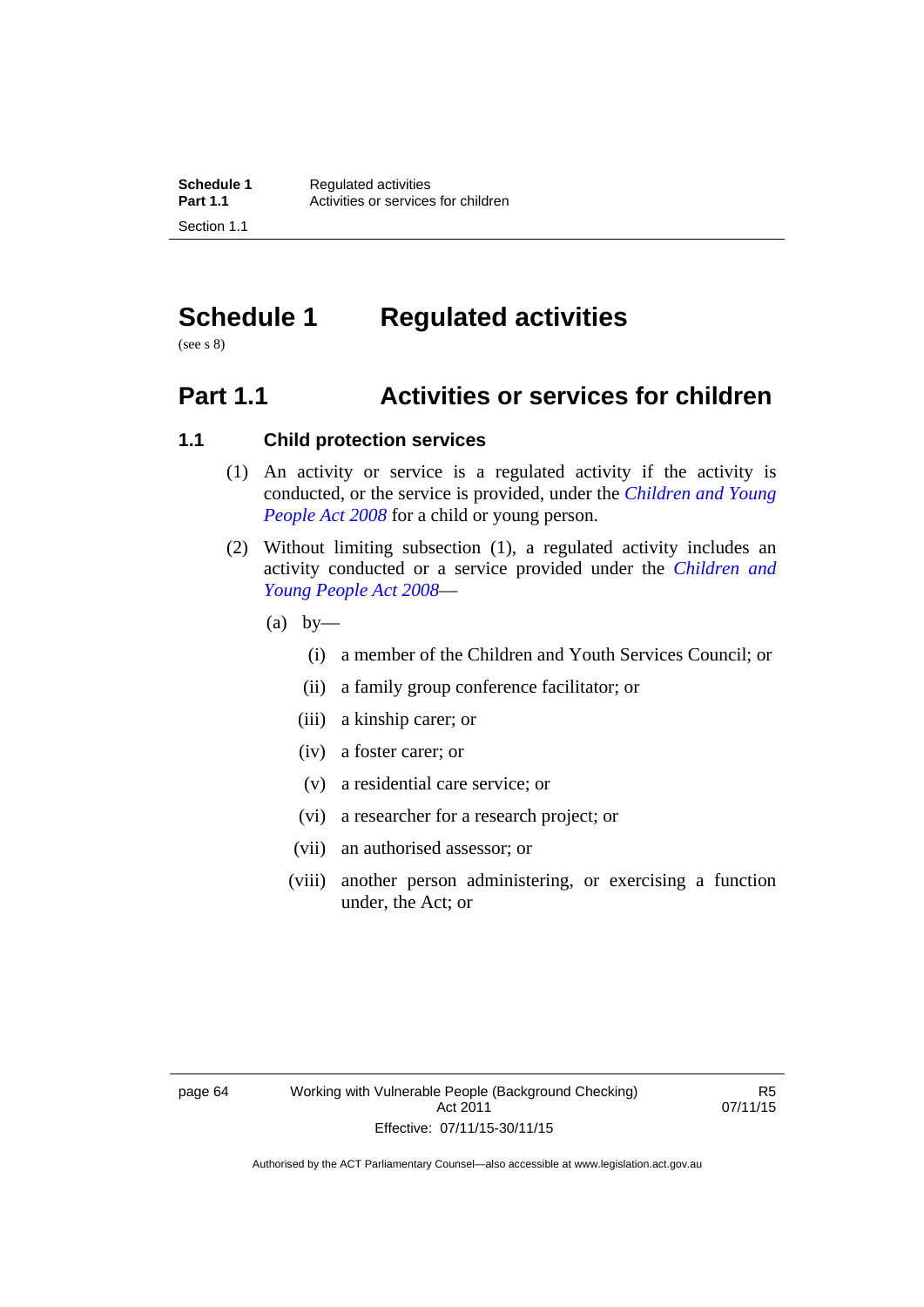# Schedule 1 Regulated activities

(see s 8)

## Part 1.1 Activities or services for children

### 1.1 Child protection services

(1) An activity or service is a regulated activity if the activity is conducted, or the service is provided, under the *Children and Young People Act 2008* for a child or young person.

(2) Without limiting subsection (1), a regulated activity includes an activity conducted or a service provided under the *Children and Young People Act 2008*—

(a) by—

(i) a member of the Children and Youth Services Council; or

(ii) a family group conference facilitator; or

(iii) a kinship carer; or

(iv) a foster carer; or

(v) a residential care service; or

(vi) a researcher for a research project; or

(vii) an authorised assessor; or

(viii) another person administering, or exercising a function under, the Act; or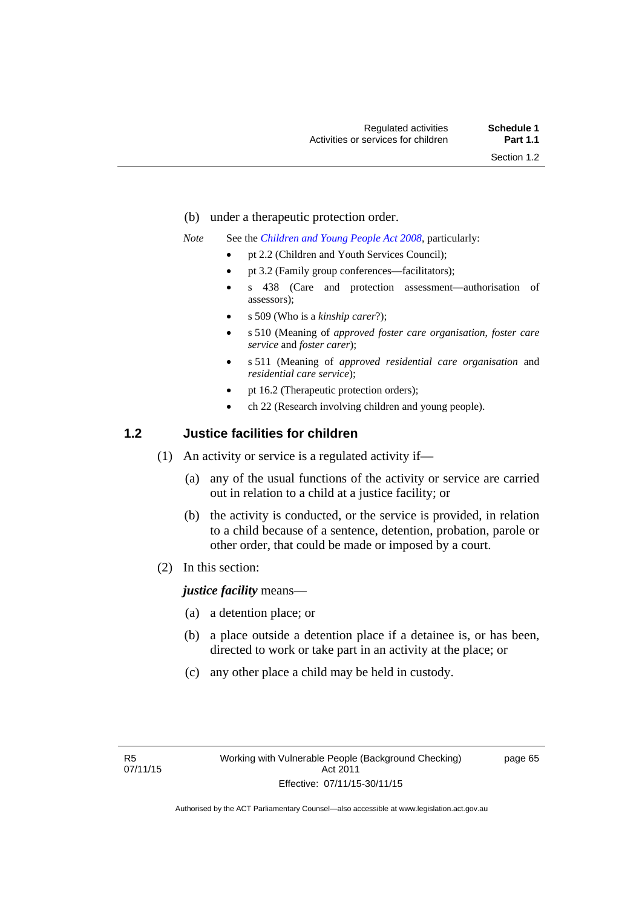(b) under a therapeutic protection order.

*Note* See the *Children and Young People Act 2008*, particularly:

- pt 2.2 (Children and Youth Services Council);
- pt 3.2 (Family group conferences—facilitators);
- s 438 (Care and protection assessment—authorisation of assessors);
- s 509 (Who is a *kinship carer*?);
- s 510 (Meaning of *approved foster care organisation*, *foster care service* and *foster carer*);
- s 511 (Meaning of *approved residential care organisation* and *residential care service*);
- pt 16.2 (Therapeutic protection orders);
- ch 22 (Research involving children and young people).

## 1.2 Justice facilities for children

(1) An activity or service is a regulated activity if—

(a) any of the usual functions of the activity or service are carried out in relation to a child at a justice facility; or

(b) the activity is conducted, or the service is provided, in relation to a child because of a sentence, detention, probation, parole or other order, that could be made or imposed by a court.

(2) In this section:

***justice facility*** means—

(a) a detention place; or

(b) a place outside a detention place if a detainee is, or has been, directed to work or take part in an activity at the place; or

(c) any other place a child may be held in custody.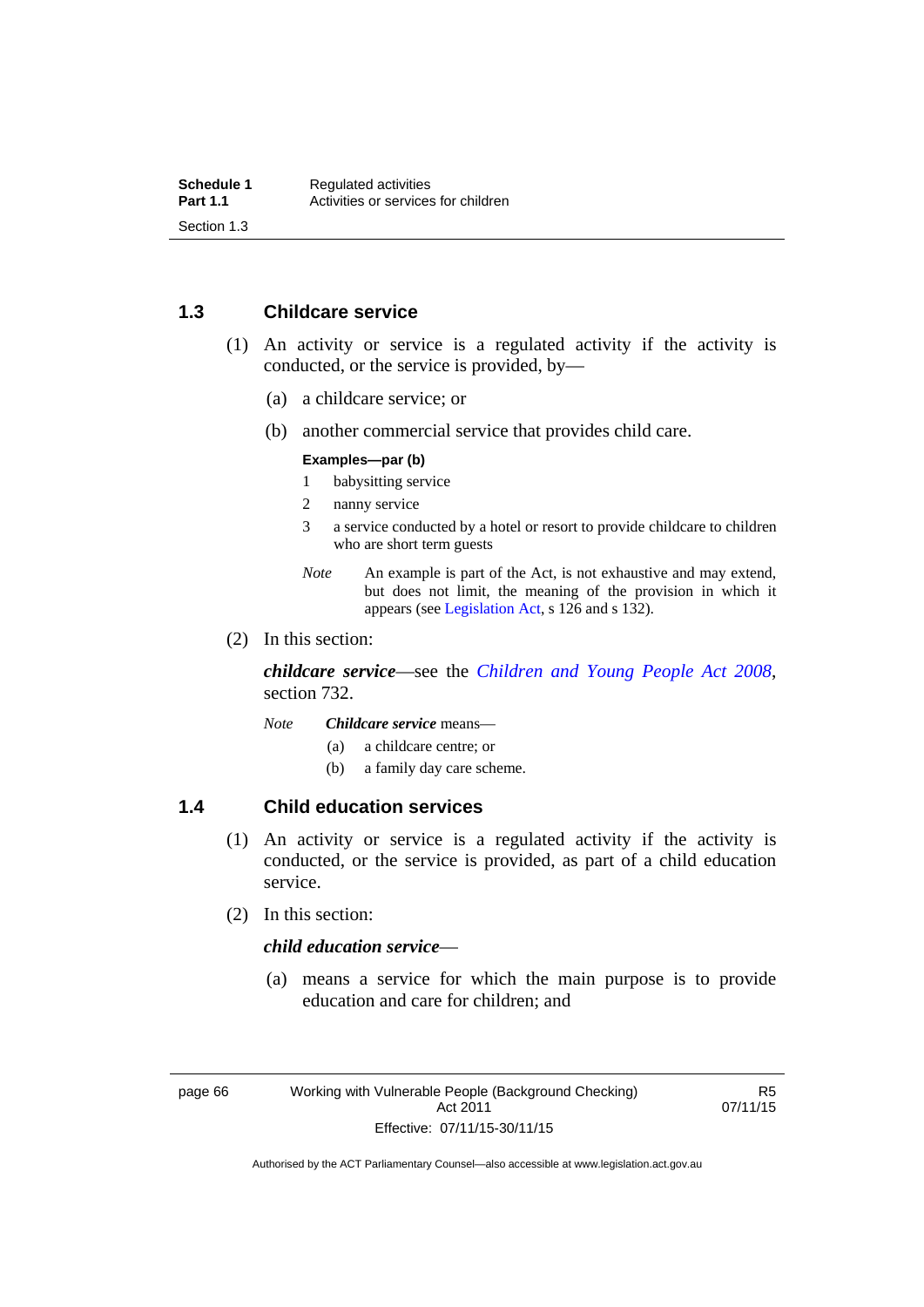## 1.3 Childcare service

(1) An activity or service is a regulated activity if the activity is conducted, or the service is provided, by—

(a) a childcare service; or

(b) another commercial service that provides child care.

**Examples—par (b)**

1 babysitting service

2 nanny service

3 a service conducted by a hotel or resort to provide childcare to children who are short term guests

*Note* An example is part of the Act, is not exhaustive and may extend, but does not limit, the meaning of the provision in which it appears (see Legislation Act, s 126 and s 132).

(2) In this section:

***childcare service***—see the *Children and Young People Act 2008*, section 732.

*Note* ***Childcare service*** means—

(a) a childcare centre; or

(b) a family day care scheme.

## 1.4 Child education services

(1) An activity or service is a regulated activity if the activity is conducted, or the service is provided, as part of a child education service.

(2) In this section:

***child education service***—

(a) means a service for which the main purpose is to provide education and care for children; and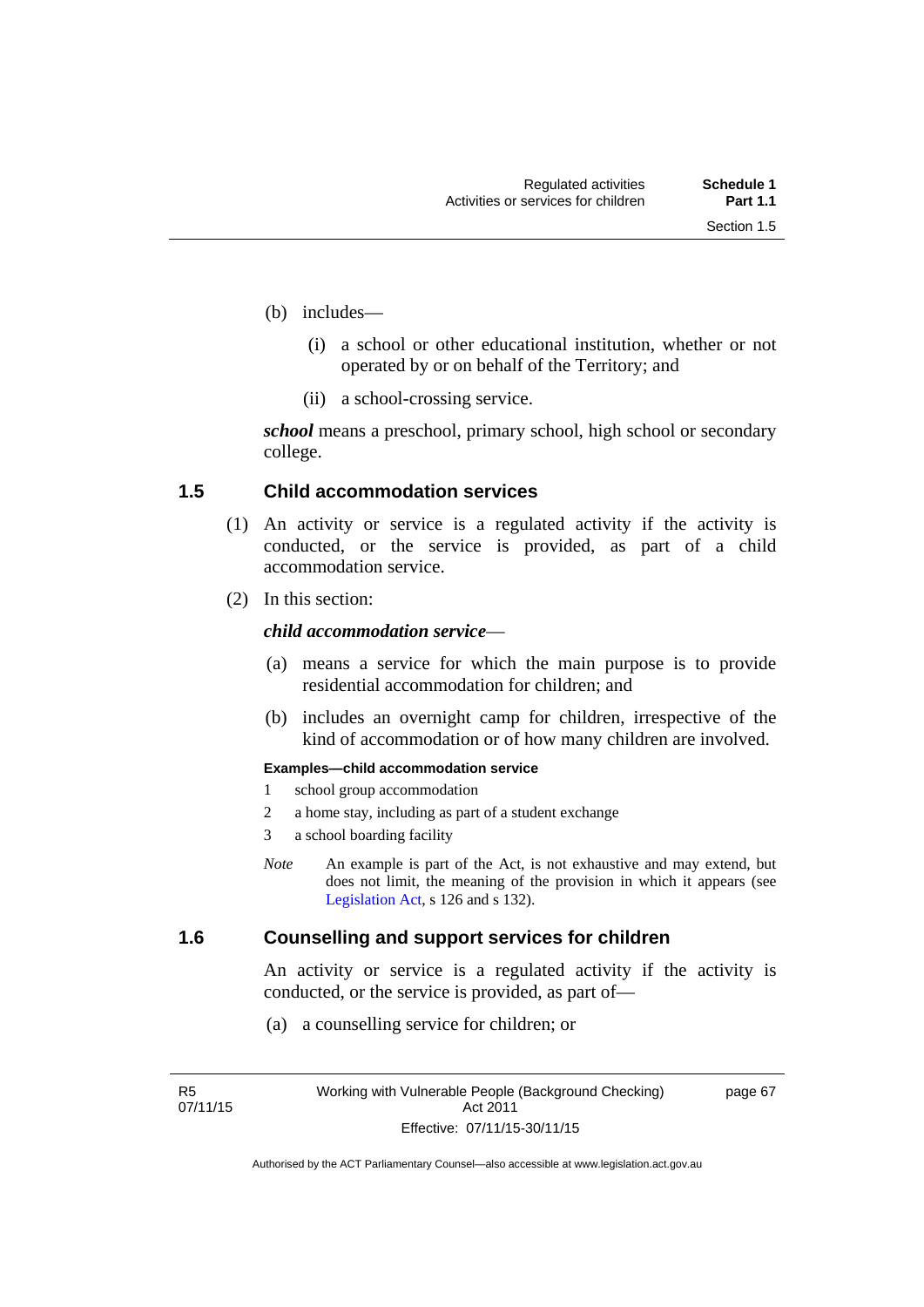(b) includes—

   (i) a school or other educational institution, whether or not operated by or on behalf of the Territory; and

   (ii) a school-crossing service.

***school*** means a preschool, primary school, high school or secondary college.

### 1.5 Child accommodation services

(1) An activity or service is a regulated activity if the activity is conducted, or the service is provided, as part of a child accommodation service.

(2) In this section:

***child accommodation service***—

(a) means a service for which the main purpose is to provide residential accommodation for children; and

(b) includes an overnight camp for children, irrespective of the kind of accommodation or of how many children are involved.

**Examples—child accommodation service**

1. school group accommodation
2. a home stay, including as part of a student exchange
3. a school boarding facility

*Note* An example is part of the Act, is not exhaustive and may extend, but does not limit, the meaning of the provision in which it appears (see Legislation Act, s 126 and s 132).

### 1.6 Counselling and support services for children

An activity or service is a regulated activity if the activity is conducted, or the service is provided, as part of—

(a) a counselling service for children; or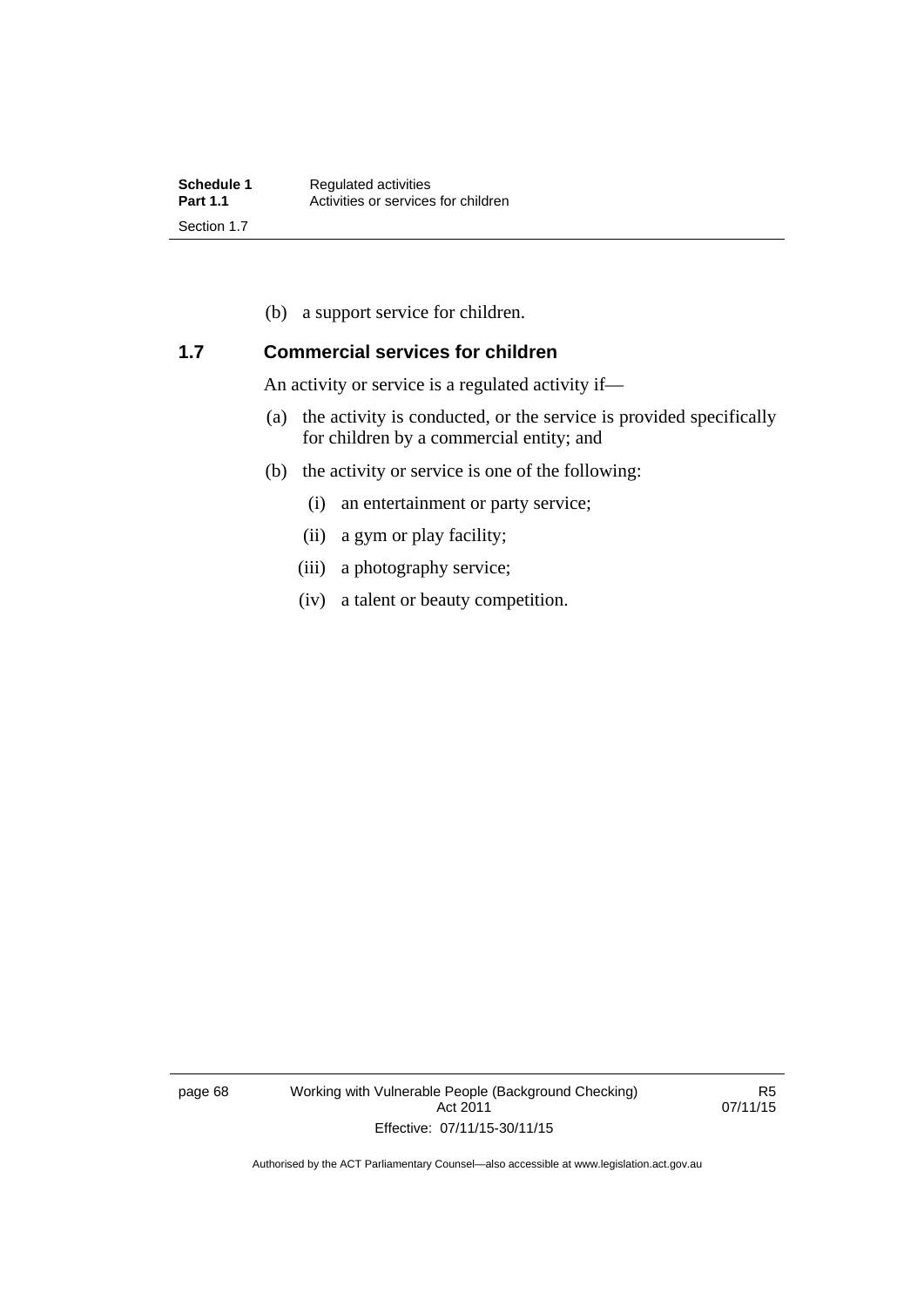(b) a support service for children.

### 1.7 Commercial services for children

An activity or service is a regulated activity if—

(a) the activity is conducted, or the service is provided specifically for children by a commercial entity; and

(b) the activity or service is one of the following:

   (i) an entertainment or party service;

   (ii) a gym or play facility;

   (iii) a photography service;

   (iv) a talent or beauty competition.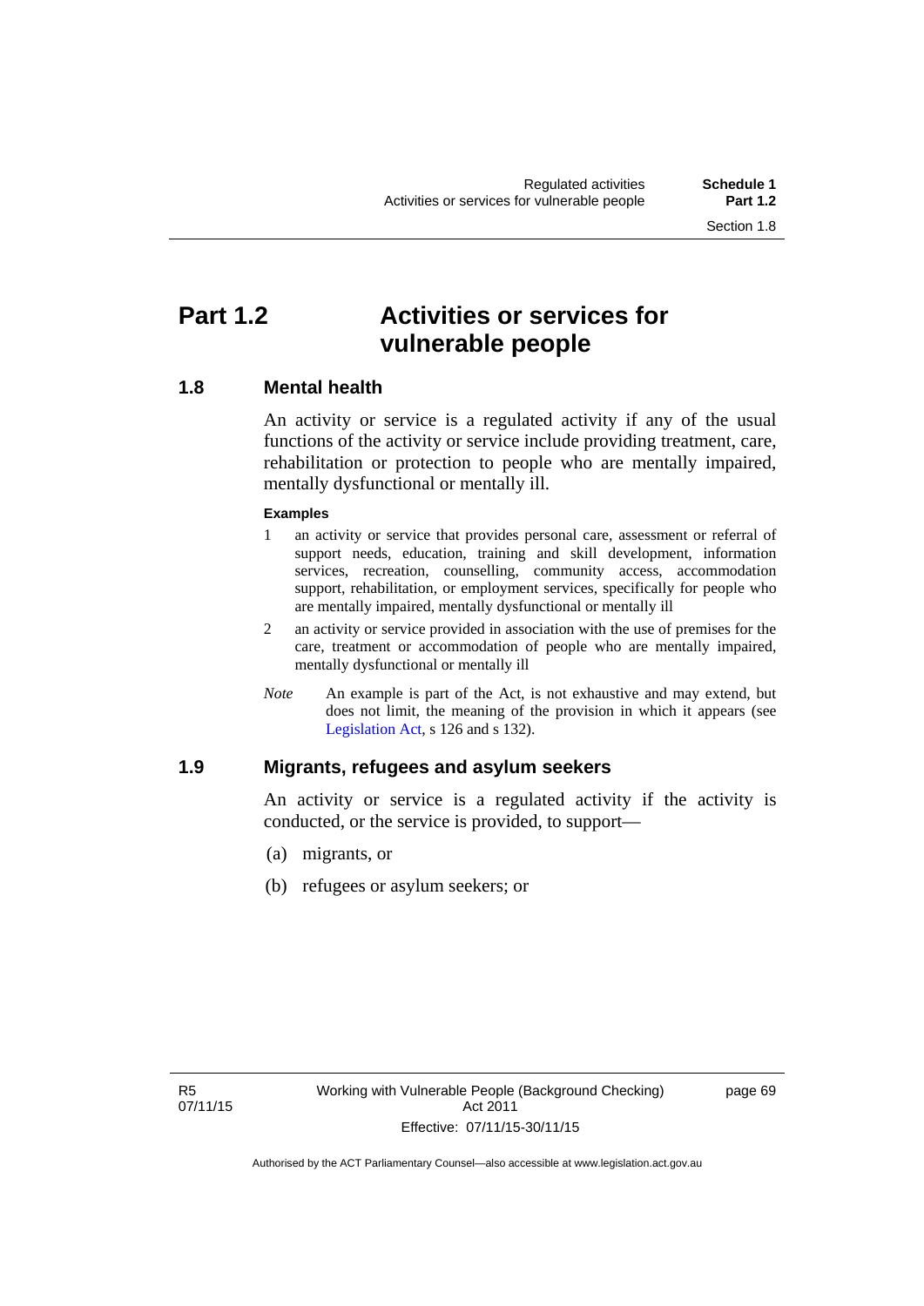# Part 1.2 Activities or services for vulnerable people

## 1.8 Mental health

An activity or service is a regulated activity if any of the usual functions of the activity or service include providing treatment, care, rehabilitation or protection to people who are mentally impaired, mentally dysfunctional or mentally ill.

**Examples**

1. an activity or service that provides personal care, assessment or referral of support needs, education, training and skill development, information services, recreation, counselling, community access, accommodation support, rehabilitation, or employment services, specifically for people who are mentally impaired, mentally dysfunctional or mentally ill
2. an activity or service provided in association with the use of premises for the care, treatment or accommodation of people who are mentally impaired, mentally dysfunctional or mentally ill

*Note* An example is part of the Act, is not exhaustive and may extend, but does not limit, the meaning of the provision in which it appears (see Legislation Act, s 126 and s 132).

## 1.9 Migrants, refugees and asylum seekers

An activity or service is a regulated activity if the activity is conducted, or the service is provided, to support—

(a) migrants, or

(b) refugees or asylum seekers; or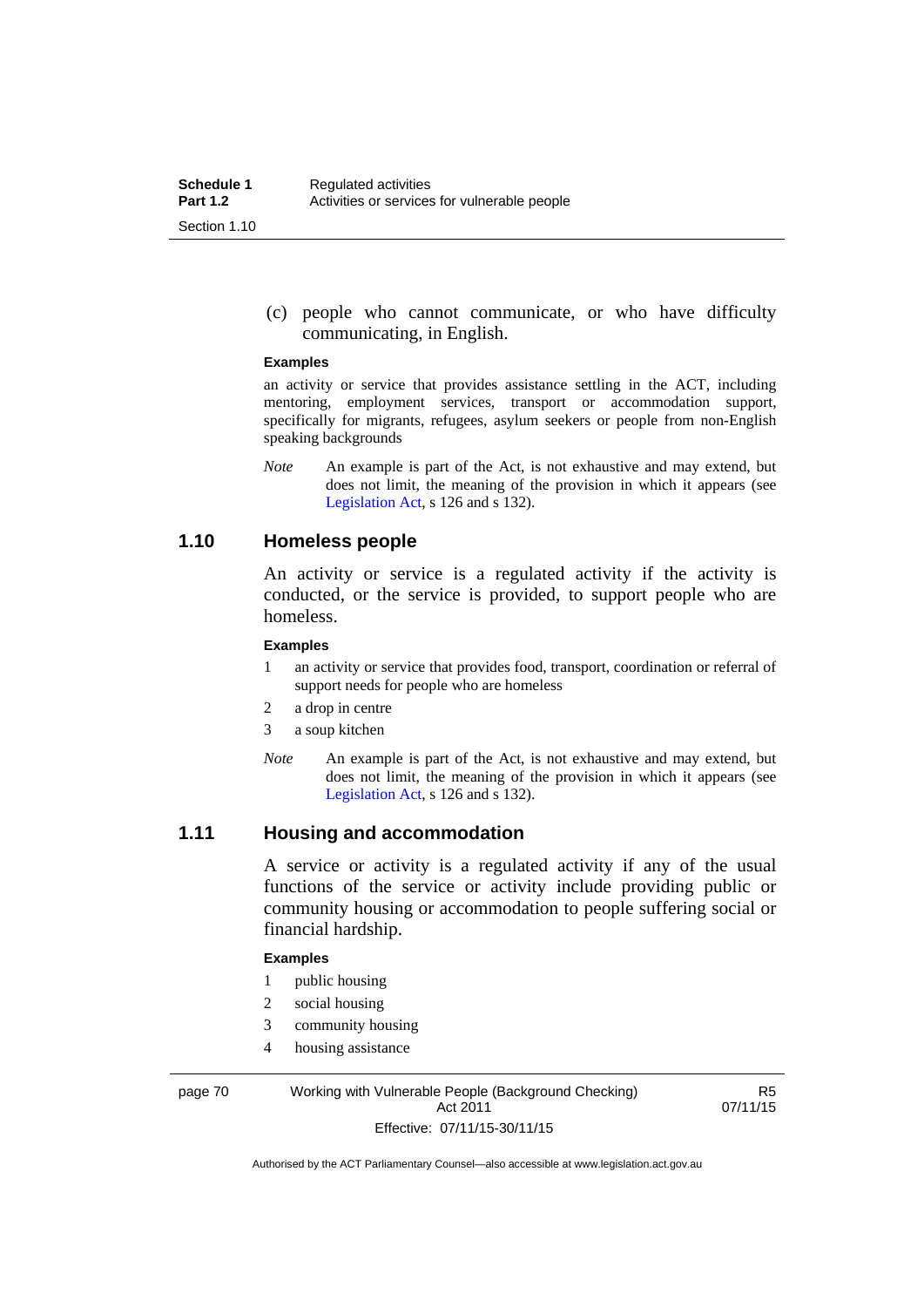(c) people who cannot communicate, or who have difficulty communicating, in English.

**Examples**

an activity or service that provides assistance settling in the ACT, including mentoring, employment services, transport or accommodation support, specifically for migrants, refugees, asylum seekers or people from non-English speaking backgrounds

*Note* An example is part of the Act, is not exhaustive and may extend, but does not limit, the meaning of the provision in which it appears (see Legislation Act, s 126 and s 132).

## 1.10 Homeless people

An activity or service is a regulated activity if the activity is conducted, or the service is provided, to support people who are homeless.

**Examples**

1. an activity or service that provides food, transport, coordination or referral of support needs for people who are homeless
2. a drop in centre
3. a soup kitchen

*Note* An example is part of the Act, is not exhaustive and may extend, but does not limit, the meaning of the provision in which it appears (see Legislation Act, s 126 and s 132).

## 1.11 Housing and accommodation

A service or activity is a regulated activity if any of the usual functions of the service or activity include providing public or community housing or accommodation to people suffering social or financial hardship.

**Examples**

1. public housing
2. social housing
3. community housing
4. housing assistance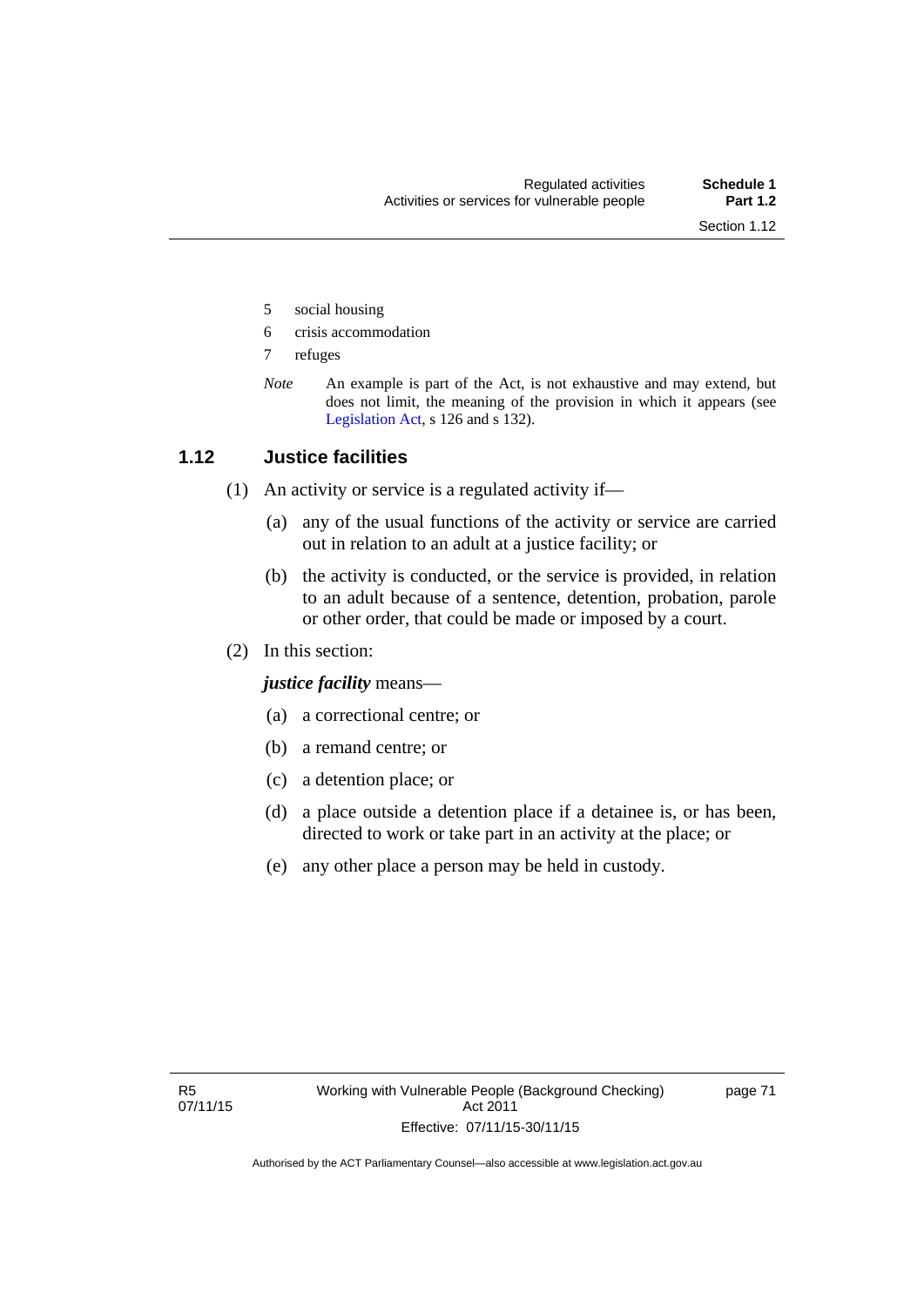5 social housing

6 crisis accommodation

7 refuges

*Note* An example is part of the Act, is not exhaustive and may extend, but does not limit, the meaning of the provision in which it appears (see Legislation Act, s 126 and s 132).

## 1.12 Justice facilities

(1) An activity or service is a regulated activity if—

(a) any of the usual functions of the activity or service are carried out in relation to an adult at a justice facility; or

(b) the activity is conducted, or the service is provided, in relation to an adult because of a sentence, detention, probation, parole or other order, that could be made or imposed by a court.

(2) In this section:

***justice facility*** means—

(a) a correctional centre; or

(b) a remand centre; or

(c) a detention place; or

(d) a place outside a detention place if a detainee is, or has been, directed to work or take part in an activity at the place; or

(e) any other place a person may be held in custody.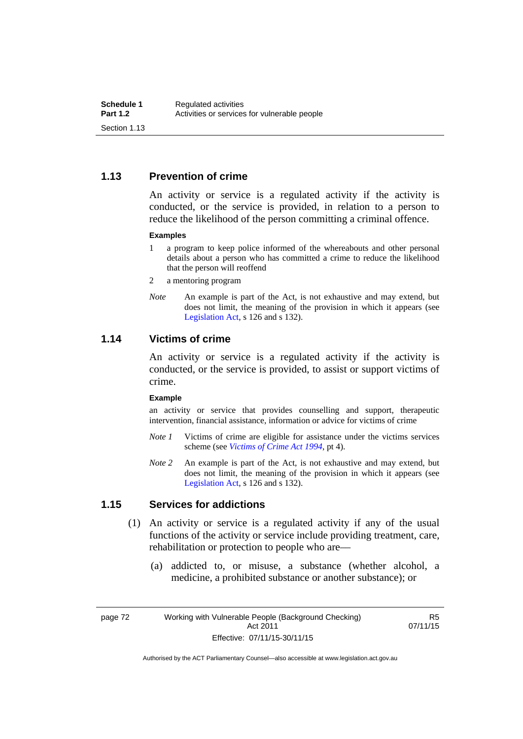### 1.13 Prevention of crime

An activity or service is a regulated activity if the activity is conducted, or the service is provided, in relation to a person to reduce the likelihood of the person committing a criminal offence.

**Examples**

1 a program to keep police informed of the whereabouts and other personal details about a person who has committed a crime to reduce the likelihood that the person will reoffend

2 a mentoring program

*Note* An example is part of the Act, is not exhaustive and may extend, but does not limit, the meaning of the provision in which it appears (see Legislation Act, s 126 and s 132).

### 1.14 Victims of crime

An activity or service is a regulated activity if the activity is conducted, or the service is provided, to assist or support victims of crime.

**Example**

an activity or service that provides counselling and support, therapeutic intervention, financial assistance, information or advice for victims of crime

*Note 1* Victims of crime are eligible for assistance under the victims services scheme (see *Victims of Crime Act 1994*, pt 4).

*Note 2* An example is part of the Act, is not exhaustive and may extend, but does not limit, the meaning of the provision in which it appears (see Legislation Act, s 126 and s 132).

### 1.15 Services for addictions

(1) An activity or service is a regulated activity if any of the usual functions of the activity or service include providing treatment, care, rehabilitation or protection to people who are—

(a) addicted to, or misuse, a substance (whether alcohol, a medicine, a prohibited substance or another substance); or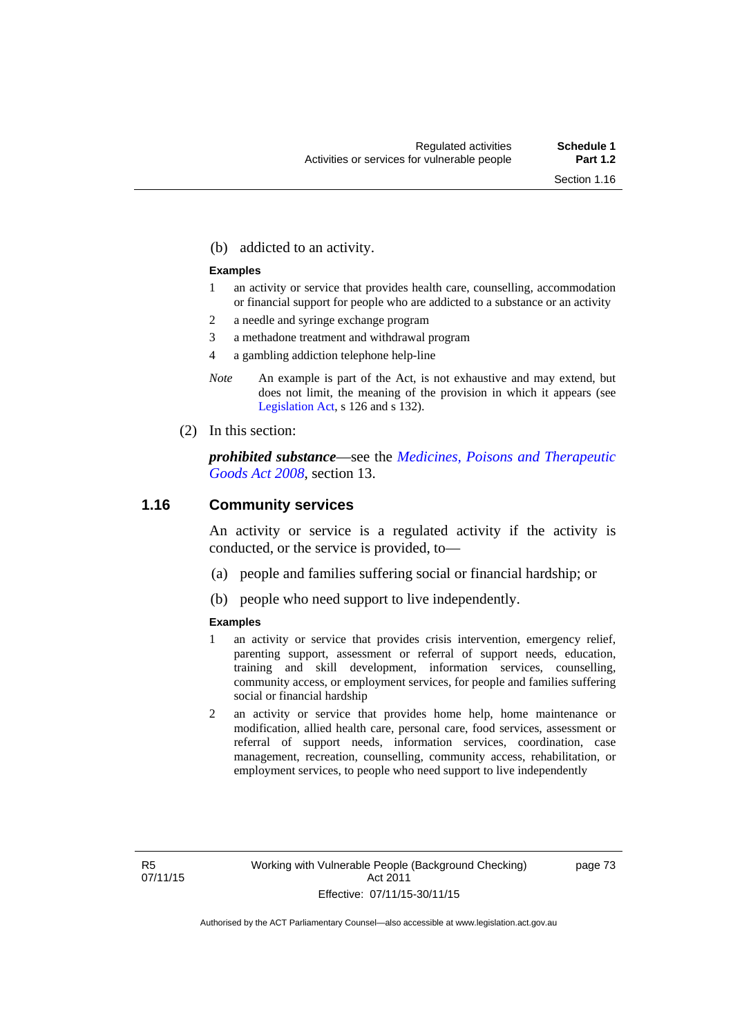(b) addicted to an activity.

**Examples**

1 an activity or service that provides health care, counselling, accommodation or financial support for people who are addicted to a substance or an activity

2 a needle and syringe exchange program

3 a methadone treatment and withdrawal program

4 a gambling addiction telephone help-line

*Note* An example is part of the Act, is not exhaustive and may extend, but does not limit, the meaning of the provision in which it appears (see Legislation Act, s 126 and s 132).

(2) In this section:

***prohibited substance***—see the *Medicines, Poisons and Therapeutic Goods Act 2008*, section 13.

### 1.16 Community services

An activity or service is a regulated activity if the activity is conducted, or the service is provided, to—

(a) people and families suffering social or financial hardship; or

(b) people who need support to live independently.

**Examples**

1 an activity or service that provides crisis intervention, emergency relief, parenting support, assessment or referral of support needs, education, training and skill development, information services, counselling, community access, or employment services, for people and families suffering social or financial hardship

2 an activity or service that provides home help, home maintenance or modification, allied health care, personal care, food services, assessment or referral of support needs, information services, coordination, case management, recreation, counselling, community access, rehabilitation, or employment services, to people who need support to live independently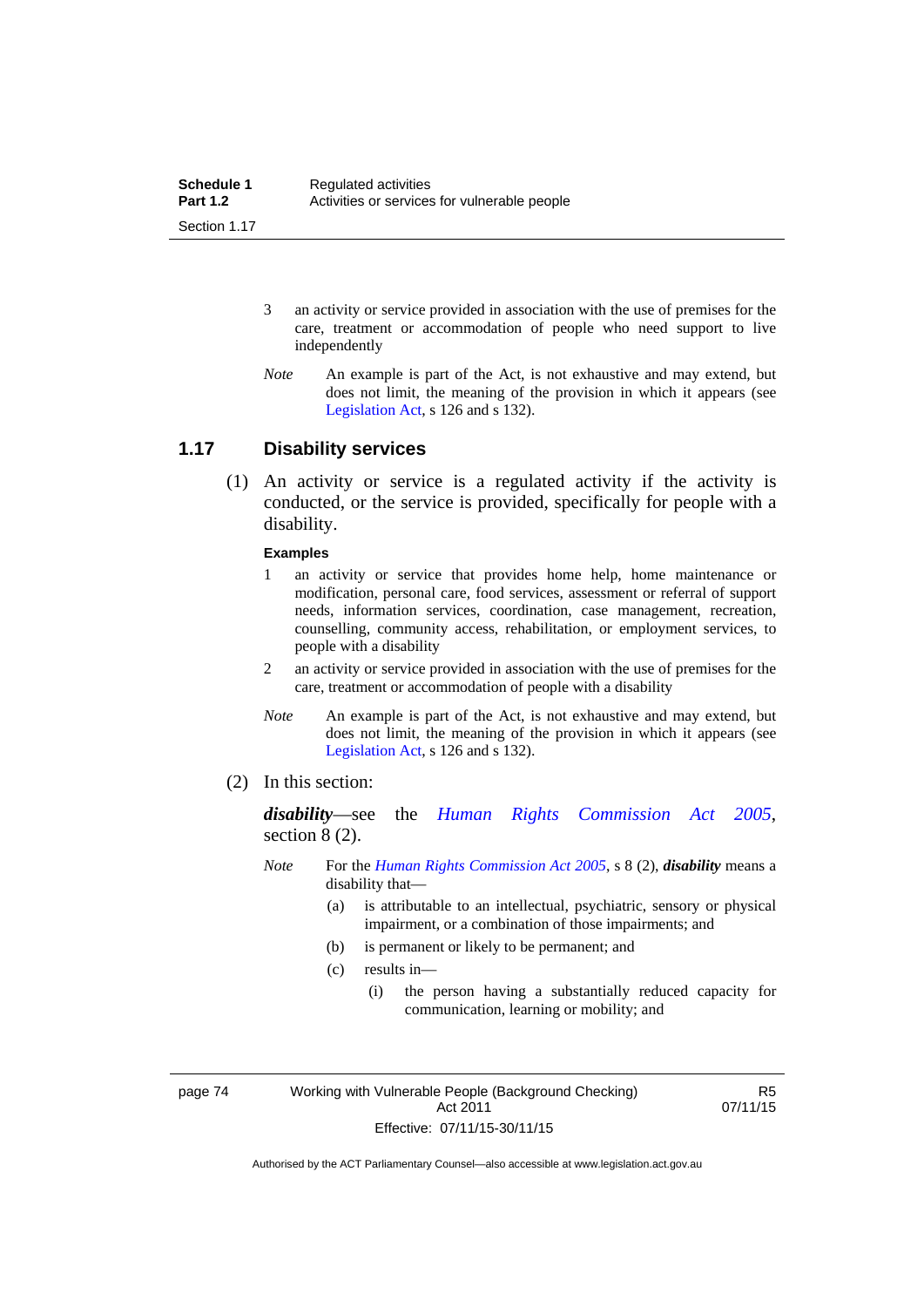3 an activity or service provided in association with the use of premises for the care, treatment or accommodation of people who need support to live independently

*Note* An example is part of the Act, is not exhaustive and may extend, but does not limit, the meaning of the provision in which it appears (see Legislation Act, s 126 and s 132).

## 1.17 Disability services

(1) An activity or service is a regulated activity if the activity is conducted, or the service is provided, specifically for people with a disability.

**Examples**

1 an activity or service that provides home help, home maintenance or modification, personal care, food services, assessment or referral of support needs, information services, coordination, case management, recreation, counselling, community access, rehabilitation, or employment services, to people with a disability

2 an activity or service provided in association with the use of premises for the care, treatment or accommodation of people with a disability

*Note* An example is part of the Act, is not exhaustive and may extend, but does not limit, the meaning of the provision in which it appears (see Legislation Act, s 126 and s 132).

(2) In this section:

***disability***—see the *Human Rights Commission Act 2005*, section 8 (2).

*Note* For the *Human Rights Commission Act 2005*, s 8 (2), ***disability*** means a disability that—

(a) is attributable to an intellectual, psychiatric, sensory or physical impairment, or a combination of those impairments; and

(b) is permanent or likely to be permanent; and

(c) results in—

(i) the person having a substantially reduced capacity for communication, learning or mobility; and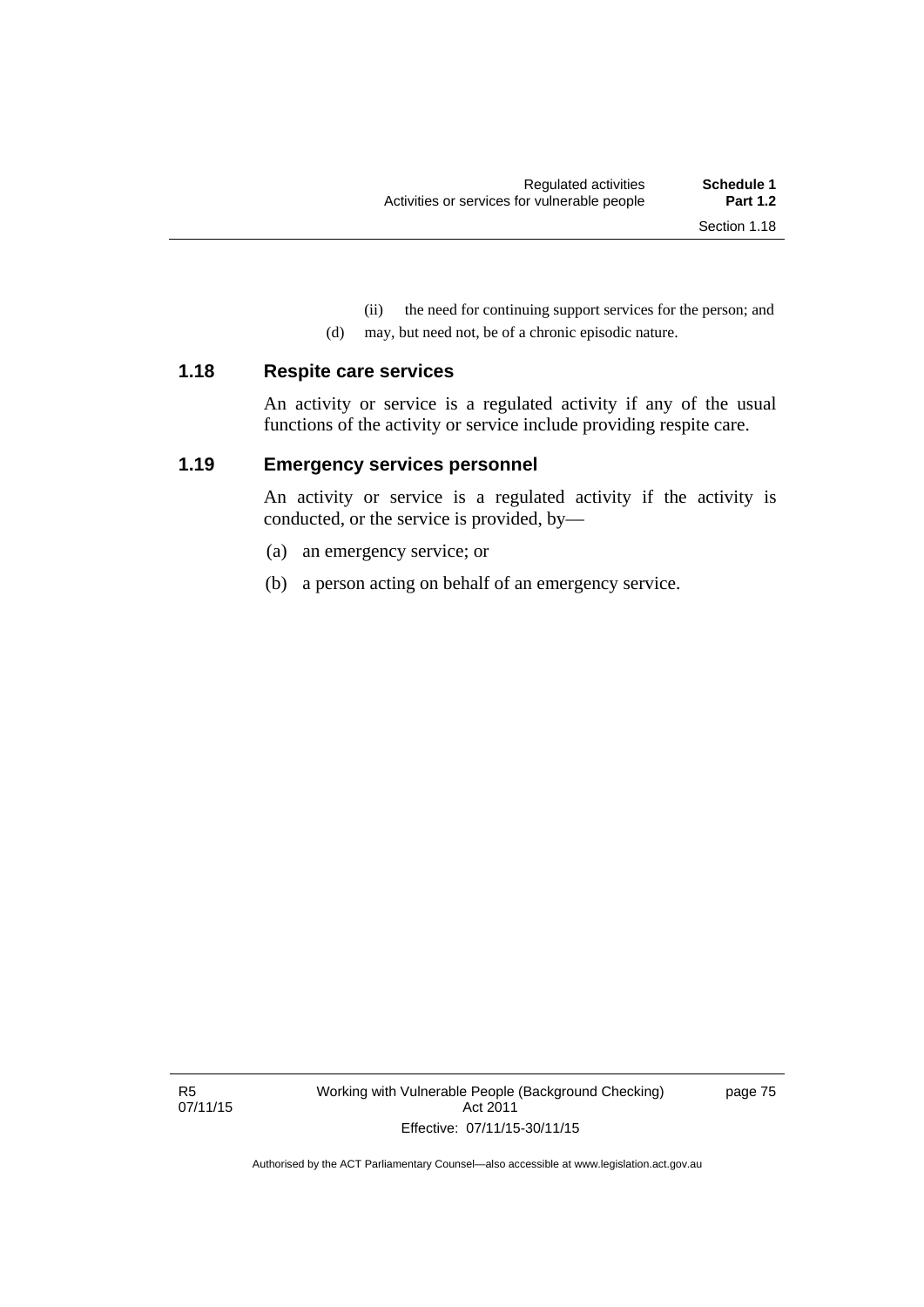(ii) the need for continuing support services for the person; and

(d) may, but need not, be of a chronic episodic nature.

### 1.18 Respite care services

An activity or service is a regulated activity if any of the usual functions of the activity or service include providing respite care.

### 1.19 Emergency services personnel

An activity or service is a regulated activity if the activity is conducted, or the service is provided, by—

(a) an emergency service; or

(b) a person acting on behalf of an emergency service.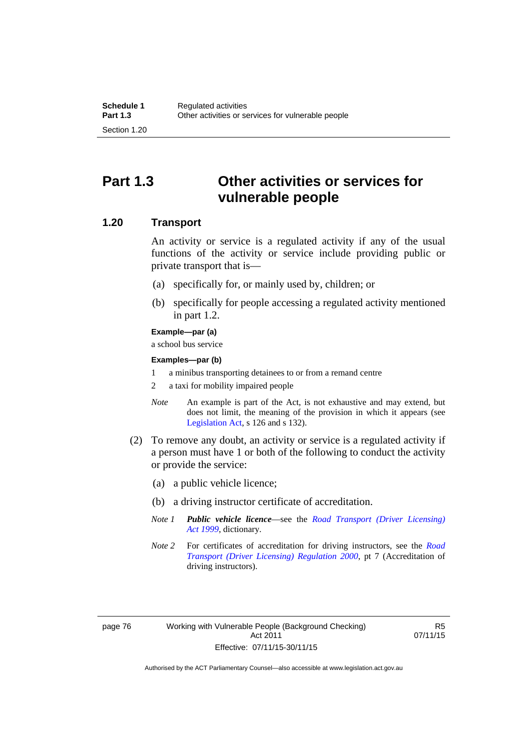# Part 1.3 Other activities or services for vulnerable people

## 1.20 Transport

An activity or service is a regulated activity if any of the usual functions of the activity or service include providing public or private transport that is—

(a) specifically for, or mainly used by, children; or

(b) specifically for people accessing a regulated activity mentioned in part 1.2.

**Example—par (a)**

a school bus service

**Examples—par (b)**

1 a minibus transporting detainees to or from a remand centre

2 a taxi for mobility impaired people

*Note* An example is part of the Act, is not exhaustive and may extend, but does not limit, the meaning of the provision in which it appears (see Legislation Act, s 126 and s 132).

(2) To remove any doubt, an activity or service is a regulated activity if a person must have 1 or both of the following to conduct the activity or provide the service:

(a) a public vehicle licence;

(b) a driving instructor certificate of accreditation.

*Note 1* ***Public vehicle licence***—see the *Road Transport (Driver Licensing) Act 1999*, dictionary.

*Note 2* For certificates of accreditation for driving instructors, see the *Road Transport (Driver Licensing) Regulation 2000*, pt 7 (Accreditation of driving instructors).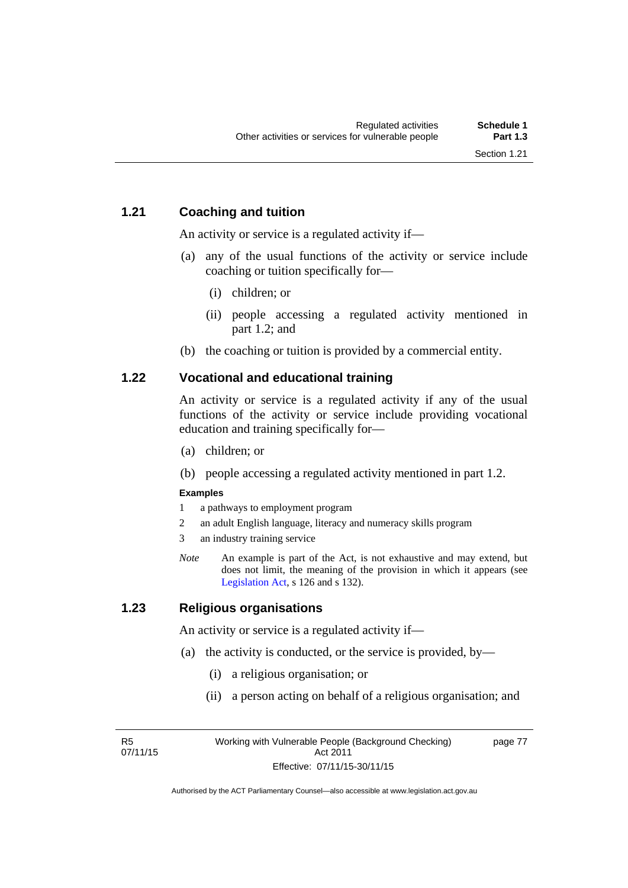## 1.21 Coaching and tuition

An activity or service is a regulated activity if—

(a) any of the usual functions of the activity or service include coaching or tuition specifically for—

  (i) children; or

  (ii) people accessing a regulated activity mentioned in part 1.2; and

(b) the coaching or tuition is provided by a commercial entity.

## 1.22 Vocational and educational training

An activity or service is a regulated activity if any of the usual functions of the activity or service include providing vocational education and training specifically for—

(a) children; or

(b) people accessing a regulated activity mentioned in part 1.2.

**Examples**

1 a pathways to employment program

2 an adult English language, literacy and numeracy skills program

3 an industry training service

*Note* An example is part of the Act, is not exhaustive and may extend, but does not limit, the meaning of the provision in which it appears (see Legislation Act, s 126 and s 132).

## 1.23 Religious organisations

An activity or service is a regulated activity if—

(a) the activity is conducted, or the service is provided, by—

  (i) a religious organisation; or

  (ii) a person acting on behalf of a religious organisation; and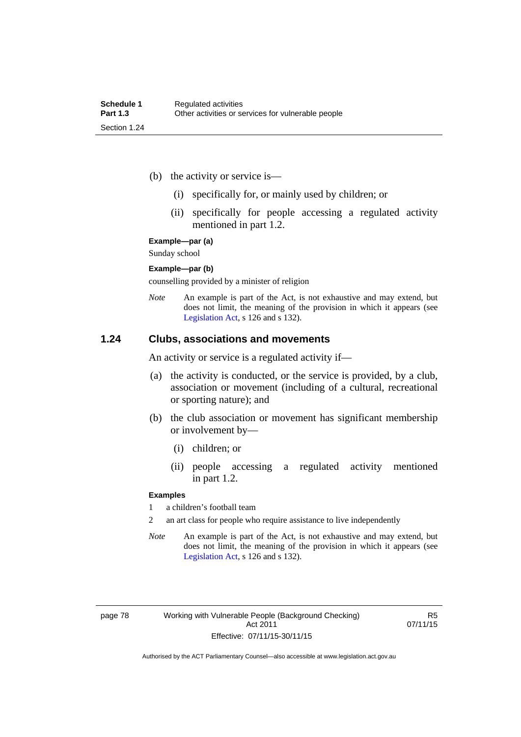(b) the activity or service is—

  (i) specifically for, or mainly used by children; or

  (ii) specifically for people accessing a regulated activity mentioned in part 1.2.

**Example—par (a)**

Sunday school

**Example—par (b)**

counselling provided by a minister of religion

*Note* An example is part of the Act, is not exhaustive and may extend, but does not limit, the meaning of the provision in which it appears (see Legislation Act, s 126 and s 132).

### 1.24 Clubs, associations and movements

An activity or service is a regulated activity if—

(a) the activity is conducted, or the service is provided, by a club, association or movement (including of a cultural, recreational or sporting nature); and

(b) the club association or movement has significant membership or involvement by—

  (i) children; or

  (ii) people accessing a regulated activity mentioned in part 1.2.

**Examples**

1 a children's football team

2 an art class for people who require assistance to live independently

*Note* An example is part of the Act, is not exhaustive and may extend, but does not limit, the meaning of the provision in which it appears (see Legislation Act, s 126 and s 132).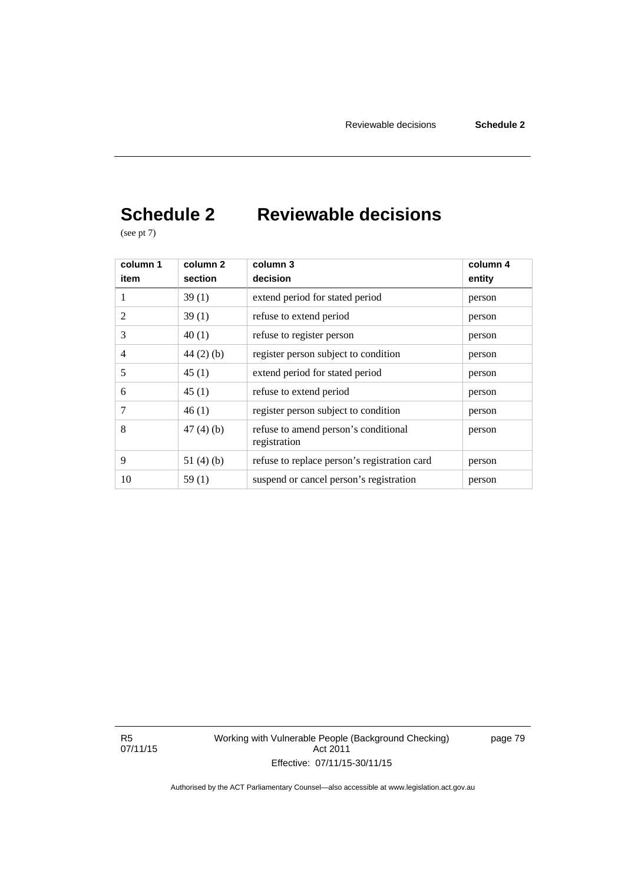# Schedule 2 Reviewable decisions

(see pt 7)

| column 1<br>item | column 2<br>section | column 3<br>decision | column 4<br>entity |
|---|---|---|---|
| 1 | 39 (1) | extend period for stated period | person |
| 2 | 39 (1) | refuse to extend period | person |
| 3 | 40 (1) | refuse to register person | person |
| 4 | 44 (2) (b) | register person subject to condition | person |
| 5 | 45 (1) | extend period for stated period | person |
| 6 | 45 (1) | refuse to extend period | person |
| 7 | 46 (1) | register person subject to condition | person |
| 8 | 47 (4) (b) | refuse to amend person's conditional registration | person |
| 9 | 51 (4) (b) | refuse to replace person's registration card | person |
| 10 | 59 (1) | suspend or cancel person's registration | person |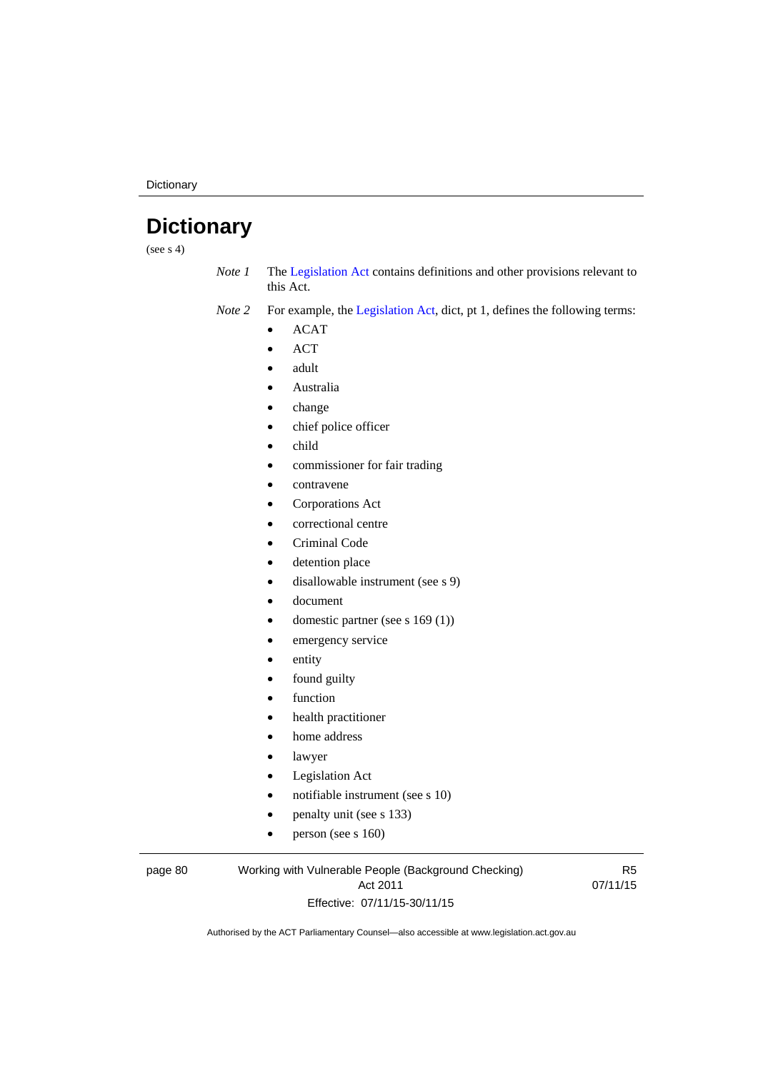# Dictionary

(see s 4)

*Note 1* The Legislation Act contains definitions and other provisions relevant to this Act.

*Note 2* For example, the Legislation Act, dict, pt 1, defines the following terms:

- ACAT
- ACT
- adult
- Australia
- change
- chief police officer
- child
- commissioner for fair trading
- contravene
- Corporations Act
- correctional centre
- Criminal Code
- detention place
- disallowable instrument (see s 9)
- document
- domestic partner (see s 169 (1))
- emergency service
- entity
- found guilty
- function
- health practitioner
- home address
- lawyer
- Legislation Act
- notifiable instrument (see s 10)
- penalty unit (see s 133)
- person (see s 160)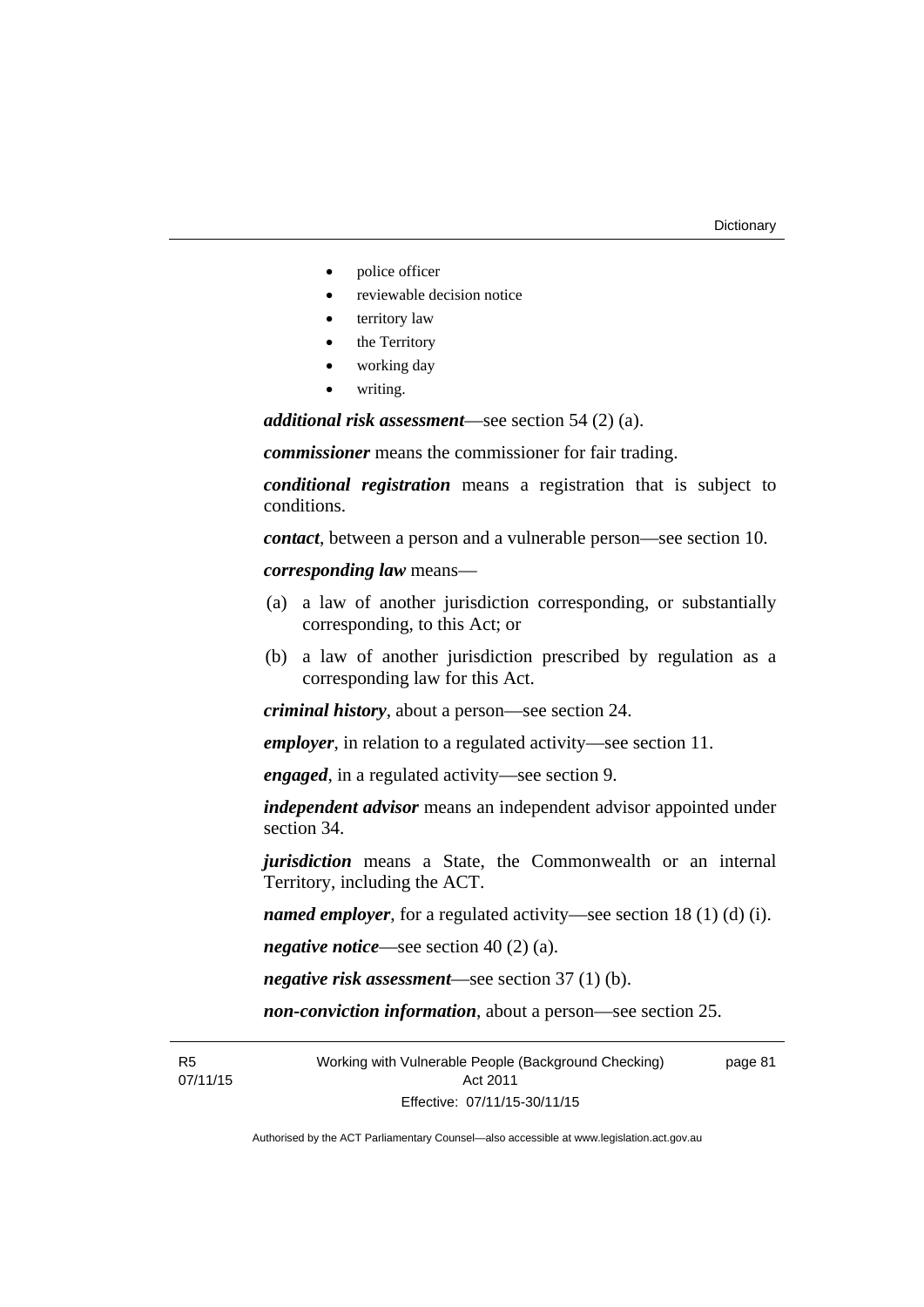- police officer
- reviewable decision notice
- territory law
- the Territory
- working day
- writing.

***additional risk assessment***—see section 54 (2) (a).

***commissioner*** means the commissioner for fair trading.

***conditional registration*** means a registration that is subject to conditions.

***contact***, between a person and a vulnerable person—see section 10.

***corresponding law*** means—

(a) a law of another jurisdiction corresponding, or substantially corresponding, to this Act; or

(b) a law of another jurisdiction prescribed by regulation as a corresponding law for this Act.

***criminal history***, about a person—see section 24.

***employer***, in relation to a regulated activity—see section 11.

***engaged***, in a regulated activity—see section 9.

***independent advisor*** means an independent advisor appointed under section 34.

***jurisdiction*** means a State, the Commonwealth or an internal Territory, including the ACT.

***named employer***, for a regulated activity—see section 18 (1) (d) (i).

***negative notice***—see section 40 (2) (a).

***negative risk assessment***—see section 37 (1) (b).

***non-conviction information***, about a person—see section 25.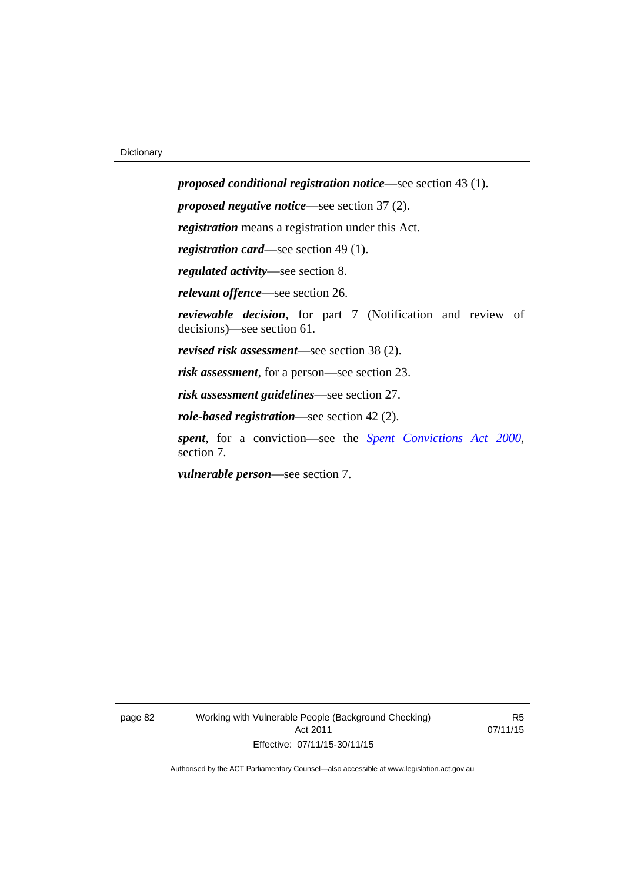***proposed conditional registration notice***—see section 43 (1).

***proposed negative notice***—see section 37 (2).

***registration*** means a registration under this Act.

***registration card***—see section 49 (1).

***regulated activity***—see section 8.

***relevant offence***—see section 26.

***reviewable decision***, for part 7 (Notification and review of decisions)—see section 61.

***revised risk assessment***—see section 38 (2).

***risk assessment***, for a person—see section 23.

***risk assessment guidelines***—see section 27.

***role-based registration***—see section 42 (2).

***spent***, for a conviction—see the *Spent Convictions Act 2000*, section 7.

***vulnerable person***—see section 7.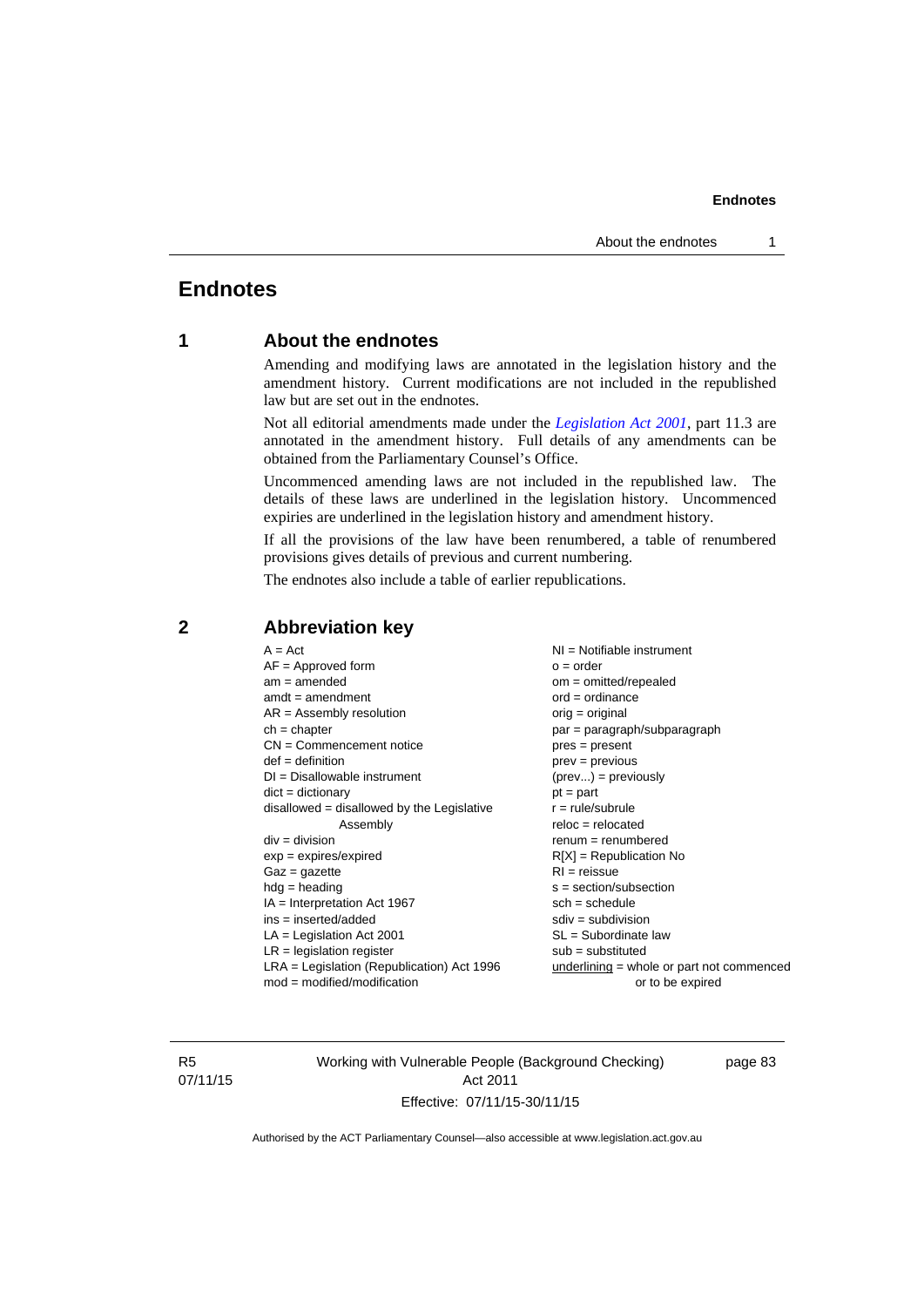# Endnotes

## 1 About the endnotes

Amending and modifying laws are annotated in the legislation history and the amendment history. Current modifications are not included in the republished law but are set out in the endnotes.

Not all editorial amendments made under the *Legislation Act 2001*, part 11.3 are annotated in the amendment history. Full details of any amendments can be obtained from the Parliamentary Counsel's Office.

Uncommenced amending laws are not included in the republished law. The details of these laws are underlined in the legislation history. Uncommenced expiries are underlined in the legislation history and amendment history.

If all the provisions of the law have been renumbered, a table of renumbered provisions gives details of previous and current numbering.

The endnotes also include a table of earlier republications.

## 2 Abbreviation key

A = Act
AF = Approved form
am = amended
amdt = amendment
AR = Assembly resolution
ch = chapter
CN = Commencement notice
def = definition
DI = Disallowable instrument
dict = dictionary
disallowed = disallowed by the Legislative Assembly
div = division
exp = expires/expired
Gaz = gazette
hdg = heading
IA = Interpretation Act 1967
ins = inserted/added
LA = Legislation Act 2001
LR = legislation register
LRA = Legislation (Republication) Act 1996
mod = modified/modification
NI = Notifiable instrument
o = order
om = omitted/repealed
ord = ordinance
orig = original
par = paragraph/subparagraph
pres = present
prev = previous
(prev...) = previously
pt = part
r = rule/subrule
reloc = relocated
renum = renumbered
R[X] = Republication No
RI = reissue
s = section/subsection
sch = schedule
sdiv = subdivision
SL = Subordinate law
sub = substituted
underlining = whole or part not commenced or to be expired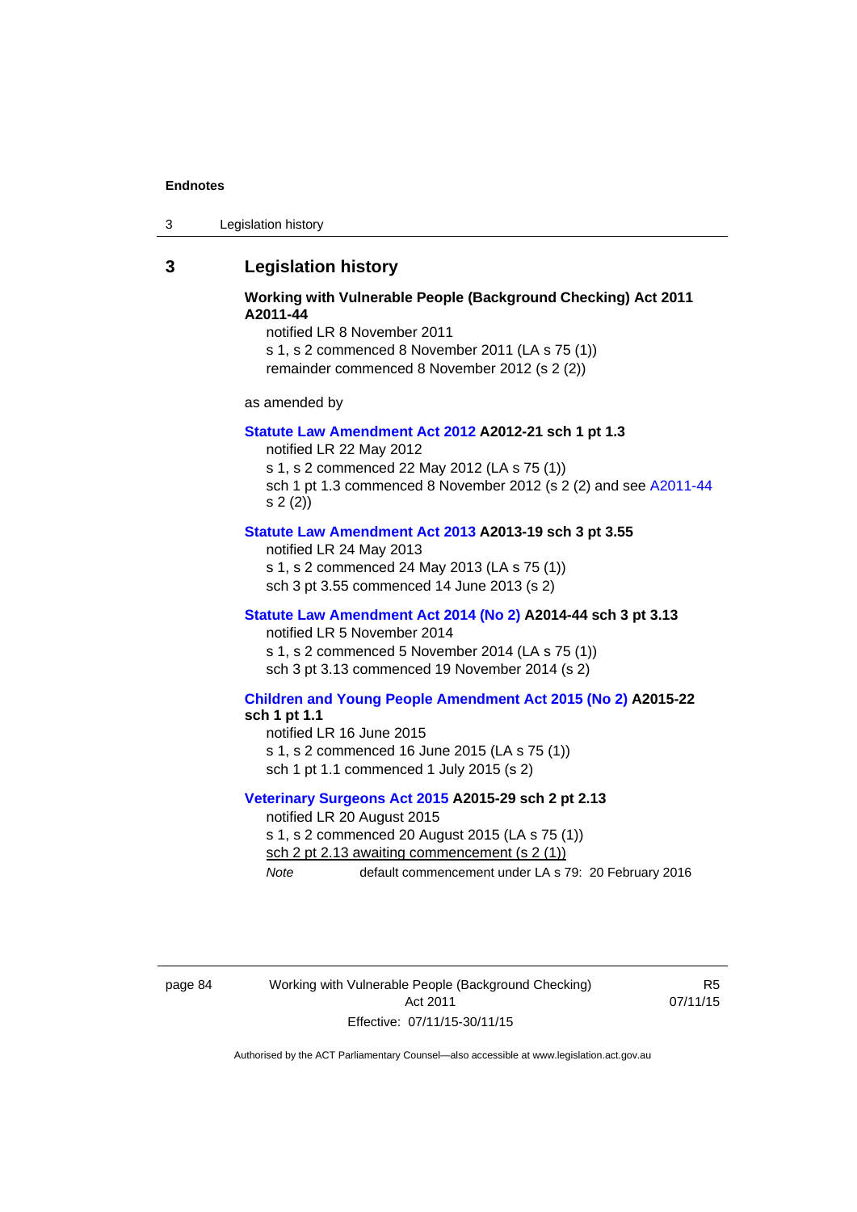## 3 Legislation history

**Working with Vulnerable People (Background Checking) Act 2011 A2011-44**

notified LR 8 November 2011

s 1, s 2 commenced 8 November 2011 (LA s 75 (1))

remainder commenced 8 November 2012 (s 2 (2))

as amended by

**Statute Law Amendment Act 2012 A2012-21 sch 1 pt 1.3**

notified LR 22 May 2012

s 1, s 2 commenced 22 May 2012 (LA s 75 (1))

sch 1 pt 1.3 commenced 8 November 2012 (s 2 (2) and see A2011-44 s 2 (2))

**Statute Law Amendment Act 2013 A2013-19 sch 3 pt 3.55**

notified LR 24 May 2013

s 1, s 2 commenced 24 May 2013 (LA s 75 (1))

sch 3 pt 3.55 commenced 14 June 2013 (s 2)

**Statute Law Amendment Act 2014 (No 2) A2014-44 sch 3 pt 3.13**

notified LR 5 November 2014

s 1, s 2 commenced 5 November 2014 (LA s 75 (1))

sch 3 pt 3.13 commenced 19 November 2014 (s 2)

**Children and Young People Amendment Act 2015 (No 2) A2015-22 sch 1 pt 1.1**

notified LR 16 June 2015

s 1, s 2 commenced 16 June 2015 (LA s 75 (1))

sch 1 pt 1.1 commenced 1 July 2015 (s 2)

**Veterinary Surgeons Act 2015 A2015-29 sch 2 pt 2.13**

notified LR 20 August 2015

s 1, s 2 commenced 20 August 2015 (LA s 75 (1))

sch 2 pt 2.13 awaiting commencement (s 2 (1))

*Note* default commencement under LA s 79: 20 February 2016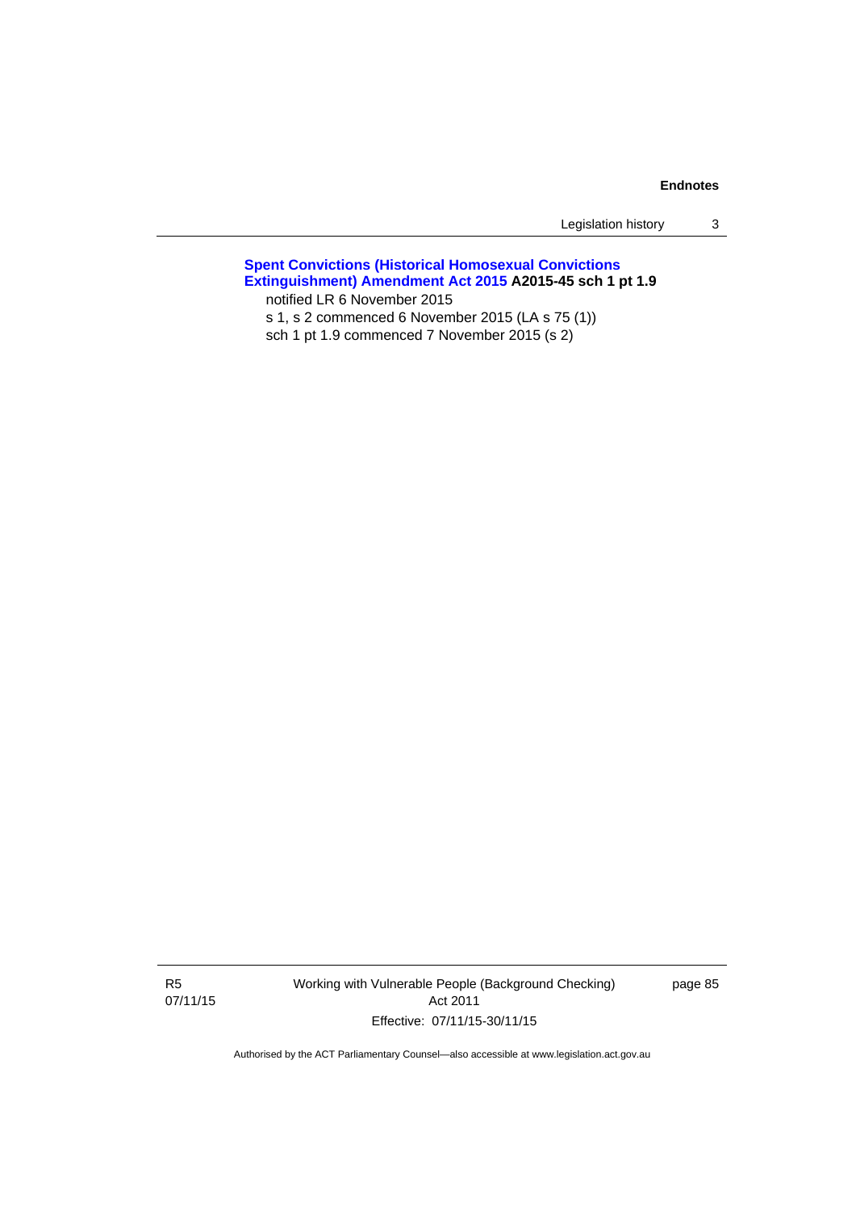**Spent Convictions (Historical Homosexual Convictions Extinguishment) Amendment Act 2015 A2015-45 sch 1 pt 1.9**

notified LR 6 November 2015

s 1, s 2 commenced 6 November 2015 (LA s 75 (1))

sch 1 pt 1.9 commenced 7 November 2015 (s 2)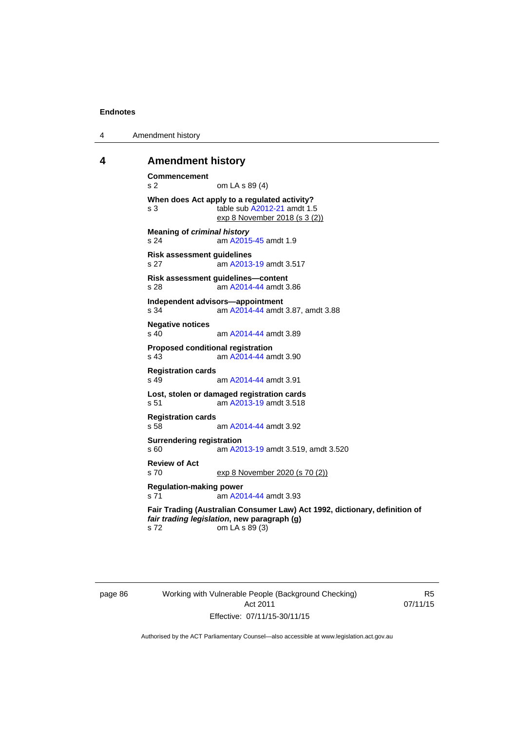## 4 Amendment history

**Commencement**
s 2 om LA s 89 (4)

**When does Act apply to a regulated activity?**
s 3 table sub A2012-21 amdt 1.5
exp 8 November 2018 (s 3 (2))

**Meaning of *criminal history***
s 24 am A2015-45 amdt 1.9

**Risk assessment guidelines**
s 27 am A2013-19 amdt 3.517

**Risk assessment guidelines—content**
s 28 am A2014-44 amdt 3.86

**Independent advisors—appointment**
s 34 am A2014-44 amdt 3.87, amdt 3.88

**Negative notices**
s 40 am A2014-44 amdt 3.89

**Proposed conditional registration**
s 43 am A2014-44 amdt 3.90

**Registration cards**
s 49 am A2014-44 amdt 3.91

**Lost, stolen or damaged registration cards**
s 51 am A2013-19 amdt 3.518

**Registration cards**
s 58 am A2014-44 amdt 3.92

**Surrendering registration**
s 60 am A2013-19 amdt 3.519, amdt 3.520

**Review of Act**
s 70 exp 8 November 2020 (s 70 (2))

**Regulation-making power**
s 71 am A2014-44 amdt 3.93

**Fair Trading (Australian Consumer Law) Act 1992, dictionary, definition of *fair trading legislation*, new paragraph (g)**
s 72 om LA s 89 (3)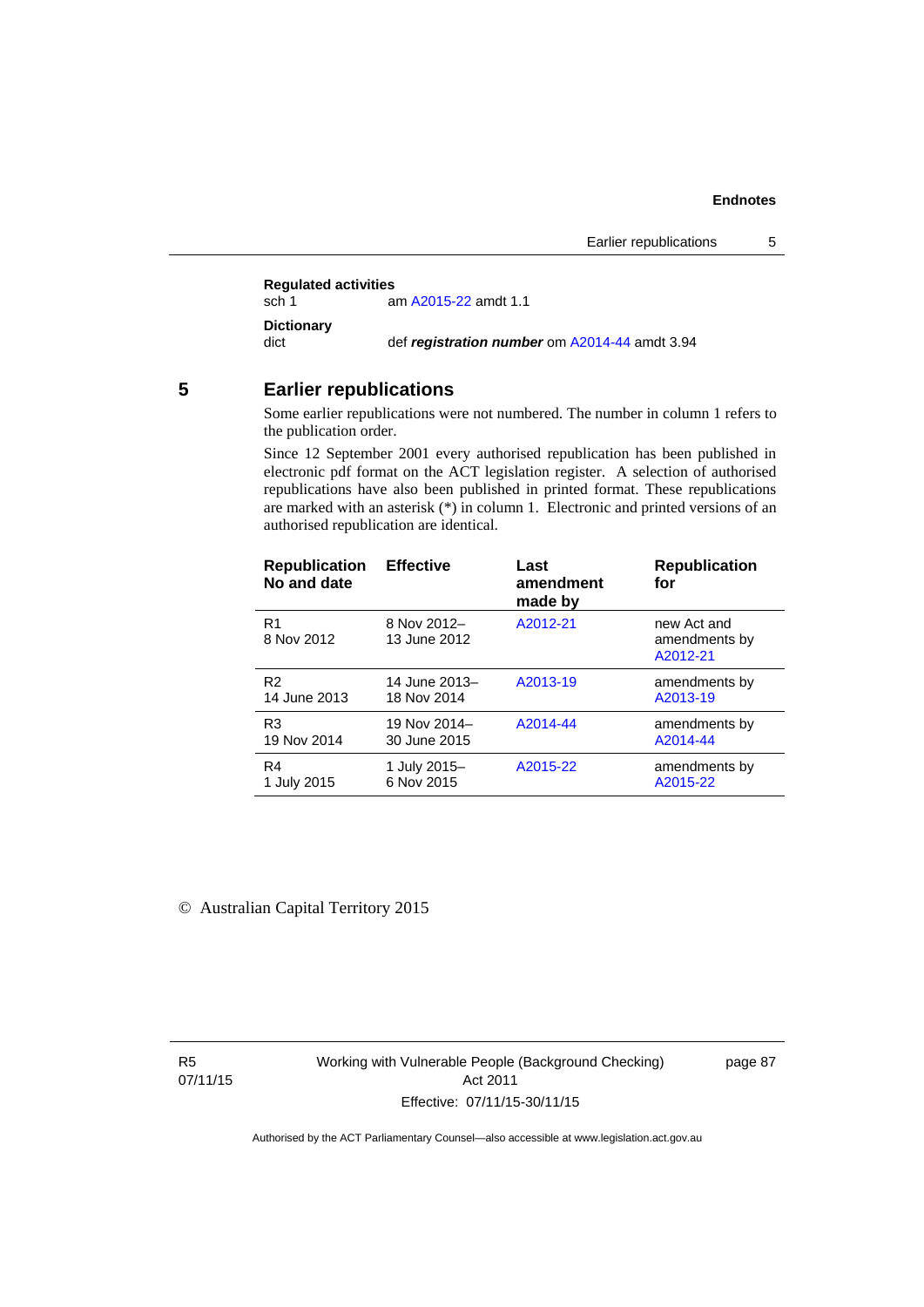**Regulated activities**

sch 1 am A2015-22 amdt 1.1

**Dictionary**

dict def ***registration number*** om A2014-44 amdt 3.94

## 5 Earlier republications

Some earlier republications were not numbered. The number in column 1 refers to the publication order.

Since 12 September 2001 every authorised republication has been published in electronic pdf format on the ACT legislation register. A selection of authorised republications have also been published in printed format. These republications are marked with an asterisk (*) in column 1. Electronic and printed versions of an authorised republication are identical.

| Republication No and date | Effective | Last amendment made by | Republication for |
|---|---|---|---|
| R1<br>8 Nov 2012 | 8 Nov 2012–<br>13 June 2012 | A2012-21 | new Act and amendments by A2012-21 |
| R2<br>14 June 2013 | 14 June 2013–<br>18 Nov 2014 | A2013-19 | amendments by A2013-19 |
| R3<br>19 Nov 2014 | 19 Nov 2014–<br>30 June 2015 | A2014-44 | amendments by A2014-44 |
| R4<br>1 July 2015 | 1 July 2015–<br>6 Nov 2015 | A2015-22 | amendments by A2015-22 |

© Australian Capital Territory 2015